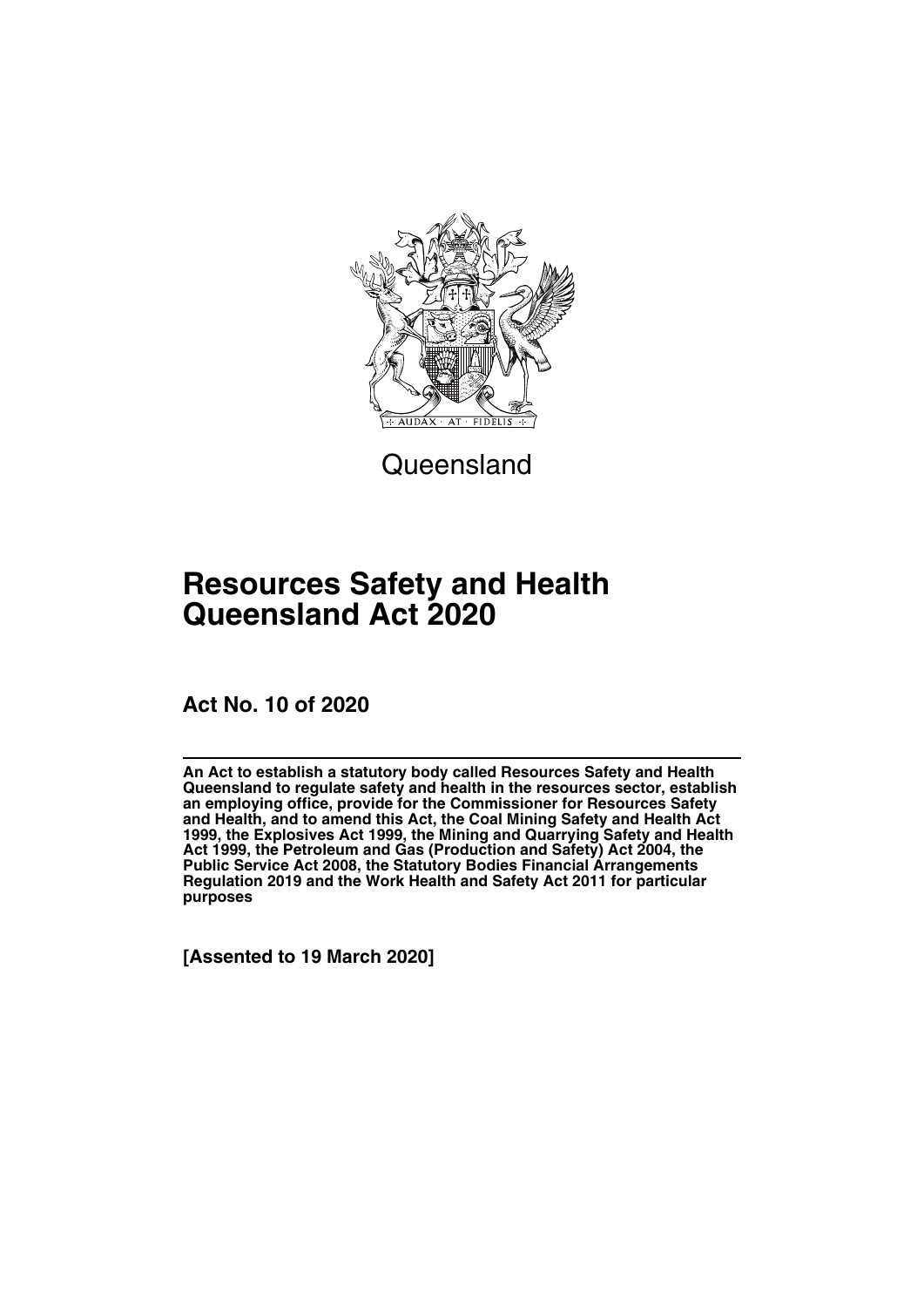Queensland

# Resources Safety and Health Queensland Act 2020

**Act No. 10 of 2020**

**An Act to establish a statutory body called Resources Safety and Health Queensland to regulate safety and health in the resources sector, establish an employing office, provide for the Commissioner for Resources Safety and Health, and to amend this Act, the Coal Mining Safety and Health Act 1999, the Explosives Act 1999, the Mining and Quarrying Safety and Health Act 1999, the Petroleum and Gas (Production and Safety) Act 2004, the Public Service Act 2008, the Statutory Bodies Financial Arrangements Regulation 2019 and the Work Health and Safety Act 2011 for particular purposes**

**[Assented to 19 March 2020]**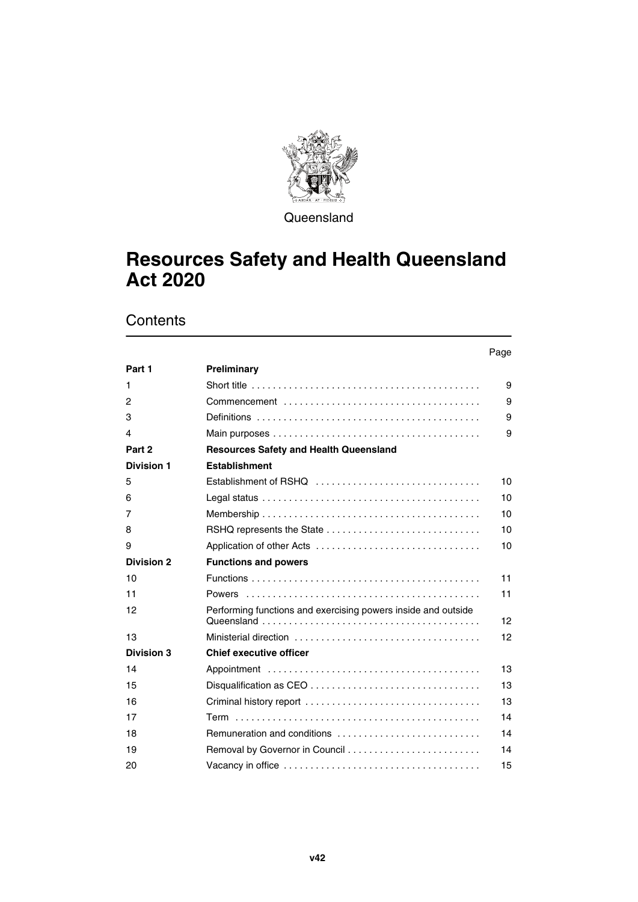Queensland

# Resources Safety and Health Queensland Act 2020

## Contents

| | | Page |
|---|---|---|
| **Part 1** | **Preliminary** | |
| 1 | Short title | 9 |
| 2 | Commencement | 9 |
| 3 | Definitions | 9 |
| 4 | Main purposes | 9 |
| **Part 2** | **Resources Safety and Health Queensland** | |
| **Division 1** | **Establishment** | |
| 5 | Establishment of RSHQ | 10 |
| 6 | Legal status | 10 |
| 7 | Membership | 10 |
| 8 | RSHQ represents the State | 10 |
| 9 | Application of other Acts | 10 |
| **Division 2** | **Functions and powers** | |
| 10 | Functions | 11 |
| 11 | Powers | 11 |
| 12 | Performing functions and exercising powers inside and outside Queensland | 12 |
| 13 | Ministerial direction | 12 |
| **Division 3** | **Chief executive officer** | |
| 14 | Appointment | 13 |
| 15 | Disqualification as CEO | 13 |
| 16 | Criminal history report | 13 |
| 17 | Term | 14 |
| 18 | Remuneration and conditions | 14 |
| 19 | Removal by Governor in Council | 14 |
| 20 | Vacancy in office | 15 |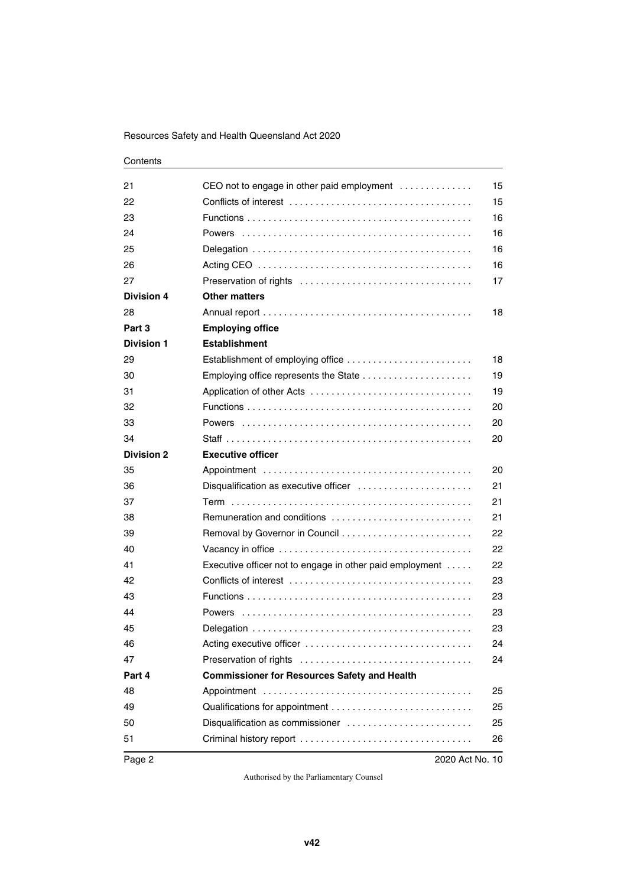| | | |
|---|---|---|
| 21 | CEO not to engage in other paid employment | 15 |
| 22 | Conflicts of interest | 15 |
| 23 | Functions | 16 |
| 24 | Powers | 16 |
| 25 | Delegation | 16 |
| 26 | Acting CEO | 16 |
| 27 | Preservation of rights | 17 |
| **Division 4** | **Other matters** | |
| 28 | Annual report | 18 |
| **Part 3** | **Employing office** | |
| **Division 1** | **Establishment** | |
| 29 | Establishment of employing office | 18 |
| 30 | Employing office represents the State | 19 |
| 31 | Application of other Acts | 19 |
| 32 | Functions | 20 |
| 33 | Powers | 20 |
| 34 | Staff | 20 |
| **Division 2** | **Executive officer** | |
| 35 | Appointment | 20 |
| 36 | Disqualification as executive officer | 21 |
| 37 | Term | 21 |
| 38 | Remuneration and conditions | 21 |
| 39 | Removal by Governor in Council | 22 |
| 40 | Vacancy in office | 22 |
| 41 | Executive officer not to engage in other paid employment | 22 |
| 42 | Conflicts of interest | 23 |
| 43 | Functions | 23 |
| 44 | Powers | 23 |
| 45 | Delegation | 23 |
| 46 | Acting executive officer | 24 |
| 47 | Preservation of rights | 24 |
| **Part 4** | **Commissioner for Resources Safety and Health** | |
| 48 | Appointment | 25 |
| 49 | Qualifications for appointment | 25 |
| 50 | Disqualification as commissioner | 25 |
| 51 | Criminal history report | 26 |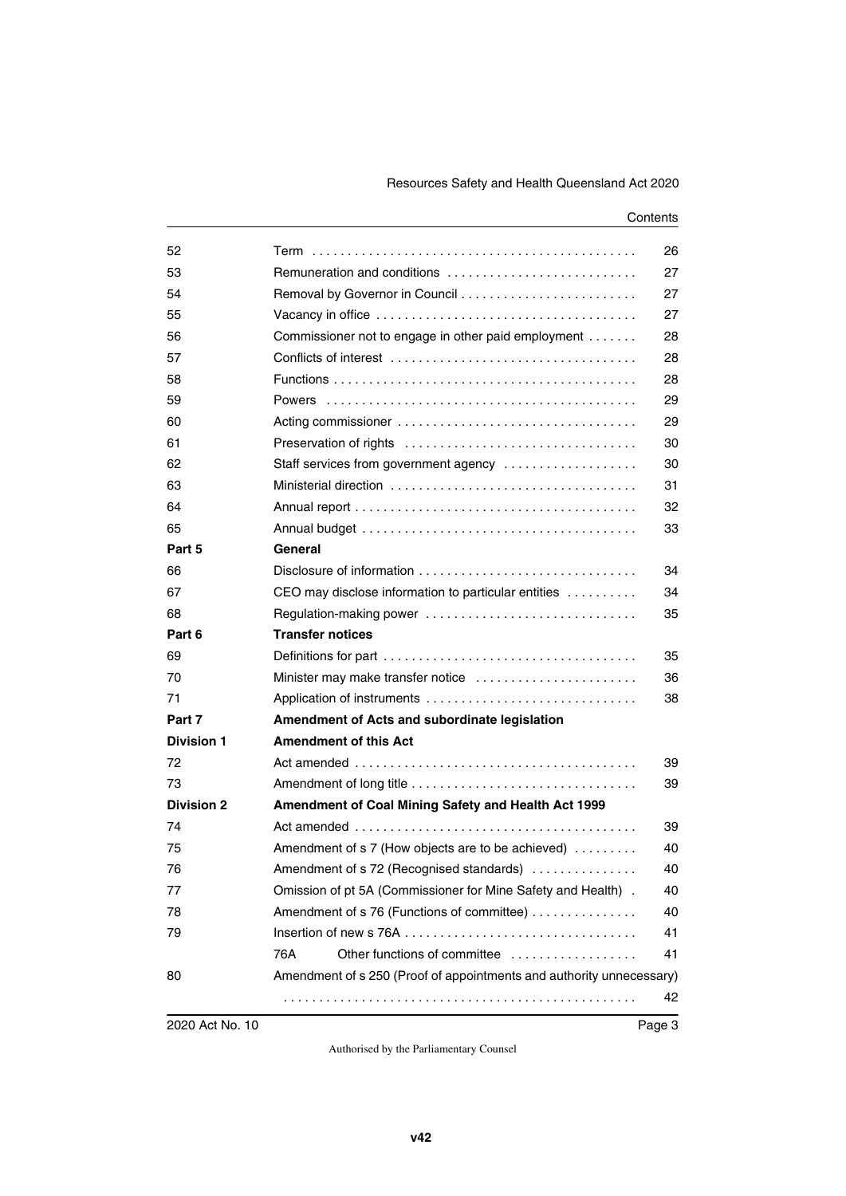| | | |
|---|---|---|
| 52 | Term | 26 |
| 53 | Remuneration and conditions | 27 |
| 54 | Removal by Governor in Council | 27 |
| 55 | Vacancy in office | 27 |
| 56 | Commissioner not to engage in other paid employment | 28 |
| 57 | Conflicts of interest | 28 |
| 58 | Functions | 28 |
| 59 | Powers | 29 |
| 60 | Acting commissioner | 29 |
| 61 | Preservation of rights | 30 |
| 62 | Staff services from government agency | 30 |
| 63 | Ministerial direction | 31 |
| 64 | Annual report | 32 |
| 65 | Annual budget | 33 |
| **Part 5** | **General** | |
| 66 | Disclosure of information | 34 |
| 67 | CEO may disclose information to particular entities | 34 |
| 68 | Regulation-making power | 35 |
| **Part 6** | **Transfer notices** | |
| 69 | Definitions for part | 35 |
| 70 | Minister may make transfer notice | 36 |
| 71 | Application of instruments | 38 |
| **Part 7** | **Amendment of Acts and subordinate legislation** | |
| **Division 1** | **Amendment of this Act** | |
| 72 | Act amended | 39 |
| 73 | Amendment of long title | 39 |
| **Division 2** | **Amendment of Coal Mining Safety and Health Act 1999** | |
| 74 | Act amended | 39 |
| 75 | Amendment of s 7 (How objects are to be achieved) | 40 |
| 76 | Amendment of s 72 (Recognised standards) | 40 |
| 77 | Omission of pt 5A (Commissioner for Mine Safety and Health) | 40 |
| 78 | Amendment of s 76 (Functions of committee) | 40 |
| 79 | Insertion of new s 76A | 41 |
| | 76A Other functions of committee | 41 |
| 80 | Amendment of s 250 (Proof of appointments and authority unnecessary) | 42 |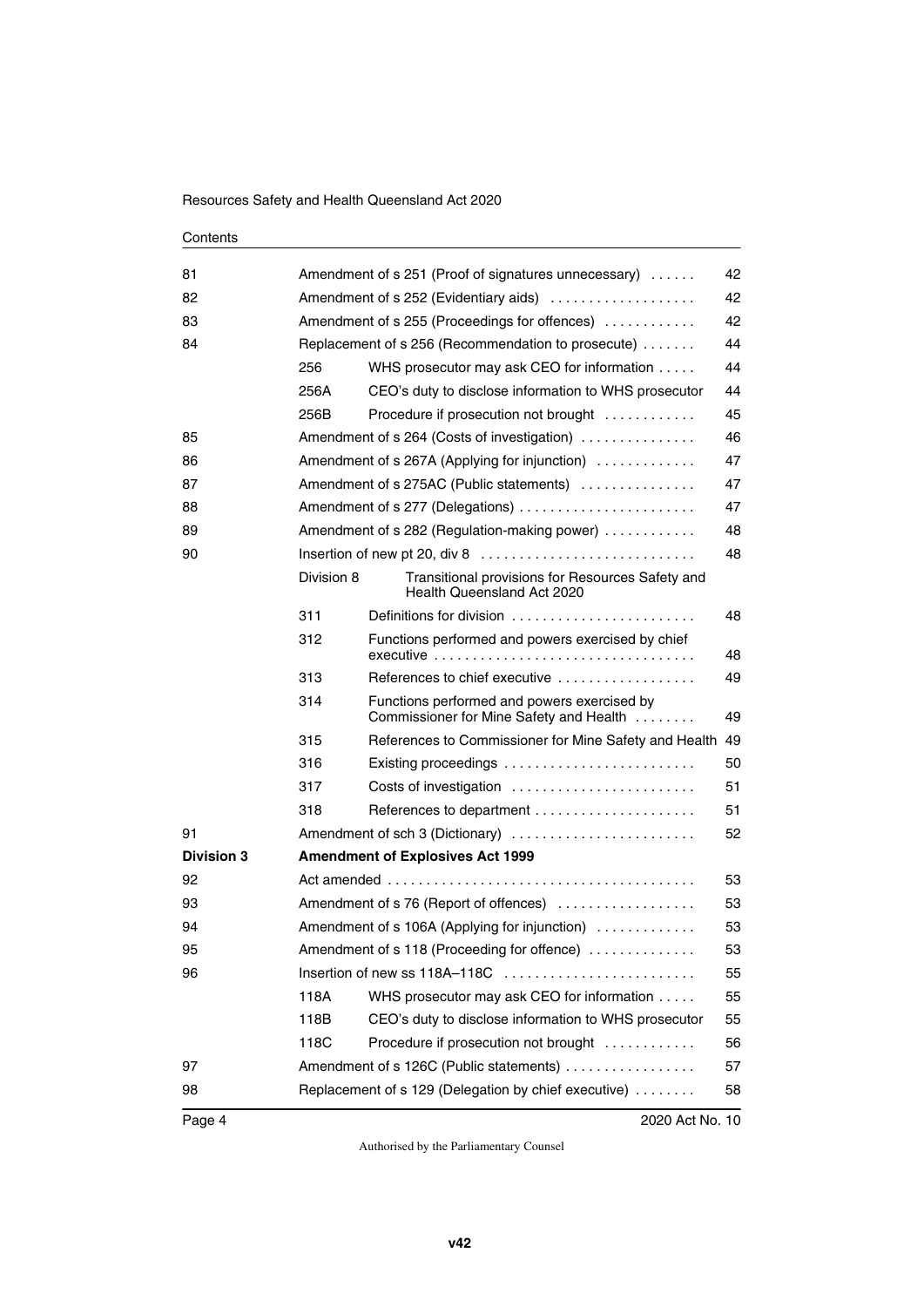Contents

| | | | |
|---|---|---|---|
| 81 | Amendment of s 251 (Proof of signatures unnecessary) | | 42 |
| 82 | Amendment of s 252 (Evidentiary aids) | | 42 |
| 83 | Amendment of s 255 (Proceedings for offences) | | 42 |
| 84 | Replacement of s 256 (Recommendation to prosecute) | | 44 |
| | 256 | WHS prosecutor may ask CEO for information | 44 |
| | 256A | CEO's duty to disclose information to WHS prosecutor | 44 |
| | 256B | Procedure if prosecution not brought | 45 |
| 85 | Amendment of s 264 (Costs of investigation) | | 46 |
| 86 | Amendment of s 267A (Applying for injunction) | | 47 |
| 87 | Amendment of s 275AC (Public statements) | | 47 |
| 88 | Amendment of s 277 (Delegations) | | 47 |
| 89 | Amendment of s 282 (Regulation-making power) | | 48 |
| 90 | Insertion of new pt 20, div 8 | | 48 |
| | Division 8 | Transitional provisions for Resources Safety and Health Queensland Act 2020 | |
| | 311 | Definitions for division | 48 |
| | 312 | Functions performed and powers exercised by chief executive | 48 |
| | 313 | References to chief executive | 49 |
| | 314 | Functions performed and powers exercised by Commissioner for Mine Safety and Health | 49 |
| | 315 | References to Commissioner for Mine Safety and Health | 49 |
| | 316 | Existing proceedings | 50 |
| | 317 | Costs of investigation | 51 |
| | 318 | References to department | 51 |
| 91 | Amendment of sch 3 (Dictionary) | | 52 |
| **Division 3** | **Amendment of Explosives Act 1999** | | |
| 92 | Act amended | | 53 |
| 93 | Amendment of s 76 (Report of offences) | | 53 |
| 94 | Amendment of s 106A (Applying for injunction) | | 53 |
| 95 | Amendment of s 118 (Proceeding for offence) | | 53 |
| 96 | Insertion of new ss 118A–118C | | 55 |
| | 118A | WHS prosecutor may ask CEO for information | 55 |
| | 118B | CEO's duty to disclose information to WHS prosecutor | 55 |
| | 118C | Procedure if prosecution not brought | 56 |
| 97 | Amendment of s 126C (Public statements) | | 57 |
| 98 | Replacement of s 129 (Delegation by chief executive) | | 58 |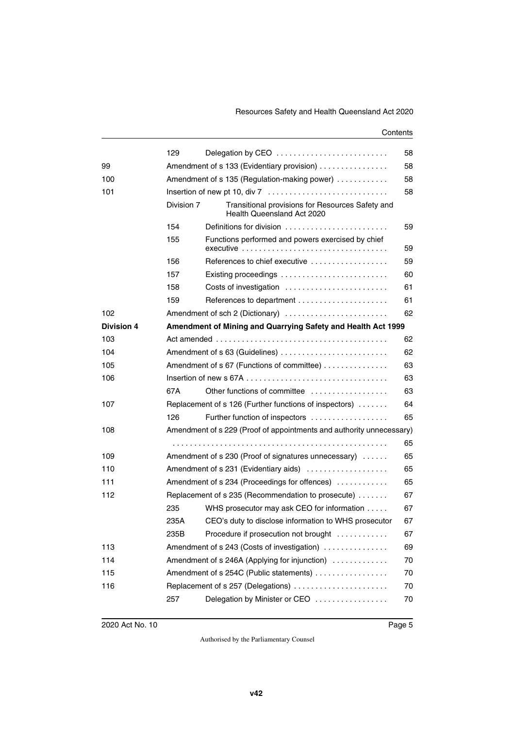| | | | |
|---|---|---|---|
| | 129 | Delegation by CEO | 58 |
| 99 | Amendment of s 133 (Evidentiary provision) | | 58 |
| 100 | Amendment of s 135 (Regulation-making power) | | 58 |
| 101 | Insertion of new pt 10, div 7 | | 58 |
| | Division 7 | Transitional provisions for Resources Safety and Health Queensland Act 2020 | |
| | 154 | Definitions for division | 59 |
| | 155 | Functions performed and powers exercised by chief executive | 59 |
| | 156 | References to chief executive | 59 |
| | 157 | Existing proceedings | 60 |
| | 158 | Costs of investigation | 61 |
| | 159 | References to department | 61 |
| 102 | Amendment of sch 2 (Dictionary) | | 62 |
| **Division 4** | **Amendment of Mining and Quarrying Safety and Health Act 1999** | | |
| 103 | Act amended | | 62 |
| 104 | Amendment of s 63 (Guidelines) | | 62 |
| 105 | Amendment of s 67 (Functions of committee) | | 63 |
| 106 | Insertion of new s 67A | | 63 |
| | 67A | Other functions of committee | 63 |
| 107 | Replacement of s 126 (Further functions of inspectors) | | 64 |
| | 126 | Further function of inspectors | 65 |
| 108 | Amendment of s 229 (Proof of appointments and authority unnecessary) | | 65 |
| 109 | Amendment of s 230 (Proof of signatures unnecessary) | | 65 |
| 110 | Amendment of s 231 (Evidentiary aids) | | 65 |
| 111 | Amendment of s 234 (Proceedings for offences) | | 65 |
| 112 | Replacement of s 235 (Recommendation to prosecute) | | 67 |
| | 235 | WHS prosecutor may ask CEO for information | 67 |
| | 235A | CEO's duty to disclose information to WHS prosecutor | 67 |
| | 235B | Procedure if prosecution not brought | 67 |
| 113 | Amendment of s 243 (Costs of investigation) | | 69 |
| 114 | Amendment of s 246A (Applying for injunction) | | 70 |
| 115 | Amendment of s 254C (Public statements) | | 70 |
| 116 | Replacement of s 257 (Delegations) | | 70 |
| | 257 | Delegation by Minister or CEO | 70 |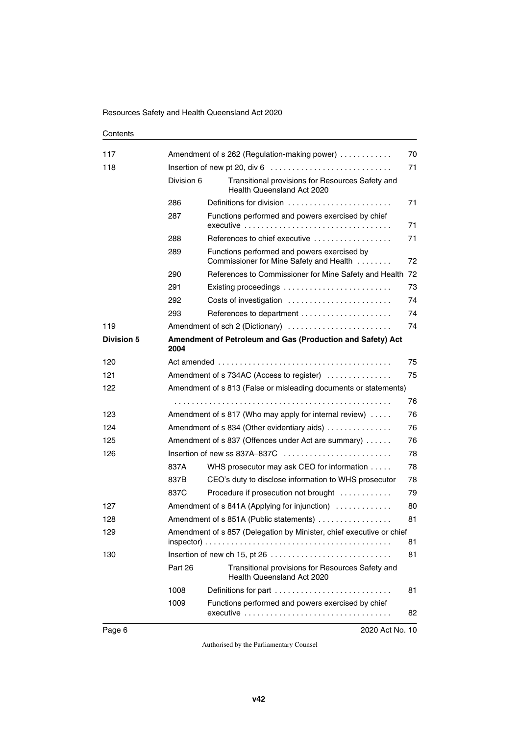| | | | |
|---|---|---|---|
| 117 | Amendment of s 262 (Regulation-making power) | | 70 |
| 118 | Insertion of new pt 20, div 6 | | 71 |
| | Division 6 | Transitional provisions for Resources Safety and Health Queensland Act 2020 | |
| | 286 | Definitions for division | 71 |
| | 287 | Functions performed and powers exercised by chief executive | 71 |
| | 288 | References to chief executive | 71 |
| | 289 | Functions performed and powers exercised by Commissioner for Mine Safety and Health | 72 |
| | 290 | References to Commissioner for Mine Safety and Health | 72 |
| | 291 | Existing proceedings | 73 |
| | 292 | Costs of investigation | 74 |
| | 293 | References to department | 74 |
| 119 | Amendment of sch 2 (Dictionary) | | 74 |
| **Division 5** | **Amendment of Petroleum and Gas (Production and Safety) Act 2004** | | |
| 120 | Act amended | | 75 |
| 121 | Amendment of s 734AC (Access to register) | | 75 |
| 122 | Amendment of s 813 (False or misleading documents or statements) | | 76 |
| 123 | Amendment of s 817 (Who may apply for internal review) | | 76 |
| 124 | Amendment of s 834 (Other evidentiary aids) | | 76 |
| 125 | Amendment of s 837 (Offences under Act are summary) | | 76 |
| 126 | Insertion of new ss 837A–837C | | 78 |
| | 837A | WHS prosecutor may ask CEO for information | 78 |
| | 837B | CEO's duty to disclose information to WHS prosecutor | 78 |
| | 837C | Procedure if prosecution not brought | 79 |
| 127 | Amendment of s 841A (Applying for injunction) | | 80 |
| 128 | Amendment of s 851A (Public statements) | | 81 |
| 129 | Amendment of s 857 (Delegation by Minister, chief executive or chief inspector) | | 81 |
| 130 | Insertion of new ch 15, pt 26 | | 81 |
| | Part 26 | Transitional provisions for Resources Safety and Health Queensland Act 2020 | |
| | 1008 | Definitions for part | 81 |
| | 1009 | Functions performed and powers exercised by chief executive | 82 |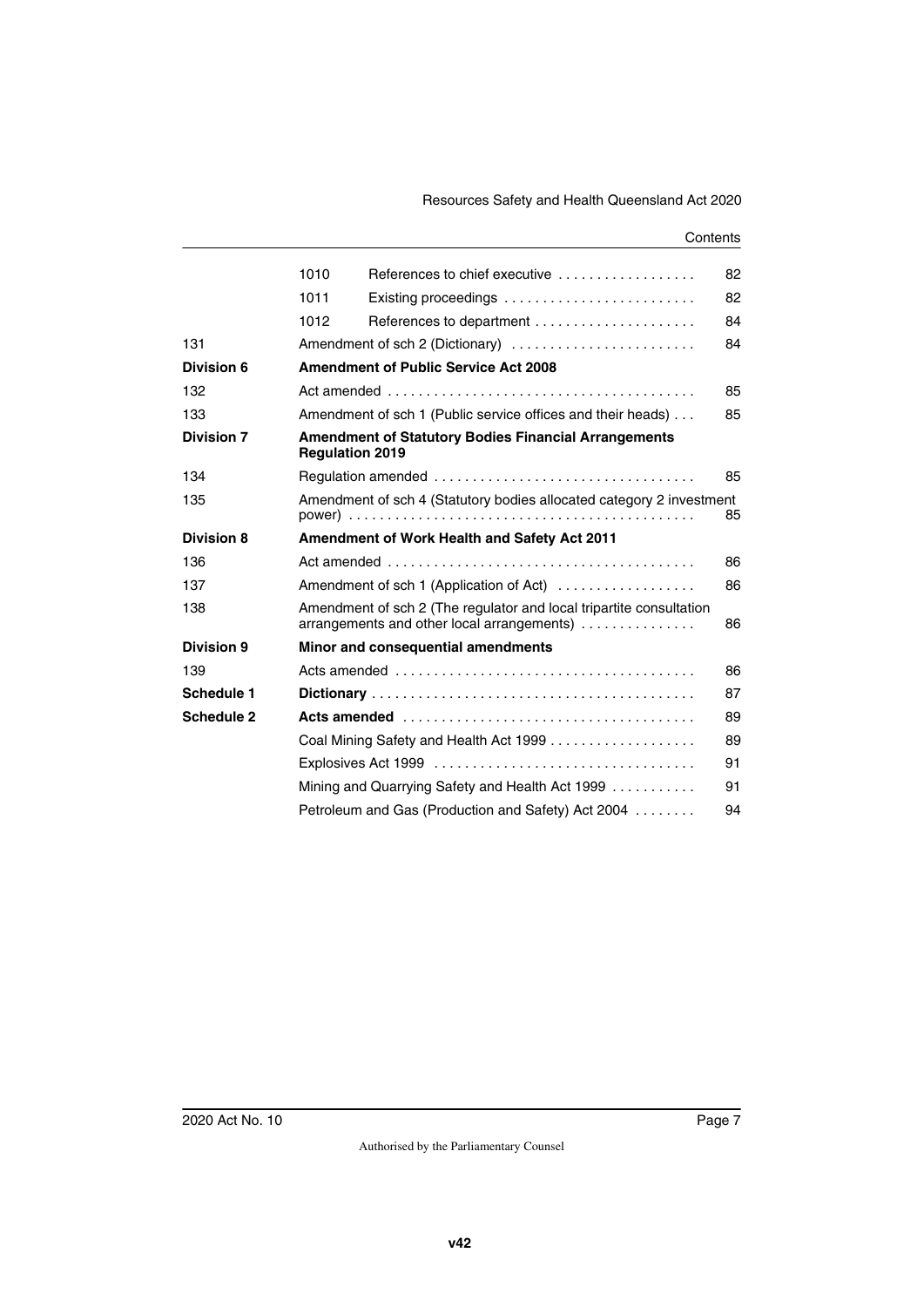| | | | |
|---|---|---|---|
| | 1010 | References to chief executive | 82 |
| | 1011 | Existing proceedings | 82 |
| | 1012 | References to department | 84 |
| 131 | Amendment of sch 2 (Dictionary) | | 84 |
| **Division 6** | **Amendment of Public Service Act 2008** | | |
| 132 | Act amended | | 85 |
| 133 | Amendment of sch 1 (Public service offices and their heads) | | 85 |
| **Division 7** | **Amendment of Statutory Bodies Financial Arrangements Regulation 2019** | | |
| 134 | Regulation amended | | 85 |
| 135 | Amendment of sch 4 (Statutory bodies allocated category 2 investment power) | | 85 |
| **Division 8** | **Amendment of Work Health and Safety Act 2011** | | |
| 136 | Act amended | | 86 |
| 137 | Amendment of sch 1 (Application of Act) | | 86 |
| 138 | Amendment of sch 2 (The regulator and local tripartite consultation arrangements and other local arrangements) | | 86 |
| **Division 9** | **Minor and consequential amendments** | | |
| 139 | Acts amended | | 86 |
| **Schedule 1** | **Dictionary** | | 87 |
| **Schedule 2** | **Acts amended** | | 89 |
| | Coal Mining Safety and Health Act 1999 | | 89 |
| | Explosives Act 1999 | | 91 |
| | Mining and Quarrying Safety and Health Act 1999 | | 91 |
| | Petroleum and Gas (Production and Safety) Act 2004 | | 94 |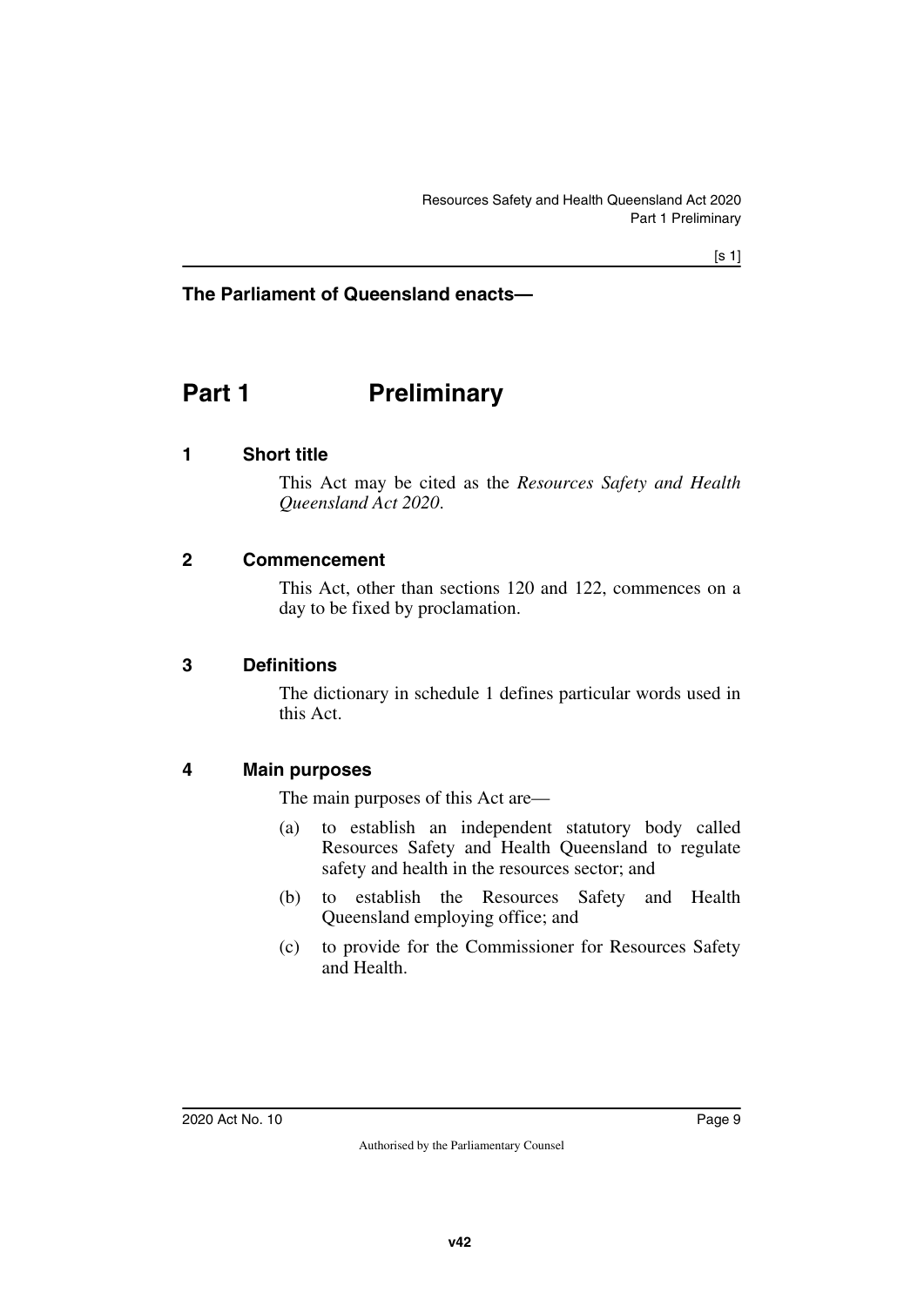**The Parliament of Queensland enacts—**

# Part 1 Preliminary

### 1 Short title

This Act may be cited as the *Resources Safety and Health Queensland Act 2020*.

### 2 Commencement

This Act, other than sections 120 and 122, commences on a day to be fixed by proclamation.

### 3 Definitions

The dictionary in schedule 1 defines particular words used in this Act.

### 4 Main purposes

The main purposes of this Act are—

(a) to establish an independent statutory body called Resources Safety and Health Queensland to regulate safety and health in the resources sector; and

(b) to establish the Resources Safety and Health Queensland employing office; and

(c) to provide for the Commissioner for Resources Safety and Health.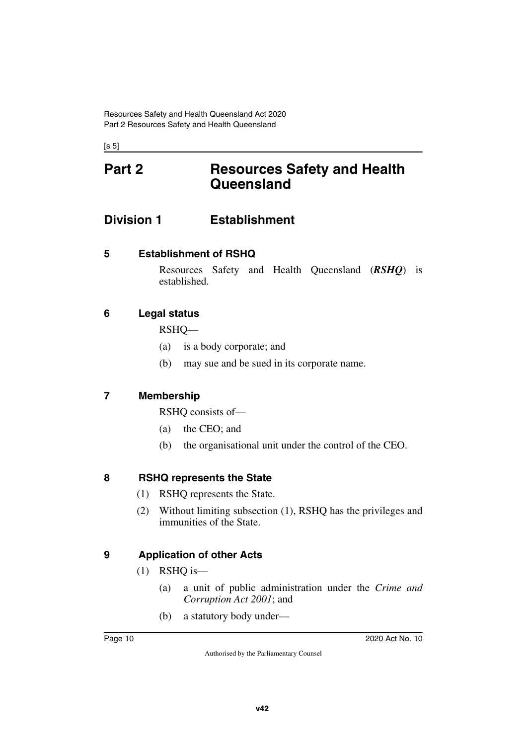# Part 2 Resources Safety and Health Queensland

## Division 1 Establishment

### 5 Establishment of RSHQ

Resources Safety and Health Queensland (***RSHQ***) is established.

### 6 Legal status

RSHQ—

(a) is a body corporate; and

(b) may sue and be sued in its corporate name.

### 7 Membership

RSHQ consists of—

(a) the CEO; and

(b) the organisational unit under the control of the CEO.

### 8 RSHQ represents the State

(1) RSHQ represents the State.

(2) Without limiting subsection (1), RSHQ has the privileges and immunities of the State.

### 9 Application of other Acts

(1) RSHQ is—

(a) a unit of public administration under the *Crime and Corruption Act 2001*; and

(b) a statutory body under—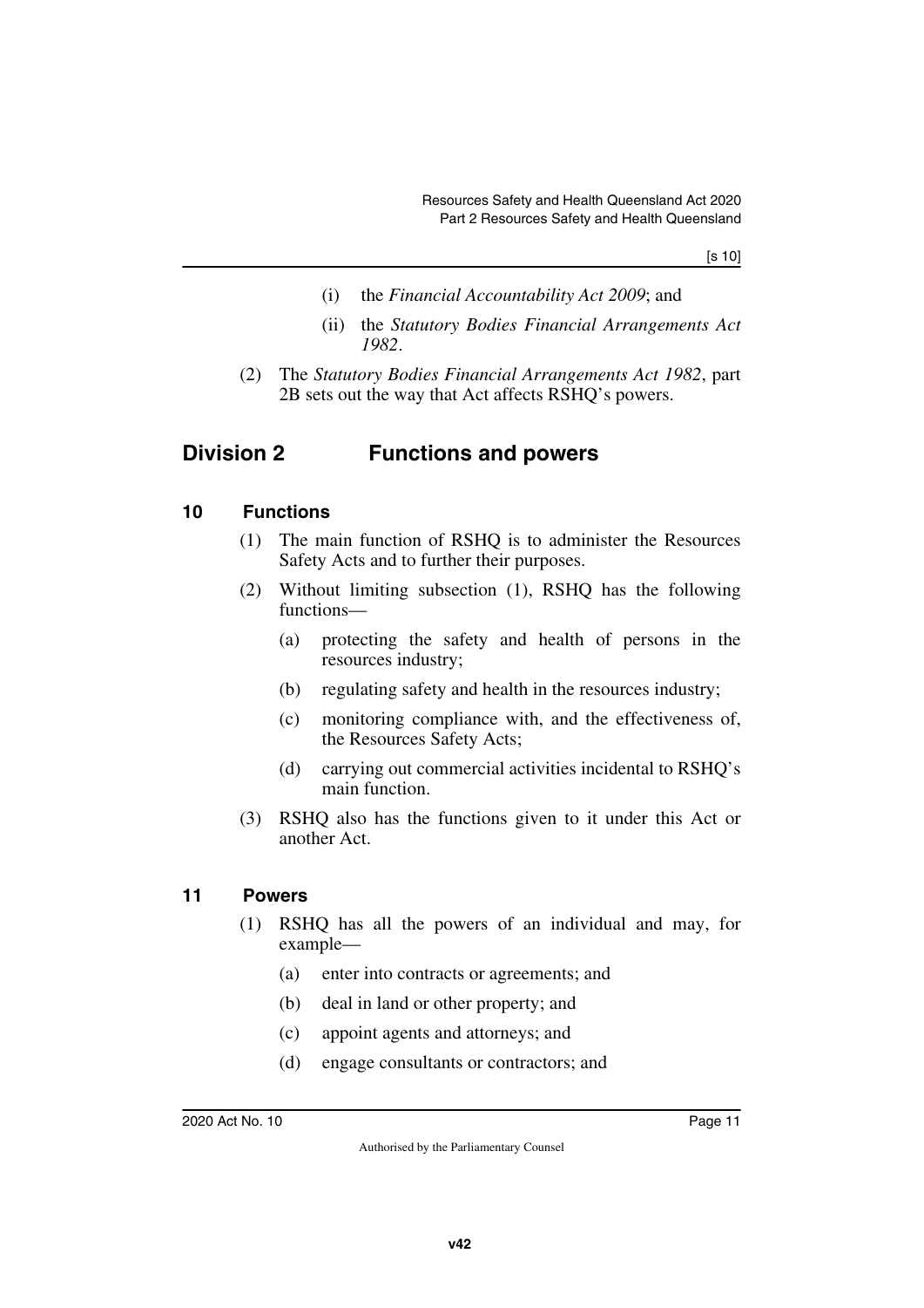(i) the *Financial Accountability Act 2009*; and

(ii) the *Statutory Bodies Financial Arrangements Act 1982*.

(2) The *Statutory Bodies Financial Arrangements Act 1982*, part 2B sets out the way that Act affects RSHQ's powers.

## Division 2 Functions and powers

### 10 Functions

(1) The main function of RSHQ is to administer the Resources Safety Acts and to further their purposes.

(2) Without limiting subsection (1), RSHQ has the following functions—

(a) protecting the safety and health of persons in the resources industry;

(b) regulating safety and health in the resources industry;

(c) monitoring compliance with, and the effectiveness of, the Resources Safety Acts;

(d) carrying out commercial activities incidental to RSHQ's main function.

(3) RSHQ also has the functions given to it under this Act or another Act.

### 11 Powers

(1) RSHQ has all the powers of an individual and may, for example—

(a) enter into contracts or agreements; and

(b) deal in land or other property; and

(c) appoint agents and attorneys; and

(d) engage consultants or contractors; and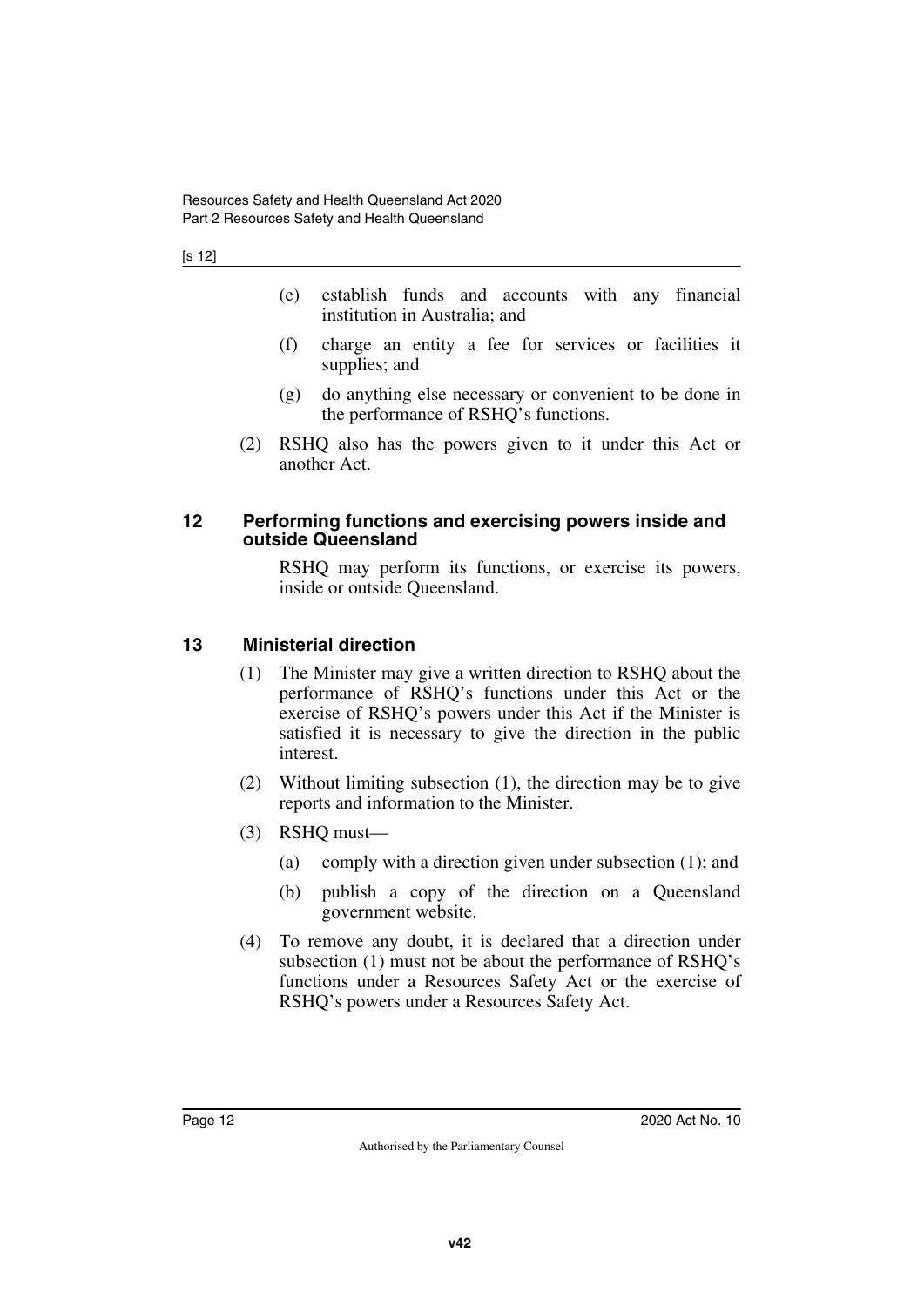(e) establish funds and accounts with any financial institution in Australia; and

(f) charge an entity a fee for services or facilities it supplies; and

(g) do anything else necessary or convenient to be done in the performance of RSHQ's functions.

(2) RSHQ also has the powers given to it under this Act or another Act.

## 12 Performing functions and exercising powers inside and outside Queensland

RSHQ may perform its functions, or exercise its powers, inside or outside Queensland.

## 13 Ministerial direction

(1) The Minister may give a written direction to RSHQ about the performance of RSHQ's functions under this Act or the exercise of RSHQ's powers under this Act if the Minister is satisfied it is necessary to give the direction in the public interest.

(2) Without limiting subsection (1), the direction may be to give reports and information to the Minister.

(3) RSHQ must—

(a) comply with a direction given under subsection (1); and

(b) publish a copy of the direction on a Queensland government website.

(4) To remove any doubt, it is declared that a direction under subsection (1) must not be about the performance of RSHQ's functions under a Resources Safety Act or the exercise of RSHQ's powers under a Resources Safety Act.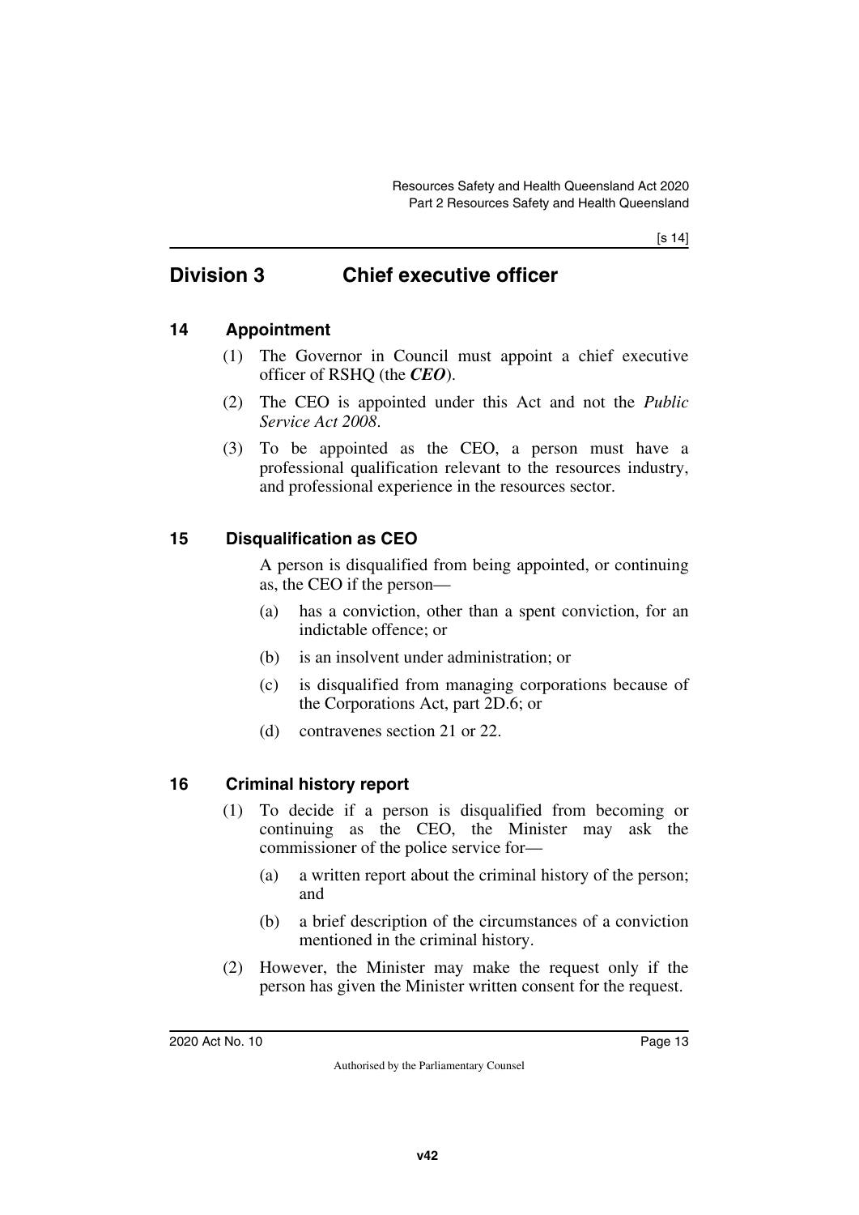## Division 3 Chief executive officer

### 14 Appointment

(1) The Governor in Council must appoint a chief executive officer of RSHQ (the ***CEO***).

(2) The CEO is appointed under this Act and not the *Public Service Act 2008*.

(3) To be appointed as the CEO, a person must have a professional qualification relevant to the resources industry, and professional experience in the resources sector.

### 15 Disqualification as CEO

A person is disqualified from being appointed, or continuing as, the CEO if the person—

(a) has a conviction, other than a spent conviction, for an indictable offence; or

(b) is an insolvent under administration; or

(c) is disqualified from managing corporations because of the Corporations Act, part 2D.6; or

(d) contravenes section 21 or 22.

### 16 Criminal history report

(1) To decide if a person is disqualified from becoming or continuing as the CEO, the Minister may ask the commissioner of the police service for—

(a) a written report about the criminal history of the person; and

(b) a brief description of the circumstances of a conviction mentioned in the criminal history.

(2) However, the Minister may make the request only if the person has given the Minister written consent for the request.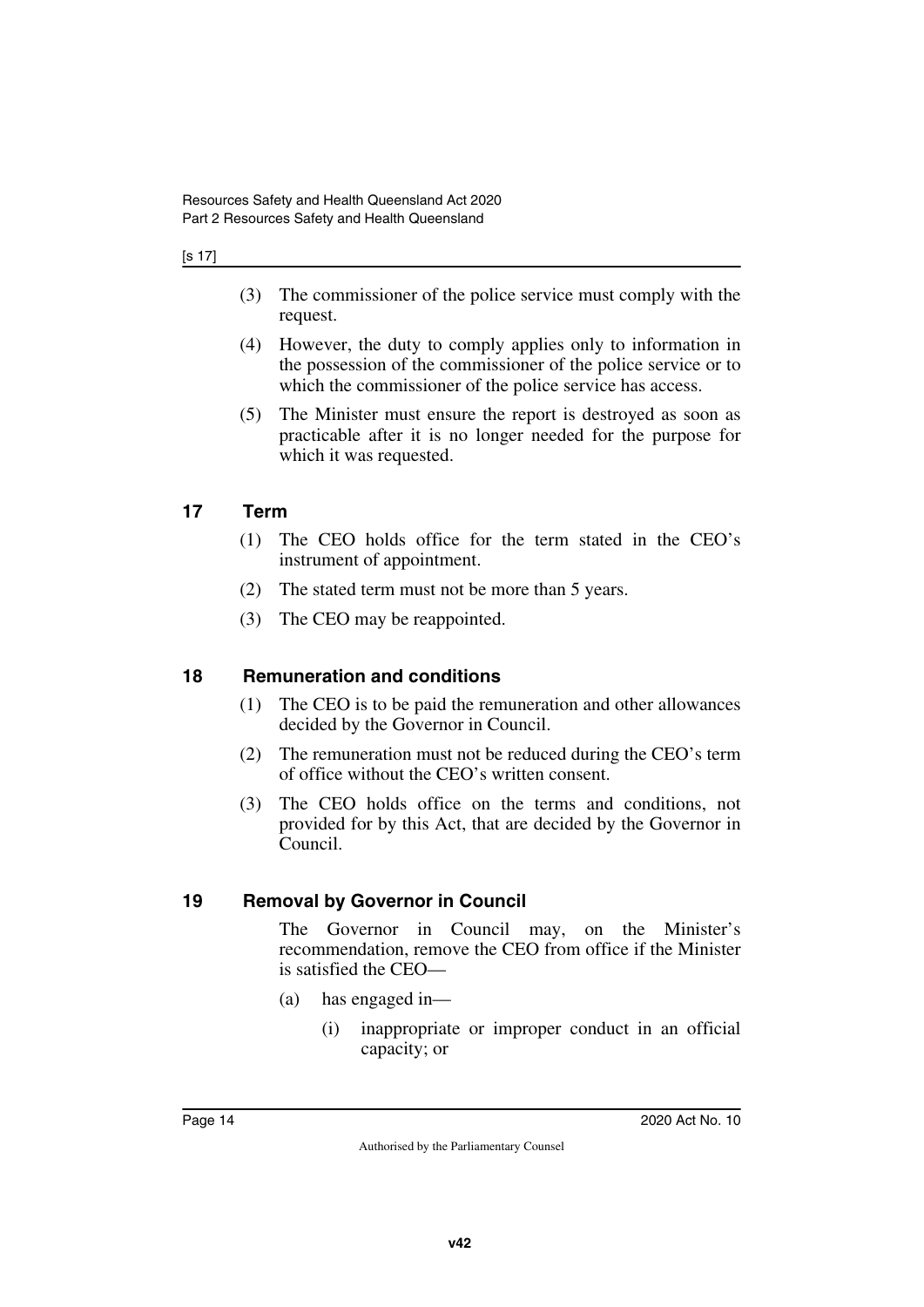(3) The commissioner of the police service must comply with the request.

(4) However, the duty to comply applies only to information in the possession of the commissioner of the police service or to which the commissioner of the police service has access.

(5) The Minister must ensure the report is destroyed as soon as practicable after it is no longer needed for the purpose for which it was requested.

## 17 Term

(1) The CEO holds office for the term stated in the CEO's instrument of appointment.

(2) The stated term must not be more than 5 years.

(3) The CEO may be reappointed.

## 18 Remuneration and conditions

(1) The CEO is to be paid the remuneration and other allowances decided by the Governor in Council.

(2) The remuneration must not be reduced during the CEO's term of office without the CEO's written consent.

(3) The CEO holds office on the terms and conditions, not provided for by this Act, that are decided by the Governor in Council.

## 19 Removal by Governor in Council

The Governor in Council may, on the Minister's recommendation, remove the CEO from office if the Minister is satisfied the CEO—

(a) has engaged in—

(i) inappropriate or improper conduct in an official capacity; or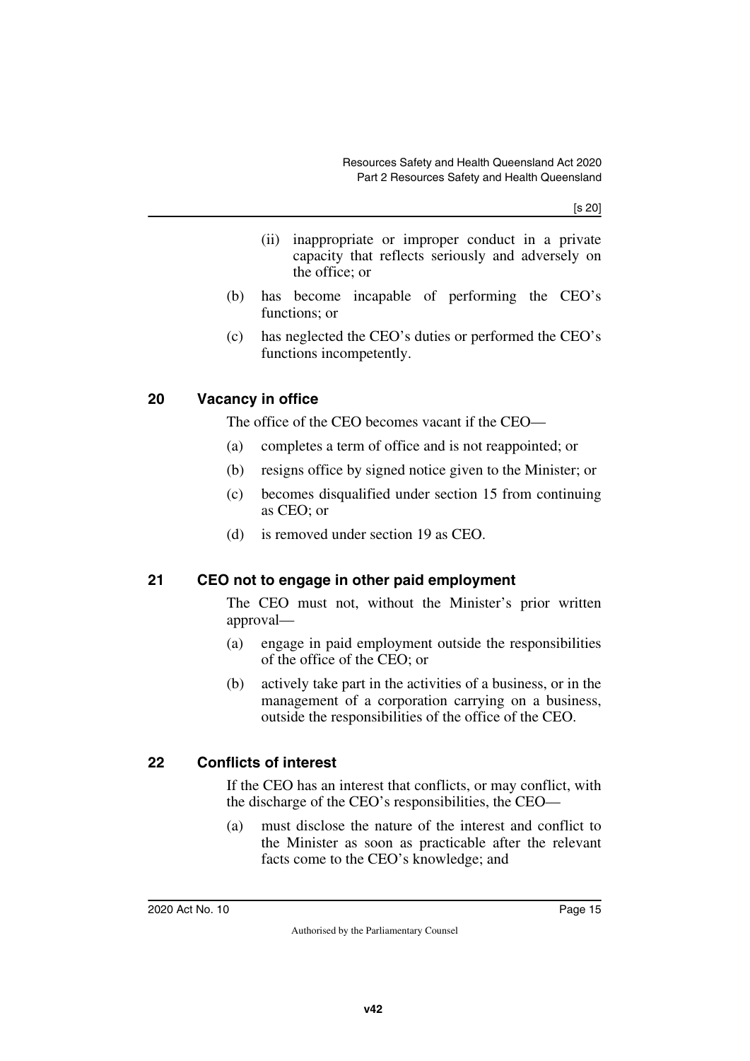(ii) inappropriate or improper conduct in a private capacity that reflects seriously and adversely on the office; or

(b) has become incapable of performing the CEO's functions; or

(c) has neglected the CEO's duties or performed the CEO's functions incompetently.

## 20 Vacancy in office

The office of the CEO becomes vacant if the CEO—

(a) completes a term of office and is not reappointed; or

(b) resigns office by signed notice given to the Minister; or

(c) becomes disqualified under section 15 from continuing as CEO; or

(d) is removed under section 19 as CEO.

## 21 CEO not to engage in other paid employment

The CEO must not, without the Minister's prior written approval—

(a) engage in paid employment outside the responsibilities of the office of the CEO; or

(b) actively take part in the activities of a business, or in the management of a corporation carrying on a business, outside the responsibilities of the office of the CEO.

## 22 Conflicts of interest

If the CEO has an interest that conflicts, or may conflict, with the discharge of the CEO's responsibilities, the CEO—

(a) must disclose the nature of the interest and conflict to the Minister as soon as practicable after the relevant facts come to the CEO's knowledge; and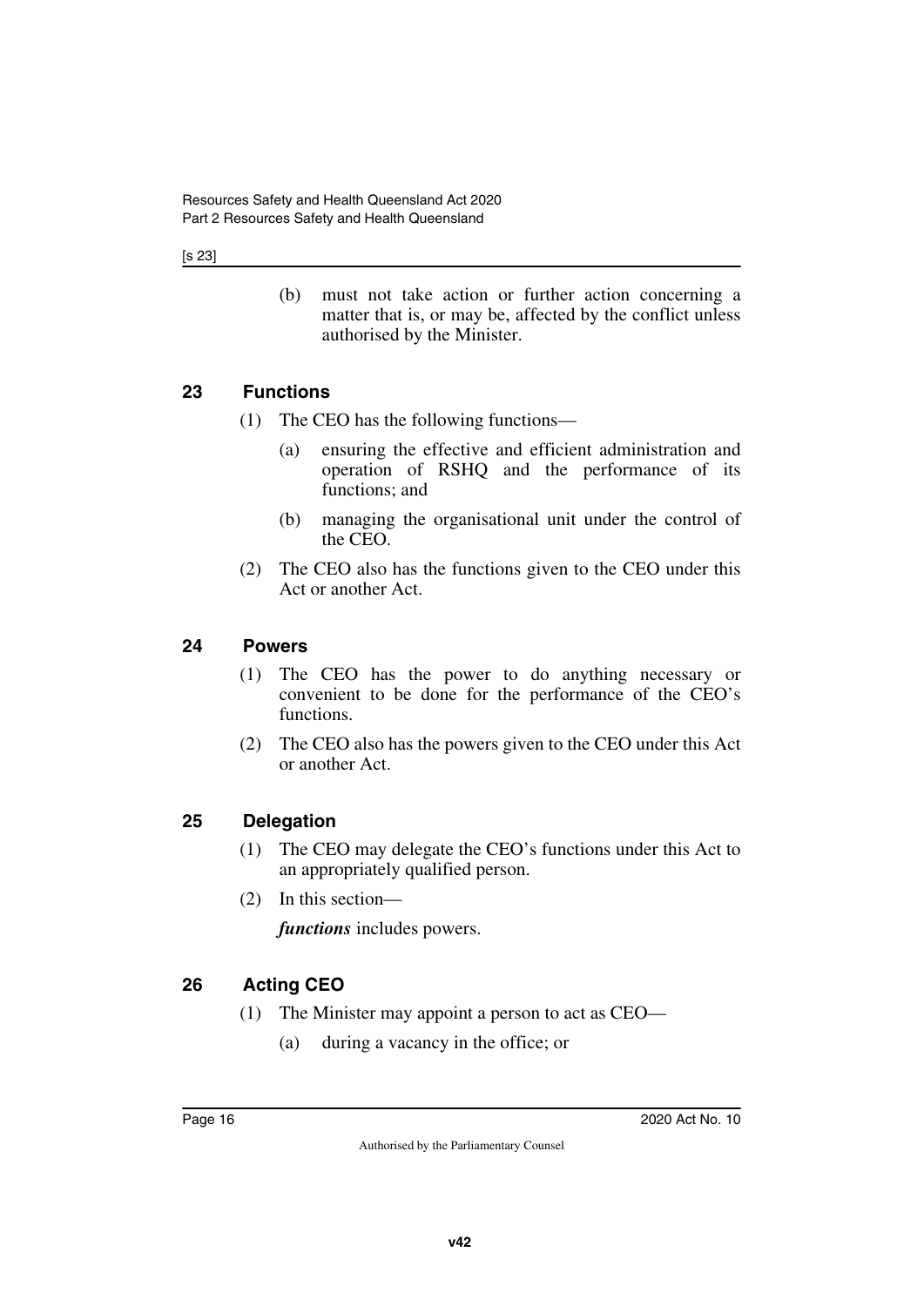(b) must not take action or further action concerning a matter that is, or may be, affected by the conflict unless authorised by the Minister.

## 23 Functions

(1) The CEO has the following functions—

(a) ensuring the effective and efficient administration and operation of RSHQ and the performance of its functions; and

(b) managing the organisational unit under the control of the CEO.

(2) The CEO also has the functions given to the CEO under this Act or another Act.

## 24 Powers

(1) The CEO has the power to do anything necessary or convenient to be done for the performance of the CEO's functions.

(2) The CEO also has the powers given to the CEO under this Act or another Act.

## 25 Delegation

(1) The CEO may delegate the CEO's functions under this Act to an appropriately qualified person.

(2) In this section—

***functions*** includes powers.

## 26 Acting CEO

(1) The Minister may appoint a person to act as CEO—

(a) during a vacancy in the office; or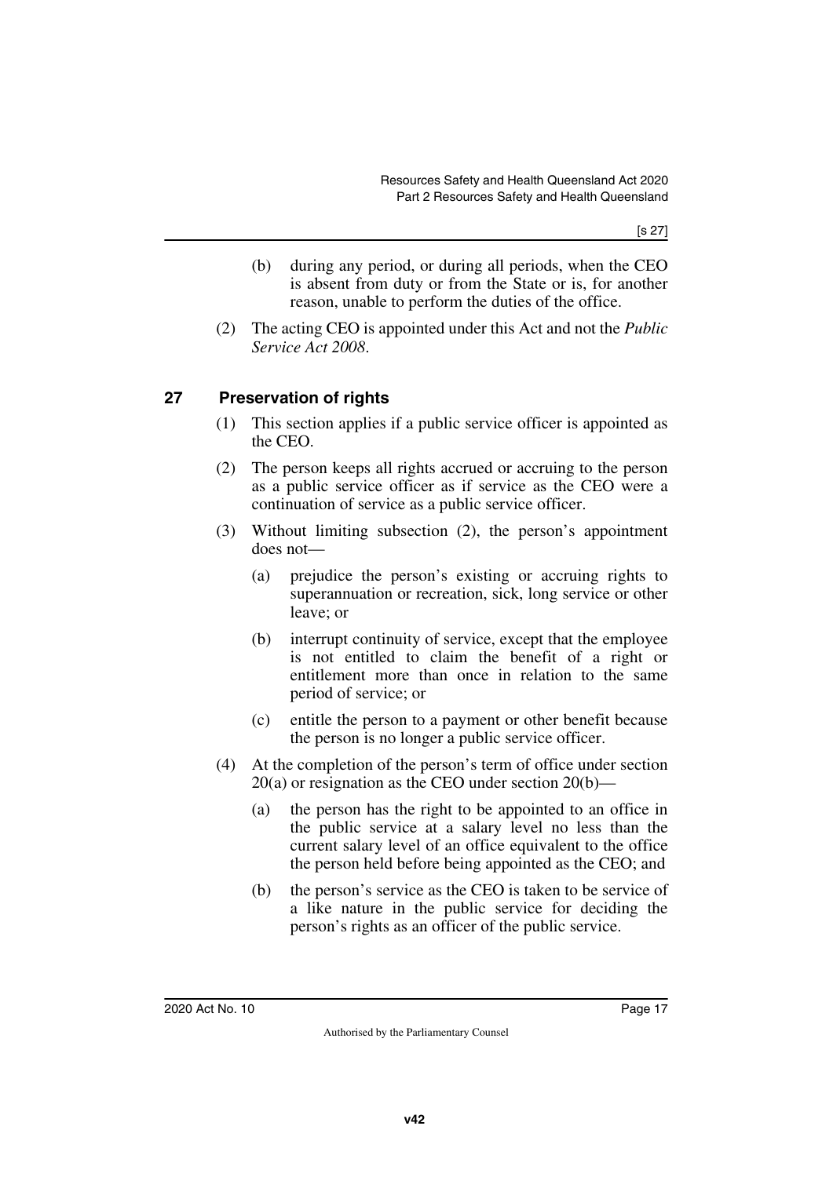(b) during any period, or during all periods, when the CEO is absent from duty or from the State or is, for another reason, unable to perform the duties of the office.

(2) The acting CEO is appointed under this Act and not the *Public Service Act 2008*.

## 27 Preservation of rights

(1) This section applies if a public service officer is appointed as the CEO.

(2) The person keeps all rights accrued or accruing to the person as a public service officer as if service as the CEO were a continuation of service as a public service officer.

(3) Without limiting subsection (2), the person's appointment does not—

(a) prejudice the person's existing or accruing rights to superannuation or recreation, sick, long service or other leave; or

(b) interrupt continuity of service, except that the employee is not entitled to claim the benefit of a right or entitlement more than once in relation to the same period of service; or

(c) entitle the person to a payment or other benefit because the person is no longer a public service officer.

(4) At the completion of the person's term of office under section 20(a) or resignation as the CEO under section 20(b)—

(a) the person has the right to be appointed to an office in the public service at a salary level no less than the current salary level of an office equivalent to the office the person held before being appointed as the CEO; and

(b) the person's service as the CEO is taken to be service of a like nature in the public service for deciding the person's rights as an officer of the public service.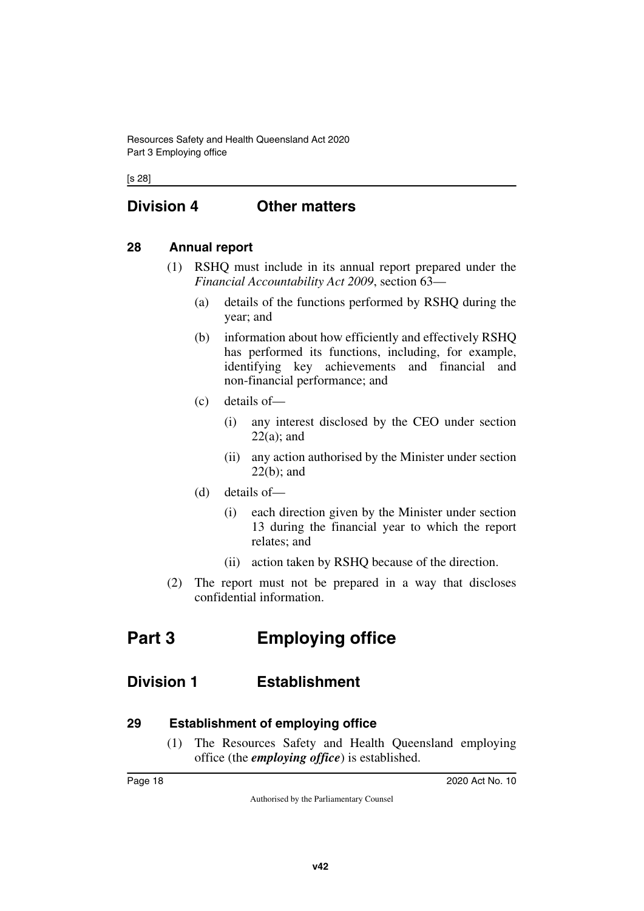## Division 4 Other matters

### 28 Annual report

(1) RSHQ must include in its annual report prepared under the *Financial Accountability Act 2009*, section 63—

(a) details of the functions performed by RSHQ during the year; and

(b) information about how efficiently and effectively RSHQ has performed its functions, including, for example, identifying key achievements and financial and non-financial performance; and

(c) details of—

(i) any interest disclosed by the CEO under section 22(a); and

(ii) any action authorised by the Minister under section 22(b); and

(d) details of—

(i) each direction given by the Minister under section 13 during the financial year to which the report relates; and

(ii) action taken by RSHQ because of the direction.

(2) The report must not be prepared in a way that discloses confidential information.

# Part 3 Employing office

## Division 1 Establishment

### 29 Establishment of employing office

(1) The Resources Safety and Health Queensland employing office (the ***employing office***) is established.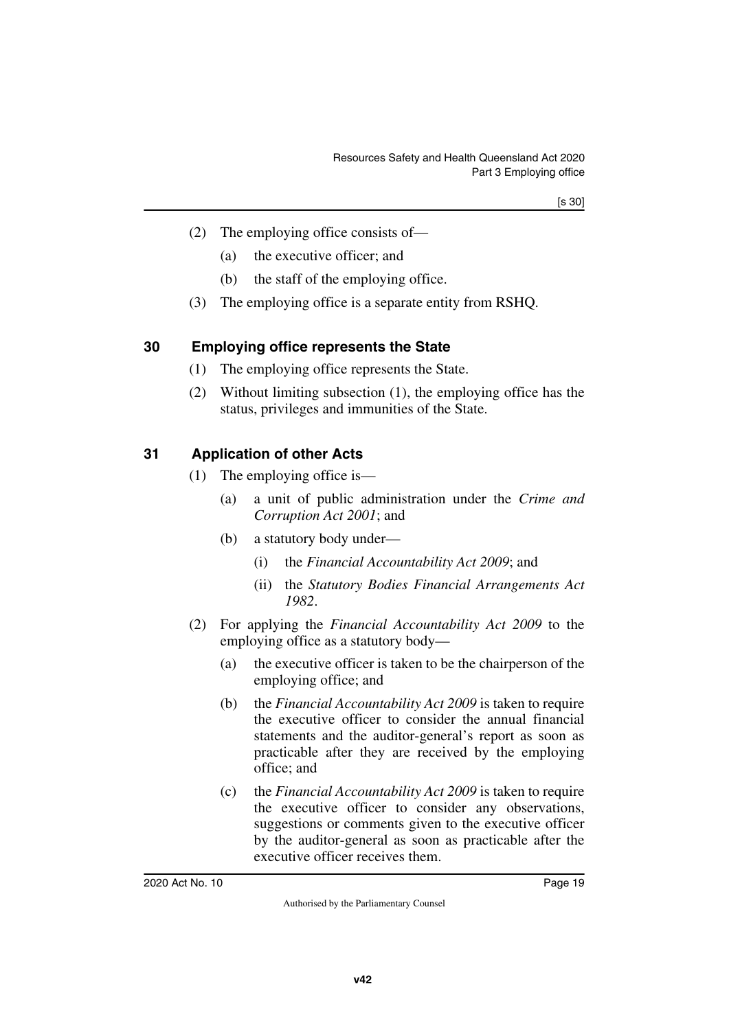(2) The employing office consists of—

(a) the executive officer; and

(b) the staff of the employing office.

(3) The employing office is a separate entity from RSHQ.

## 30 Employing office represents the State

(1) The employing office represents the State.

(2) Without limiting subsection (1), the employing office has the status, privileges and immunities of the State.

## 31 Application of other Acts

(1) The employing office is—

(a) a unit of public administration under the *Crime and Corruption Act 2001*; and

(b) a statutory body under—

(i) the *Financial Accountability Act 2009*; and

(ii) the *Statutory Bodies Financial Arrangements Act 1982*.

(2) For applying the *Financial Accountability Act 2009* to the employing office as a statutory body—

(a) the executive officer is taken to be the chairperson of the employing office; and

(b) the *Financial Accountability Act 2009* is taken to require the executive officer to consider the annual financial statements and the auditor-general's report as soon as practicable after they are received by the employing office; and

(c) the *Financial Accountability Act 2009* is taken to require the executive officer to consider any observations, suggestions or comments given to the executive officer by the auditor-general as soon as practicable after the executive officer receives them.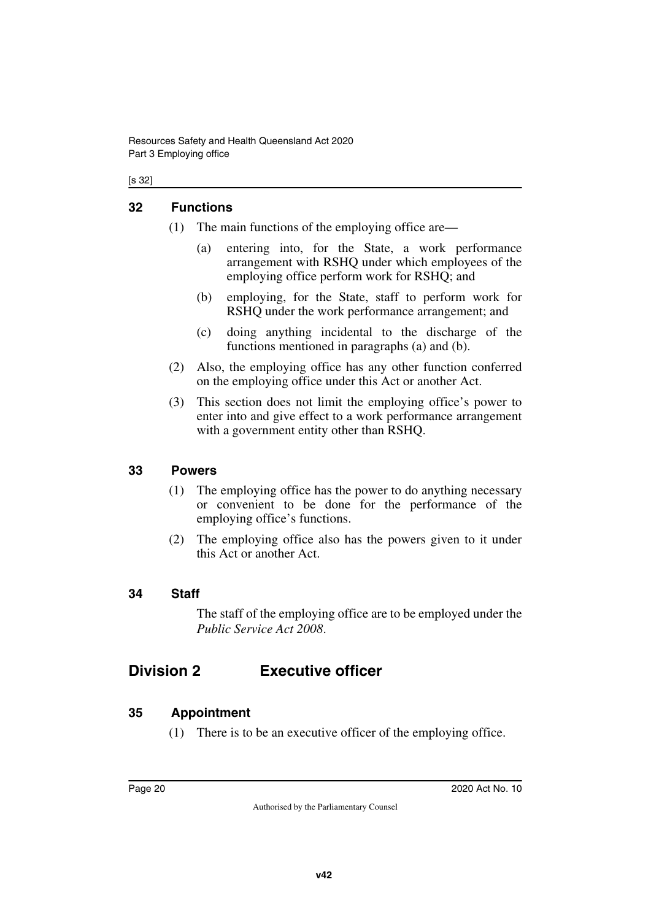### 32 Functions

(1) The main functions of the employing office are—

(a) entering into, for the State, a work performance arrangement with RSHQ under which employees of the employing office perform work for RSHQ; and

(b) employing, for the State, staff to perform work for RSHQ under the work performance arrangement; and

(c) doing anything incidental to the discharge of the functions mentioned in paragraphs (a) and (b).

(2) Also, the employing office has any other function conferred on the employing office under this Act or another Act.

(3) This section does not limit the employing office's power to enter into and give effect to a work performance arrangement with a government entity other than RSHQ.

### 33 Powers

(1) The employing office has the power to do anything necessary or convenient to be done for the performance of the employing office's functions.

(2) The employing office also has the powers given to it under this Act or another Act.

### 34 Staff

The staff of the employing office are to be employed under the *Public Service Act 2008*.

## Division 2 Executive officer

### 35 Appointment

(1) There is to be an executive officer of the employing office.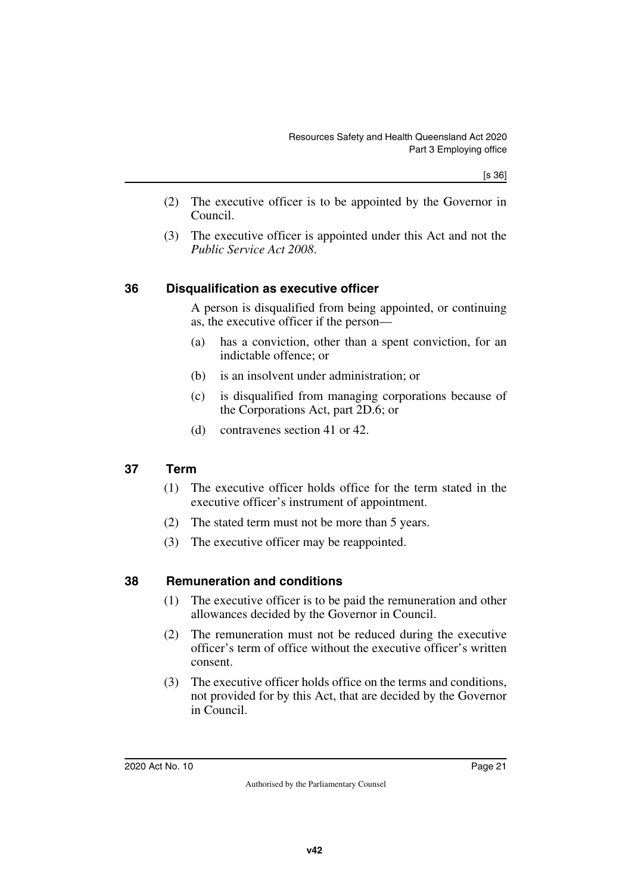(2) The executive officer is to be appointed by the Governor in Council.

(3) The executive officer is appointed under this Act and not the *Public Service Act 2008*.

## 36 Disqualification as executive officer

A person is disqualified from being appointed, or continuing as, the executive officer if the person—

(a) has a conviction, other than a spent conviction, for an indictable offence; or

(b) is an insolvent under administration; or

(c) is disqualified from managing corporations because of the Corporations Act, part 2D.6; or

(d) contravenes section 41 or 42.

## 37 Term

(1) The executive officer holds office for the term stated in the executive officer's instrument of appointment.

(2) The stated term must not be more than 5 years.

(3) The executive officer may be reappointed.

## 38 Remuneration and conditions

(1) The executive officer is to be paid the remuneration and other allowances decided by the Governor in Council.

(2) The remuneration must not be reduced during the executive officer's term of office without the executive officer's written consent.

(3) The executive officer holds office on the terms and conditions, not provided for by this Act, that are decided by the Governor in Council.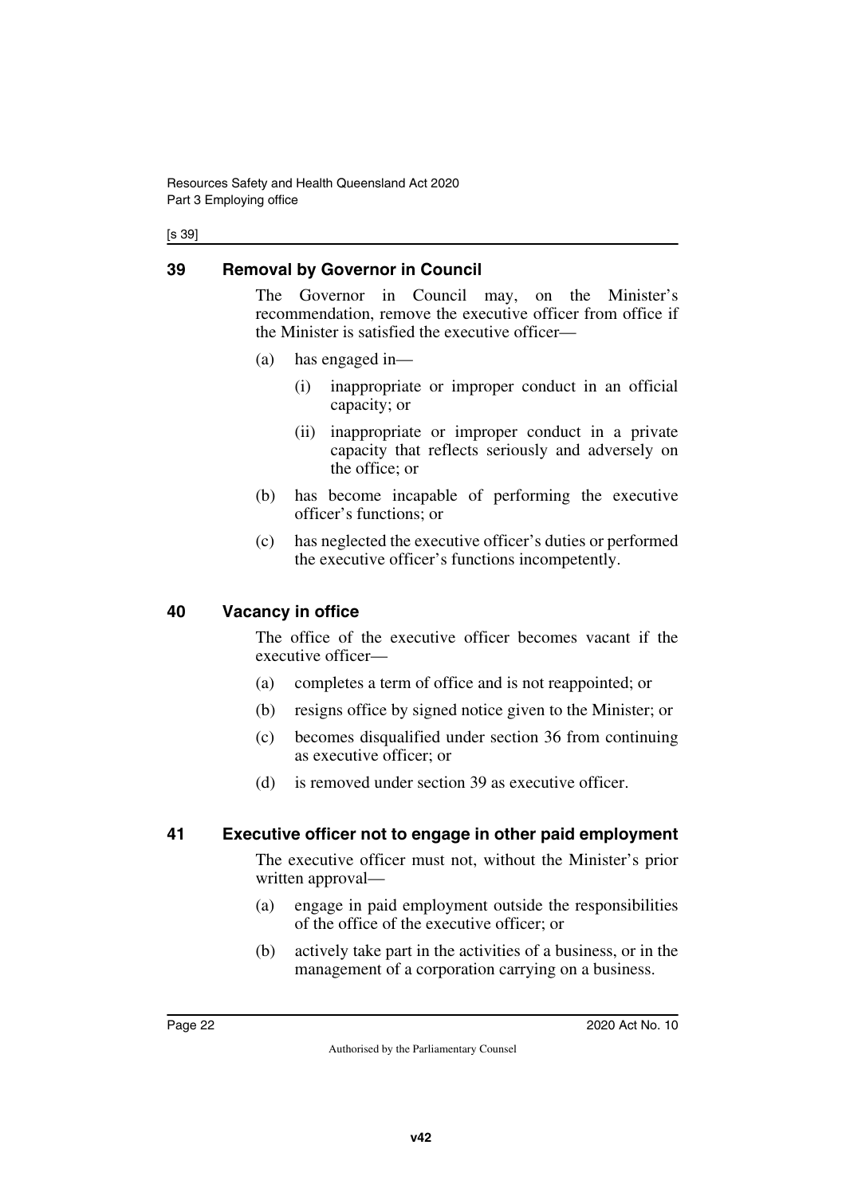## 39 Removal by Governor in Council

The Governor in Council may, on the Minister's recommendation, remove the executive officer from office if the Minister is satisfied the executive officer—

(a) has engaged in—

 (i) inappropriate or improper conduct in an official capacity; or

 (ii) inappropriate or improper conduct in a private capacity that reflects seriously and adversely on the office; or

(b) has become incapable of performing the executive officer's functions; or

(c) has neglected the executive officer's duties or performed the executive officer's functions incompetently.

## 40 Vacancy in office

The office of the executive officer becomes vacant if the executive officer—

(a) completes a term of office and is not reappointed; or

(b) resigns office by signed notice given to the Minister; or

(c) becomes disqualified under section 36 from continuing as executive officer; or

(d) is removed under section 39 as executive officer.

## 41 Executive officer not to engage in other paid employment

The executive officer must not, without the Minister's prior written approval—

(a) engage in paid employment outside the responsibilities of the office of the executive officer; or

(b) actively take part in the activities of a business, or in the management of a corporation carrying on a business.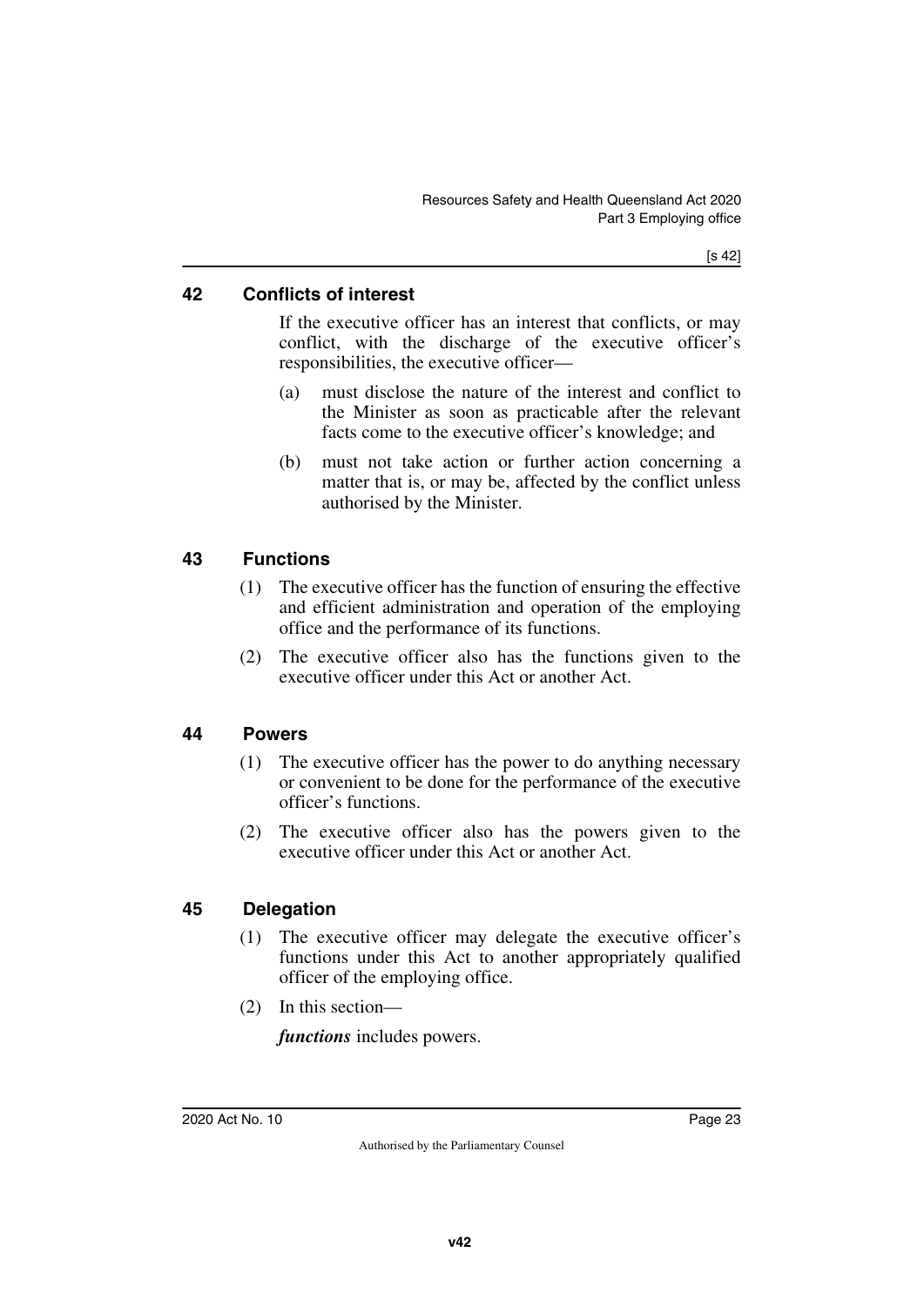## 42 Conflicts of interest

If the executive officer has an interest that conflicts, or may conflict, with the discharge of the executive officer's responsibilities, the executive officer—

(a) must disclose the nature of the interest and conflict to the Minister as soon as practicable after the relevant facts come to the executive officer's knowledge; and

(b) must not take action or further action concerning a matter that is, or may be, affected by the conflict unless authorised by the Minister.

## 43 Functions

(1) The executive officer has the function of ensuring the effective and efficient administration and operation of the employing office and the performance of its functions.

(2) The executive officer also has the functions given to the executive officer under this Act or another Act.

## 44 Powers

(1) The executive officer has the power to do anything necessary or convenient to be done for the performance of the executive officer's functions.

(2) The executive officer also has the powers given to the executive officer under this Act or another Act.

## 45 Delegation

(1) The executive officer may delegate the executive officer's functions under this Act to another appropriately qualified officer of the employing office.

(2) In this section—

***functions*** includes powers.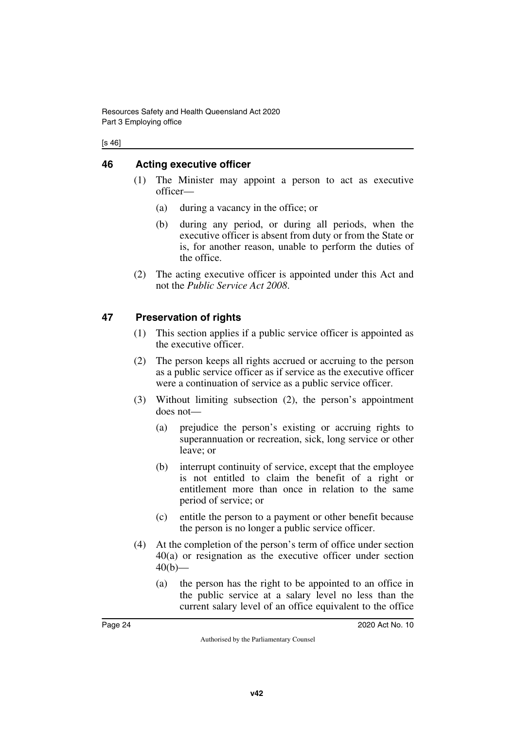## 46 Acting executive officer

(1) The Minister may appoint a person to act as executive officer—

(a) during a vacancy in the office; or

(b) during any period, or during all periods, when the executive officer is absent from duty or from the State or is, for another reason, unable to perform the duties of the office.

(2) The acting executive officer is appointed under this Act and not the *Public Service Act 2008*.

## 47 Preservation of rights

(1) This section applies if a public service officer is appointed as the executive officer.

(2) The person keeps all rights accrued or accruing to the person as a public service officer as if service as the executive officer were a continuation of service as a public service officer.

(3) Without limiting subsection (2), the person's appointment does not—

(a) prejudice the person's existing or accruing rights to superannuation or recreation, sick, long service or other leave; or

(b) interrupt continuity of service, except that the employee is not entitled to claim the benefit of a right or entitlement more than once in relation to the same period of service; or

(c) entitle the person to a payment or other benefit because the person is no longer a public service officer.

(4) At the completion of the person's term of office under section 40(a) or resignation as the executive officer under section 40(b)—

(a) the person has the right to be appointed to an office in the public service at a salary level no less than the current salary level of an office equivalent to the office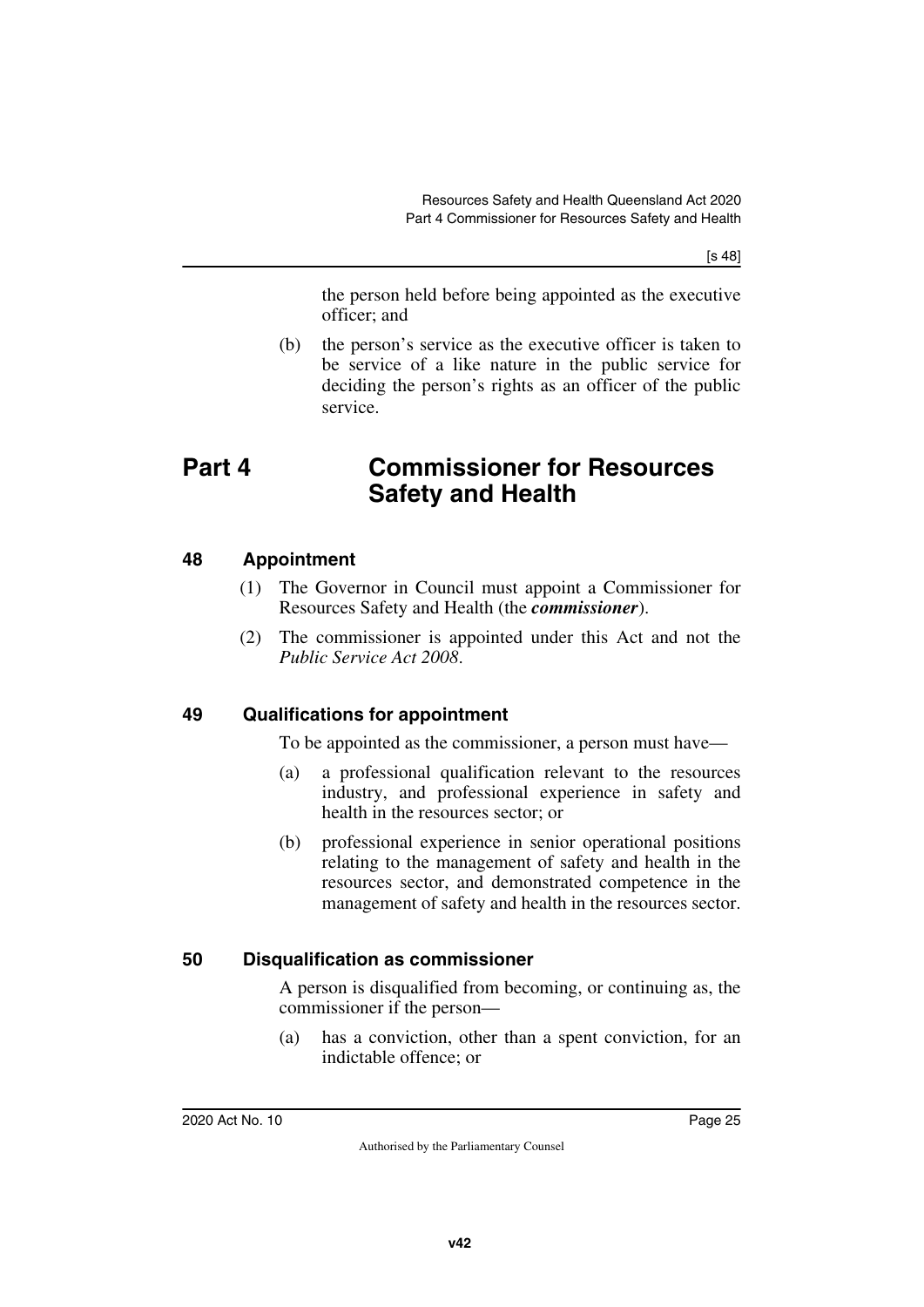the person held before being appointed as the executive officer; and

(b) the person's service as the executive officer is taken to be service of a like nature in the public service for deciding the person's rights as an officer of the public service.

# Part 4 Commissioner for Resources Safety and Health

## 48 Appointment

(1) The Governor in Council must appoint a Commissioner for Resources Safety and Health (the ***commissioner***).

(2) The commissioner is appointed under this Act and not the *Public Service Act 2008*.

## 49 Qualifications for appointment

To be appointed as the commissioner, a person must have—

(a) a professional qualification relevant to the resources industry, and professional experience in safety and health in the resources sector; or

(b) professional experience in senior operational positions relating to the management of safety and health in the resources sector, and demonstrated competence in the management of safety and health in the resources sector.

## 50 Disqualification as commissioner

A person is disqualified from becoming, or continuing as, the commissioner if the person—

(a) has a conviction, other than a spent conviction, for an indictable offence; or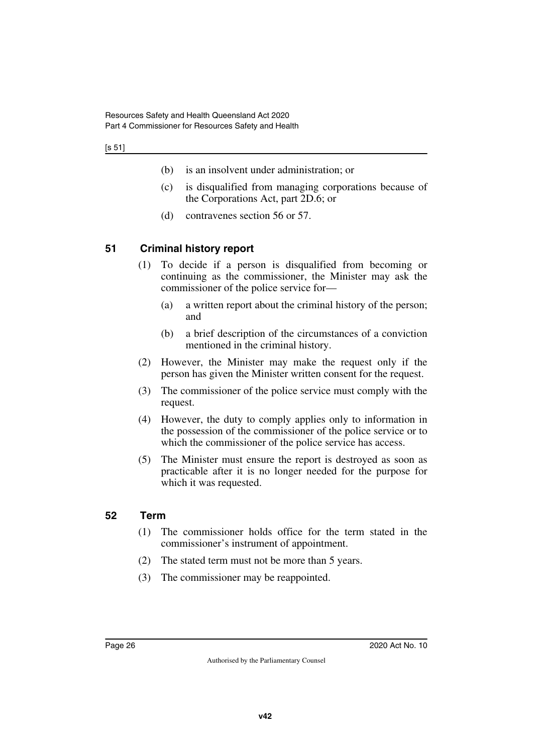(b) is an insolvent under administration; or

(c) is disqualified from managing corporations because of the Corporations Act, part 2D.6; or

(d) contravenes section 56 or 57.

## 51 Criminal history report

(1) To decide if a person is disqualified from becoming or continuing as the commissioner, the Minister may ask the commissioner of the police service for—

(a) a written report about the criminal history of the person; and

(b) a brief description of the circumstances of a conviction mentioned in the criminal history.

(2) However, the Minister may make the request only if the person has given the Minister written consent for the request.

(3) The commissioner of the police service must comply with the request.

(4) However, the duty to comply applies only to information in the possession of the commissioner of the police service or to which the commissioner of the police service has access.

(5) The Minister must ensure the report is destroyed as soon as practicable after it is no longer needed for the purpose for which it was requested.

## 52 Term

(1) The commissioner holds office for the term stated in the commissioner's instrument of appointment.

(2) The stated term must not be more than 5 years.

(3) The commissioner may be reappointed.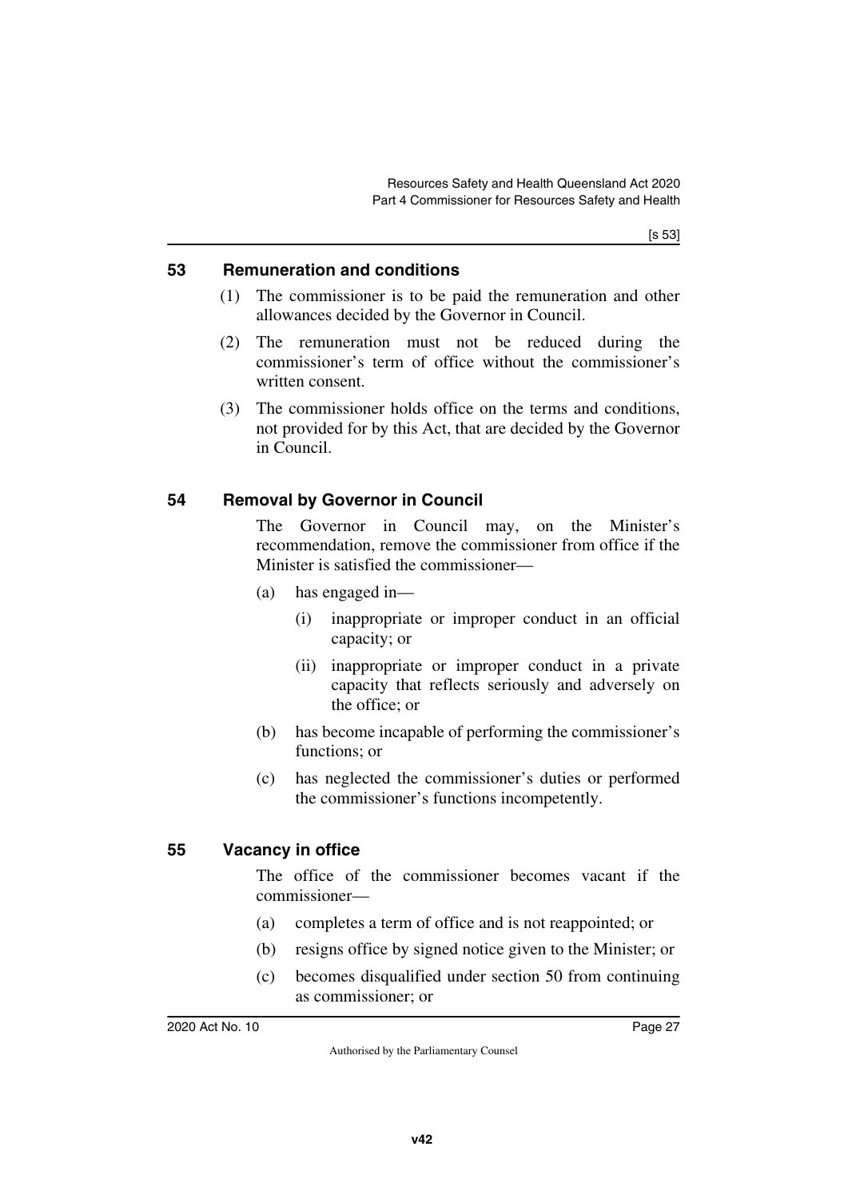### 53 Remuneration and conditions

(1) The commissioner is to be paid the remuneration and other allowances decided by the Governor in Council.

(2) The remuneration must not be reduced during the commissioner's term of office without the commissioner's written consent.

(3) The commissioner holds office on the terms and conditions, not provided for by this Act, that are decided by the Governor in Council.

### 54 Removal by Governor in Council

The Governor in Council may, on the Minister's recommendation, remove the commissioner from office if the Minister is satisfied the commissioner—

(a) has engaged in—

  (i) inappropriate or improper conduct in an official capacity; or

  (ii) inappropriate or improper conduct in a private capacity that reflects seriously and adversely on the office; or

(b) has become incapable of performing the commissioner's functions; or

(c) has neglected the commissioner's duties or performed the commissioner's functions incompetently.

### 55 Vacancy in office

The office of the commissioner becomes vacant if the commissioner—

(a) completes a term of office and is not reappointed; or

(b) resigns office by signed notice given to the Minister; or

(c) becomes disqualified under section 50 from continuing as commissioner; or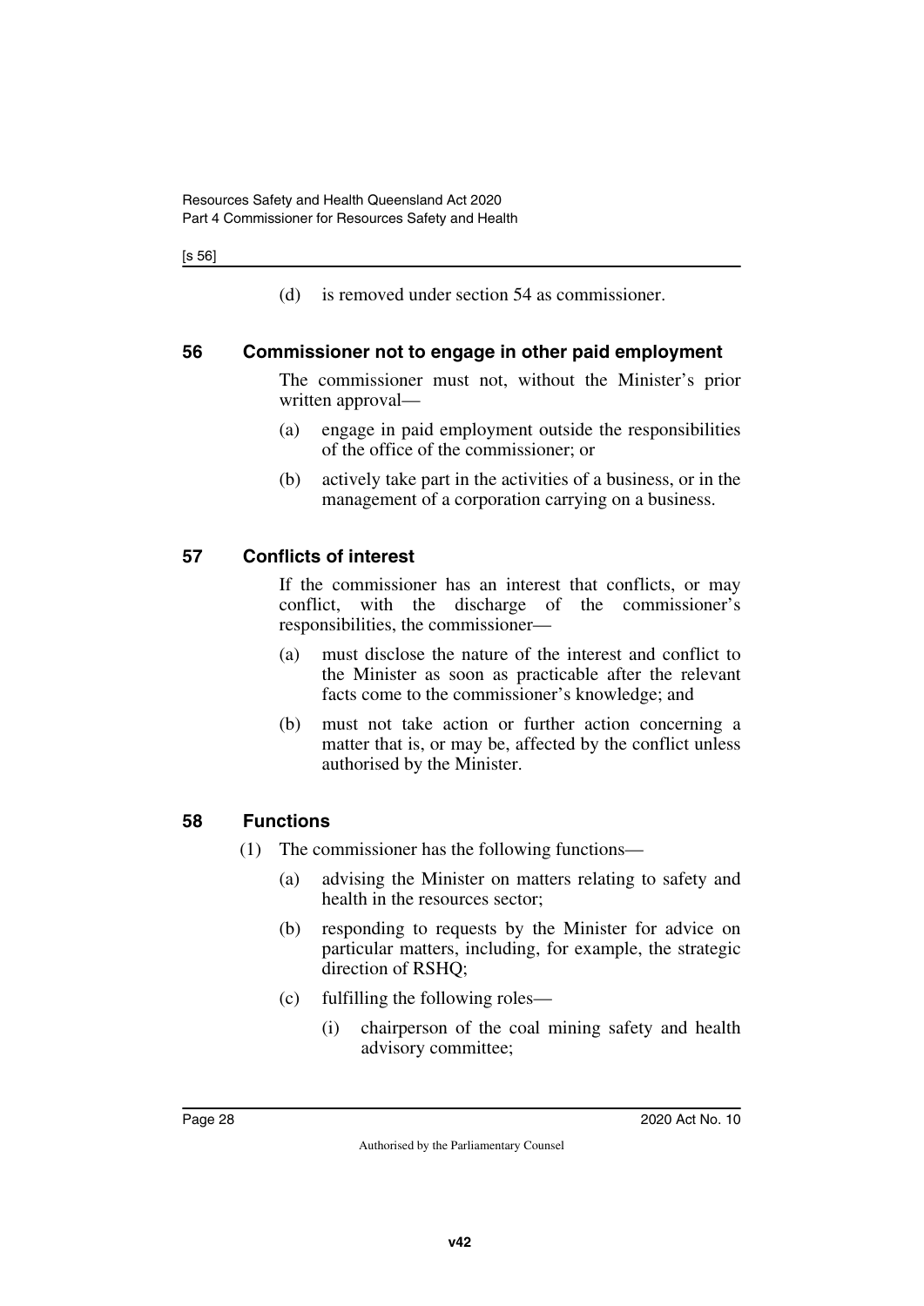(d) is removed under section 54 as commissioner.

### 56 Commissioner not to engage in other paid employment

The commissioner must not, without the Minister's prior written approval—

(a) engage in paid employment outside the responsibilities of the office of the commissioner; or

(b) actively take part in the activities of a business, or in the management of a corporation carrying on a business.

### 57 Conflicts of interest

If the commissioner has an interest that conflicts, or may conflict, with the discharge of the commissioner's responsibilities, the commissioner—

(a) must disclose the nature of the interest and conflict to the Minister as soon as practicable after the relevant facts come to the commissioner's knowledge; and

(b) must not take action or further action concerning a matter that is, or may be, affected by the conflict unless authorised by the Minister.

### 58 Functions

(1) The commissioner has the following functions—

(a) advising the Minister on matters relating to safety and health in the resources sector;

(b) responding to requests by the Minister for advice on particular matters, including, for example, the strategic direction of RSHQ;

(c) fulfilling the following roles—

(i) chairperson of the coal mining safety and health advisory committee;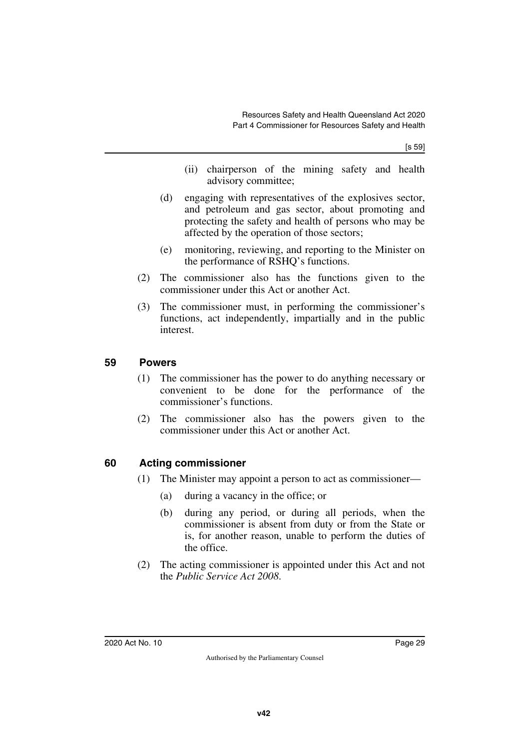(ii) chairperson of the mining safety and health advisory committee;

(d) engaging with representatives of the explosives sector, and petroleum and gas sector, about promoting and protecting the safety and health of persons who may be affected by the operation of those sectors;

(e) monitoring, reviewing, and reporting to the Minister on the performance of RSHQ's functions.

(2) The commissioner also has the functions given to the commissioner under this Act or another Act.

(3) The commissioner must, in performing the commissioner's functions, act independently, impartially and in the public interest.

## 59 Powers

(1) The commissioner has the power to do anything necessary or convenient to be done for the performance of the commissioner's functions.

(2) The commissioner also has the powers given to the commissioner under this Act or another Act.

## 60 Acting commissioner

(1) The Minister may appoint a person to act as commissioner—

(a) during a vacancy in the office; or

(b) during any period, or during all periods, when the commissioner is absent from duty or from the State or is, for another reason, unable to perform the duties of the office.

(2) The acting commissioner is appointed under this Act and not the *Public Service Act 2008*.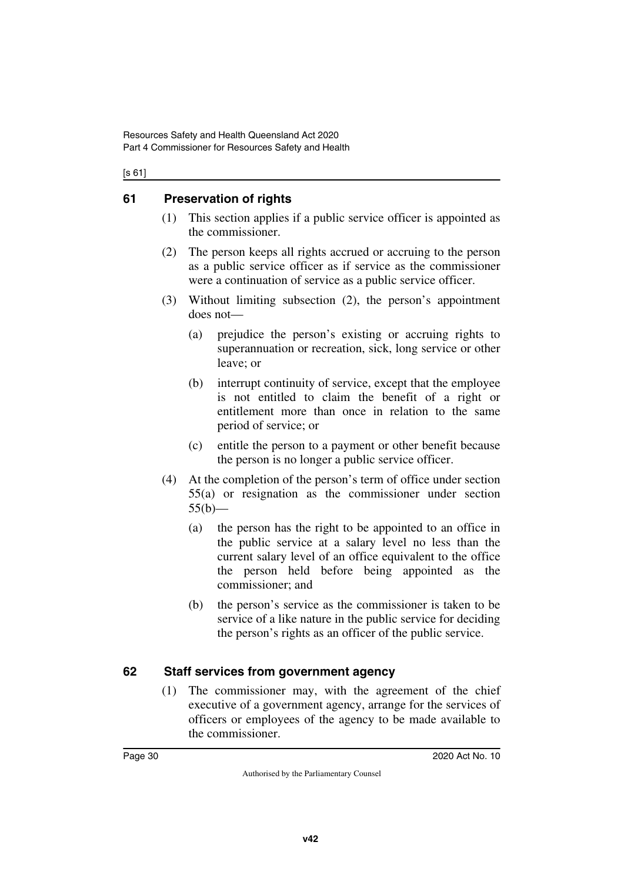## 61 Preservation of rights

(1) This section applies if a public service officer is appointed as the commissioner.

(2) The person keeps all rights accrued or accruing to the person as a public service officer as if service as the commissioner were a continuation of service as a public service officer.

(3) Without limiting subsection (2), the person's appointment does not—

(a) prejudice the person's existing or accruing rights to superannuation or recreation, sick, long service or other leave; or

(b) interrupt continuity of service, except that the employee is not entitled to claim the benefit of a right or entitlement more than once in relation to the same period of service; or

(c) entitle the person to a payment or other benefit because the person is no longer a public service officer.

(4) At the completion of the person's term of office under section 55(a) or resignation as the commissioner under section 55(b)—

(a) the person has the right to be appointed to an office in the public service at a salary level no less than the current salary level of an office equivalent to the office the person held before being appointed as the commissioner; and

(b) the person's service as the commissioner is taken to be service of a like nature in the public service for deciding the person's rights as an officer of the public service.

## 62 Staff services from government agency

(1) The commissioner may, with the agreement of the chief executive of a government agency, arrange for the services of officers or employees of the agency to be made available to the commissioner.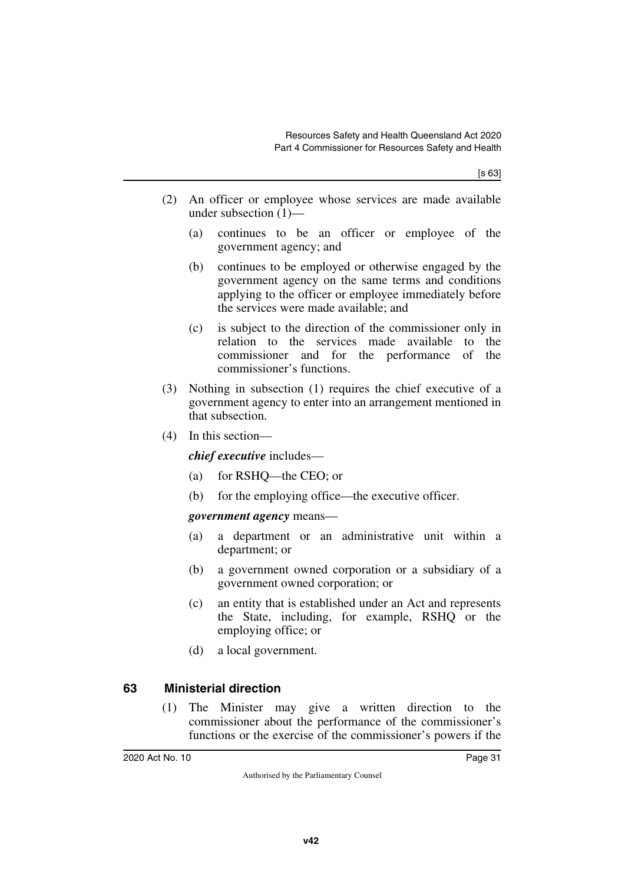(2) An officer or employee whose services are made available under subsection (1)—

(a) continues to be an officer or employee of the government agency; and

(b) continues to be employed or otherwise engaged by the government agency on the same terms and conditions applying to the officer or employee immediately before the services were made available; and

(c) is subject to the direction of the commissioner only in relation to the services made available to the commissioner and for the performance of the commissioner's functions.

(3) Nothing in subsection (1) requires the chief executive of a government agency to enter into an arrangement mentioned in that subsection.

(4) In this section—

***chief executive*** includes—

(a) for RSHQ—the CEO; or

(b) for the employing office—the executive officer.

***government agency*** means—

(a) a department or an administrative unit within a department; or

(b) a government owned corporation or a subsidiary of a government owned corporation; or

(c) an entity that is established under an Act and represents the State, including, for example, RSHQ or the employing office; or

(d) a local government.

## 63 Ministerial direction

(1) The Minister may give a written direction to the commissioner about the performance of the commissioner's functions or the exercise of the commissioner's powers if the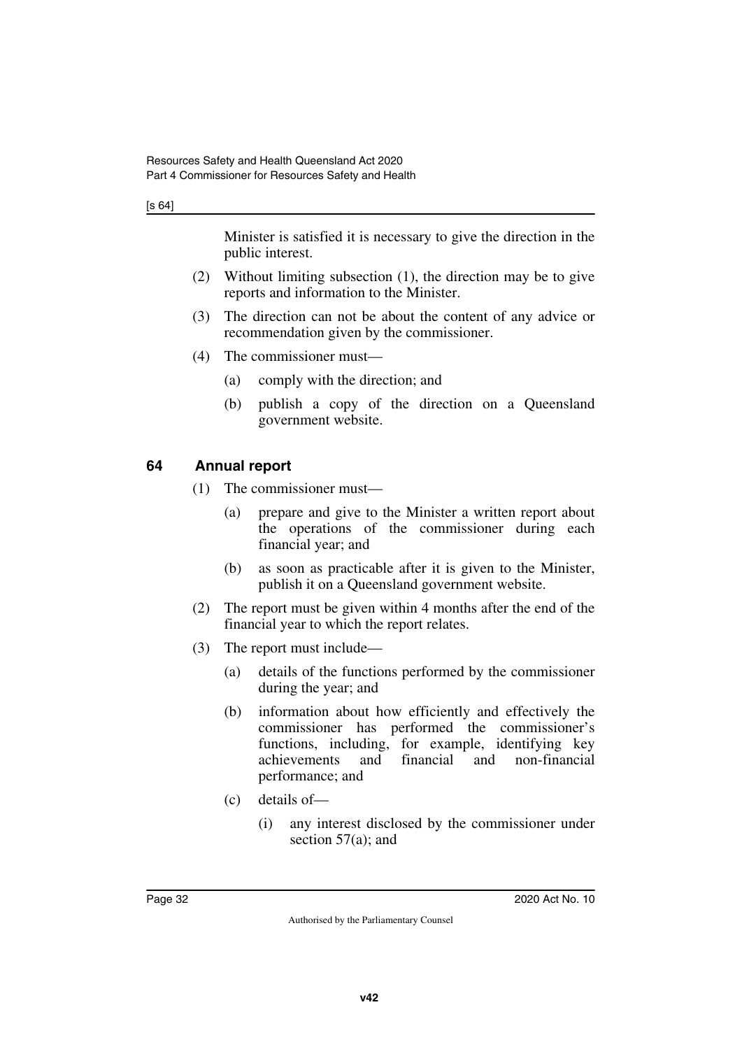Minister is satisfied it is necessary to give the direction in the public interest.

(2) Without limiting subsection (1), the direction may be to give reports and information to the Minister.

(3) The direction can not be about the content of any advice or recommendation given by the commissioner.

(4) The commissioner must—

(a) comply with the direction; and

(b) publish a copy of the direction on a Queensland government website.

## 64 Annual report

(1) The commissioner must—

(a) prepare and give to the Minister a written report about the operations of the commissioner during each financial year; and

(b) as soon as practicable after it is given to the Minister, publish it on a Queensland government website.

(2) The report must be given within 4 months after the end of the financial year to which the report relates.

(3) The report must include—

(a) details of the functions performed by the commissioner during the year; and

(b) information about how efficiently and effectively the commissioner has performed the commissioner's functions, including, for example, identifying key achievements and financial and non-financial performance; and

(c) details of—

(i) any interest disclosed by the commissioner under section 57(a); and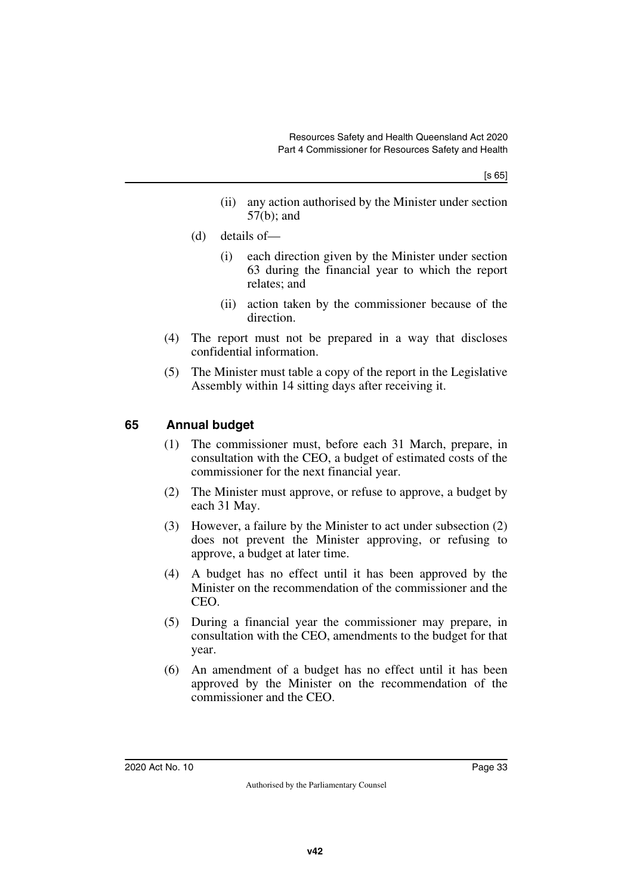(ii) any action authorised by the Minister under section 57(b); and

(d) details of—

(i) each direction given by the Minister under section 63 during the financial year to which the report relates; and

(ii) action taken by the commissioner because of the direction.

(4) The report must not be prepared in a way that discloses confidential information.

(5) The Minister must table a copy of the report in the Legislative Assembly within 14 sitting days after receiving it.

## 65 Annual budget

(1) The commissioner must, before each 31 March, prepare, in consultation with the CEO, a budget of estimated costs of the commissioner for the next financial year.

(2) The Minister must approve, or refuse to approve, a budget by each 31 May.

(3) However, a failure by the Minister to act under subsection (2) does not prevent the Minister approving, or refusing to approve, a budget at later time.

(4) A budget has no effect until it has been approved by the Minister on the recommendation of the commissioner and the CEO.

(5) During a financial year the commissioner may prepare, in consultation with the CEO, amendments to the budget for that year.

(6) An amendment of a budget has no effect until it has been approved by the Minister on the recommendation of the commissioner and the CEO.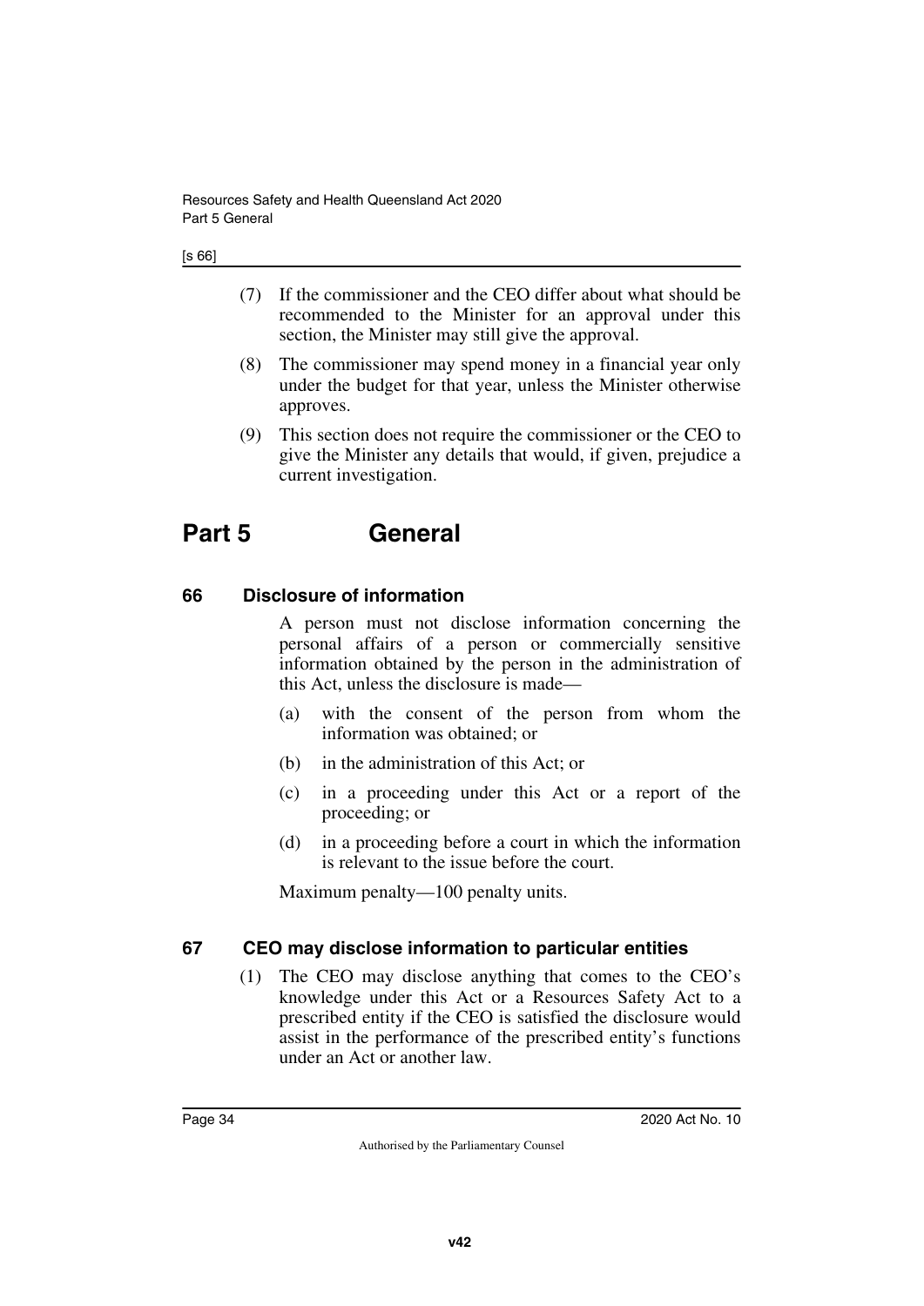(7) If the commissioner and the CEO differ about what should be recommended to the Minister for an approval under this section, the Minister may still give the approval.

(8) The commissioner may spend money in a financial year only under the budget for that year, unless the Minister otherwise approves.

(9) This section does not require the commissioner or the CEO to give the Minister any details that would, if given, prejudice a current investigation.

# Part 5 General

## 66 Disclosure of information

A person must not disclose information concerning the personal affairs of a person or commercially sensitive information obtained by the person in the administration of this Act, unless the disclosure is made—

(a) with the consent of the person from whom the information was obtained; or

(b) in the administration of this Act; or

(c) in a proceeding under this Act or a report of the proceeding; or

(d) in a proceeding before a court in which the information is relevant to the issue before the court.

Maximum penalty—100 penalty units.

## 67 CEO may disclose information to particular entities

(1) The CEO may disclose anything that comes to the CEO's knowledge under this Act or a Resources Safety Act to a prescribed entity if the CEO is satisfied the disclosure would assist in the performance of the prescribed entity's functions under an Act or another law.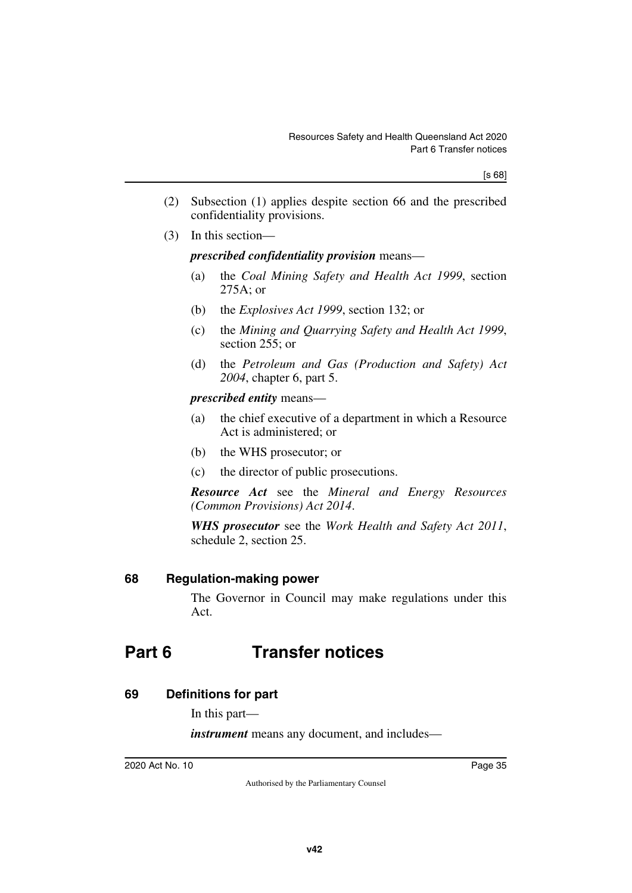(2) Subsection (1) applies despite section 66 and the prescribed confidentiality provisions.

(3) In this section—

***prescribed confidentiality provision*** means—

(a) the *Coal Mining Safety and Health Act 1999*, section 275A; or

(b) the *Explosives Act 1999*, section 132; or

(c) the *Mining and Quarrying Safety and Health Act 1999*, section 255; or

(d) the *Petroleum and Gas (Production and Safety) Act 2004*, chapter 6, part 5.

***prescribed entity*** means—

(a) the chief executive of a department in which a Resource Act is administered; or

(b) the WHS prosecutor; or

(c) the director of public prosecutions.

***Resource Act*** see the *Mineral and Energy Resources (Common Provisions) Act 2014*.

***WHS prosecutor*** see the *Work Health and Safety Act 2011*, schedule 2, section 25.

### 68 Regulation-making power

The Governor in Council may make regulations under this Act.

## Part 6 Transfer notices

### 69 Definitions for part

In this part—

***instrument*** means any document, and includes—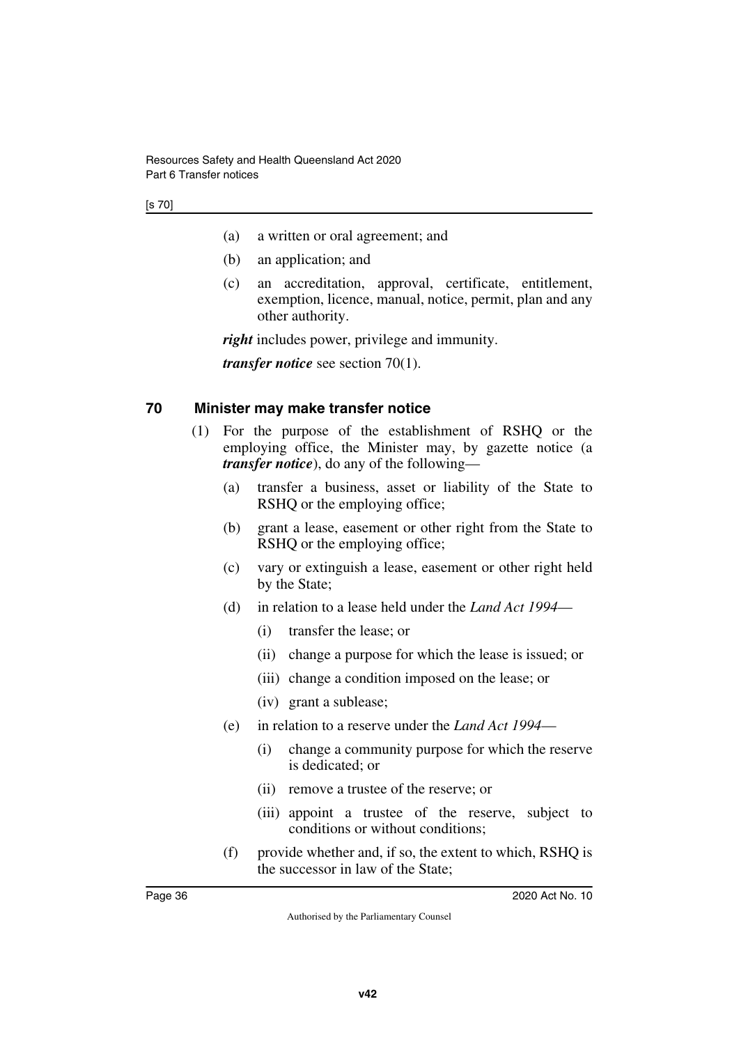(a) a written or oral agreement; and

(b) an application; and

(c) an accreditation, approval, certificate, entitlement, exemption, licence, manual, notice, permit, plan and any other authority.

***right*** includes power, privilege and immunity.

***transfer notice*** see section 70(1).

## 70 Minister may make transfer notice

(1) For the purpose of the establishment of RSHQ or the employing office, the Minister may, by gazette notice (a ***transfer notice***), do any of the following—

(a) transfer a business, asset or liability of the State to RSHQ or the employing office;

(b) grant a lease, easement or other right from the State to RSHQ or the employing office;

(c) vary or extinguish a lease, easement or other right held by the State;

(d) in relation to a lease held under the *Land Act 1994*—

(i) transfer the lease; or

(ii) change a purpose for which the lease is issued; or

(iii) change a condition imposed on the lease; or

(iv) grant a sublease;

(e) in relation to a reserve under the *Land Act 1994*—

(i) change a community purpose for which the reserve is dedicated; or

(ii) remove a trustee of the reserve; or

(iii) appoint a trustee of the reserve, subject to conditions or without conditions;

(f) provide whether and, if so, the extent to which, RSHQ is the successor in law of the State;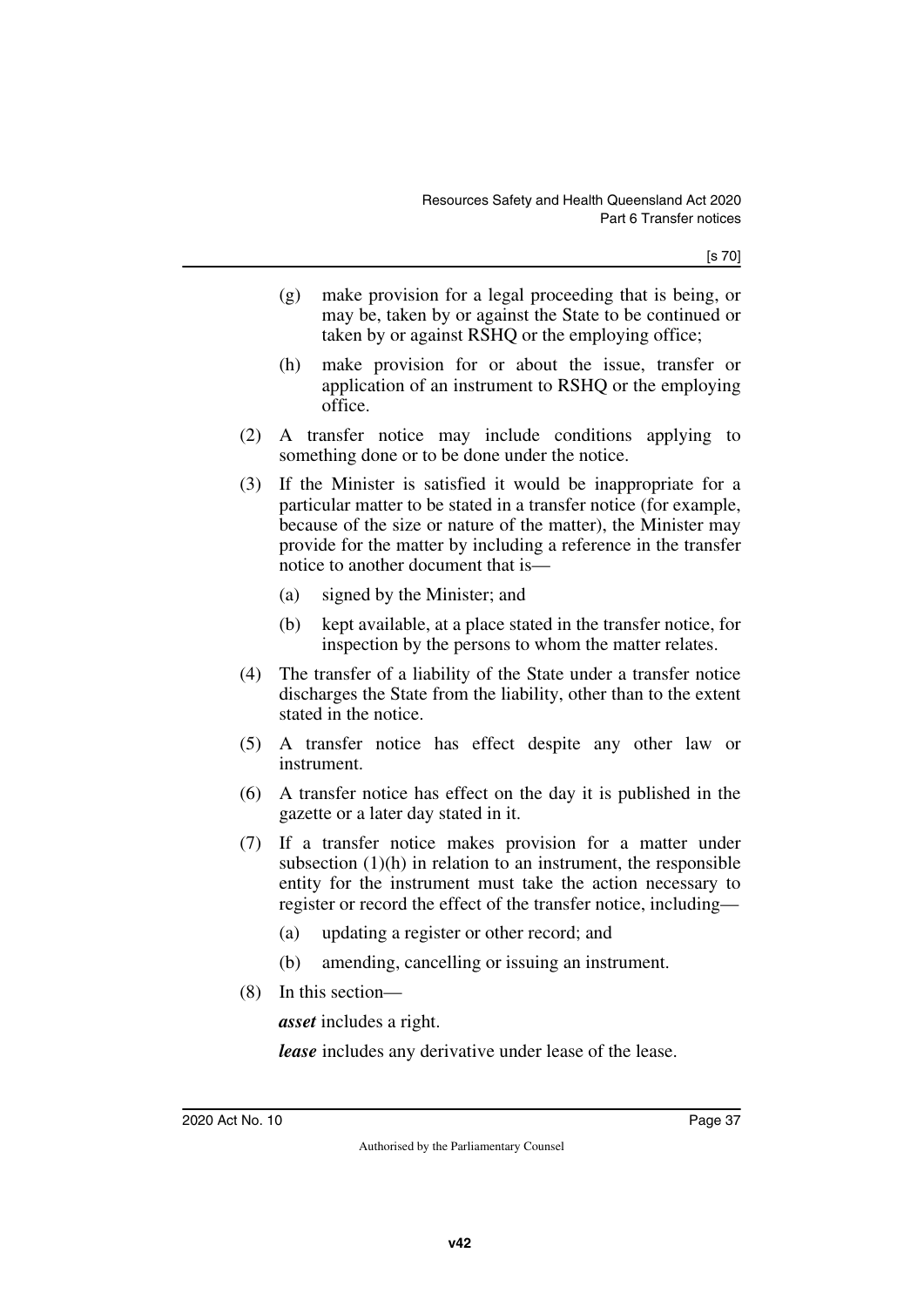(g) make provision for a legal proceeding that is being, or may be, taken by or against the State to be continued or taken by or against RSHQ or the employing office;

(h) make provision for or about the issue, transfer or application of an instrument to RSHQ or the employing office.

(2) A transfer notice may include conditions applying to something done or to be done under the notice.

(3) If the Minister is satisfied it would be inappropriate for a particular matter to be stated in a transfer notice (for example, because of the size or nature of the matter), the Minister may provide for the matter by including a reference in the transfer notice to another document that is—

(a) signed by the Minister; and

(b) kept available, at a place stated in the transfer notice, for inspection by the persons to whom the matter relates.

(4) The transfer of a liability of the State under a transfer notice discharges the State from the liability, other than to the extent stated in the notice.

(5) A transfer notice has effect despite any other law or instrument.

(6) A transfer notice has effect on the day it is published in the gazette or a later day stated in it.

(7) If a transfer notice makes provision for a matter under subsection (1)(h) in relation to an instrument, the responsible entity for the instrument must take the action necessary to register or record the effect of the transfer notice, including—

(a) updating a register or other record; and

(b) amending, cancelling or issuing an instrument.

(8) In this section—

***asset*** includes a right.

***lease*** includes any derivative under lease of the lease.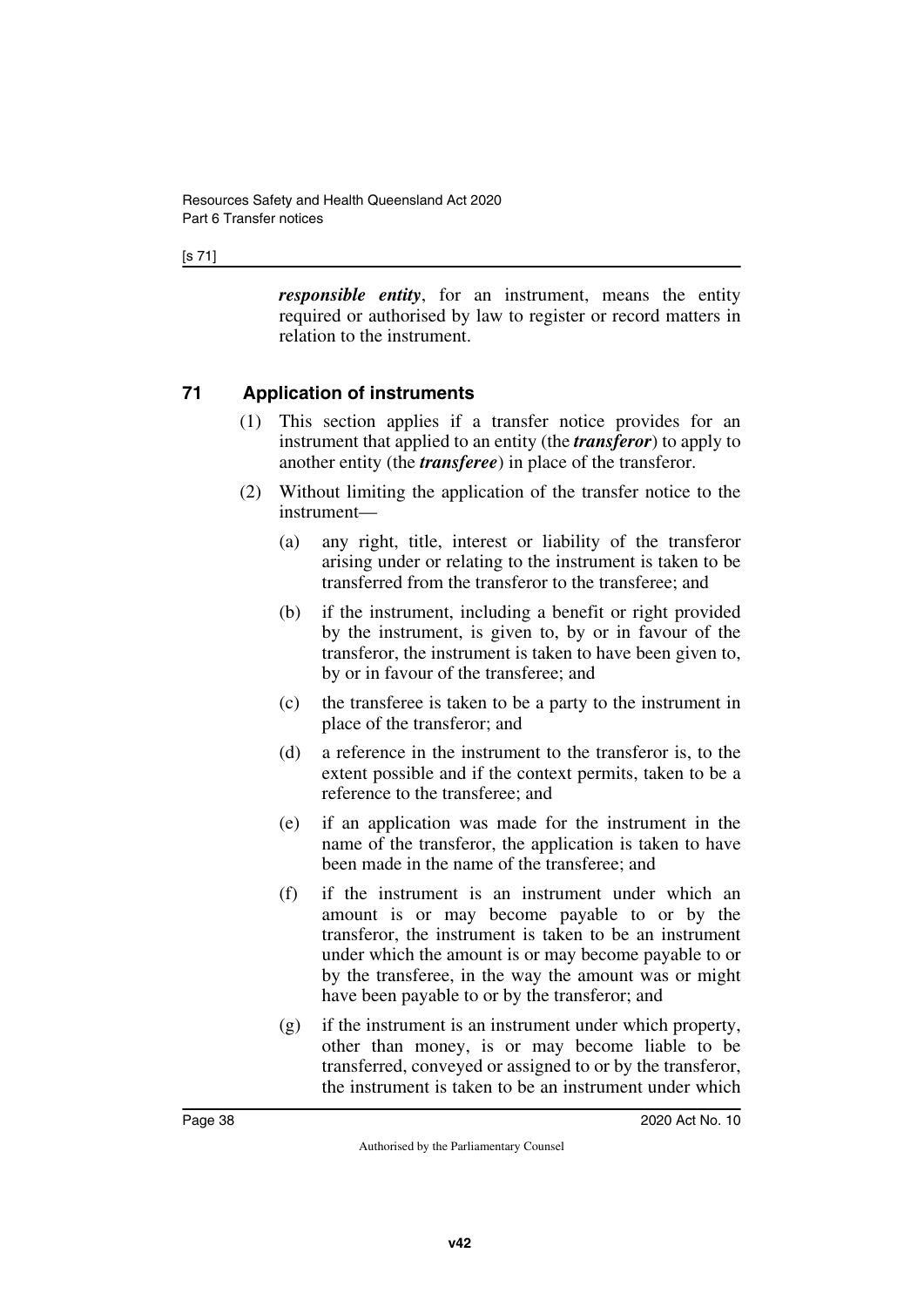***responsible entity***, for an instrument, means the entity required or authorised by law to register or record matters in relation to the instrument.

## 71 Application of instruments

(1) This section applies if a transfer notice provides for an instrument that applied to an entity (the ***transferor***) to apply to another entity (the ***transferee***) in place of the transferor.

(2) Without limiting the application of the transfer notice to the instrument—

(a) any right, title, interest or liability of the transferor arising under or relating to the instrument is taken to be transferred from the transferor to the transferee; and

(b) if the instrument, including a benefit or right provided by the instrument, is given to, by or in favour of the transferor, the instrument is taken to have been given to, by or in favour of the transferee; and

(c) the transferee is taken to be a party to the instrument in place of the transferor; and

(d) a reference in the instrument to the transferor is, to the extent possible and if the context permits, taken to be a reference to the transferee; and

(e) if an application was made for the instrument in the name of the transferor, the application is taken to have been made in the name of the transferee; and

(f) if the instrument is an instrument under which an amount is or may become payable to or by the transferor, the instrument is taken to be an instrument under which the amount is or may become payable to or by the transferee, in the way the amount was or might have been payable to or by the transferor; and

(g) if the instrument is an instrument under which property, other than money, is or may become liable to be transferred, conveyed or assigned to or by the transferor, the instrument is taken to be an instrument under which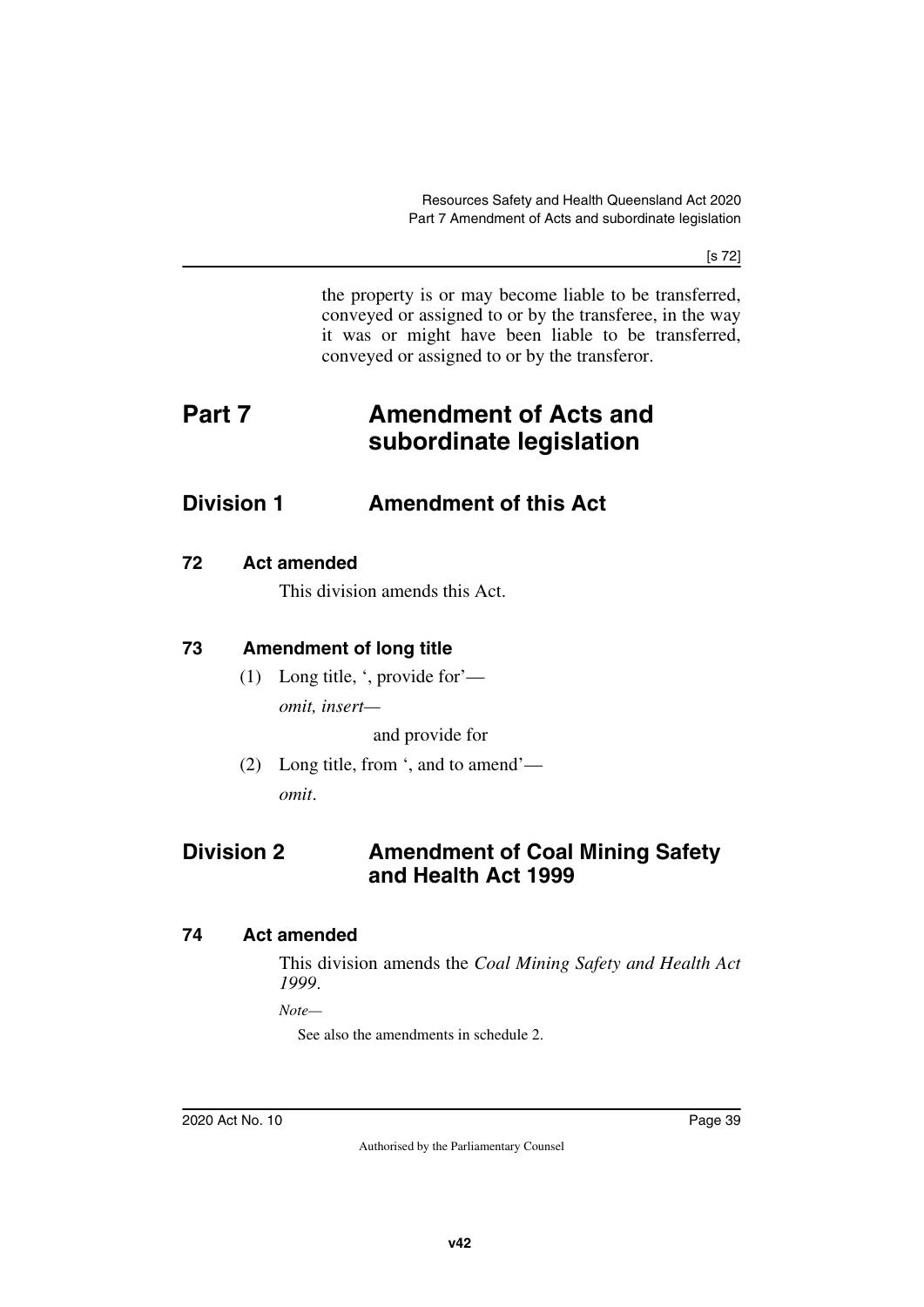the property is or may become liable to be transferred, conveyed or assigned to or by the transferee, in the way it was or might have been liable to be transferred, conveyed or assigned to or by the transferor.

# Part 7 Amendment of Acts and subordinate legislation

## Division 1 Amendment of this Act

### 72 Act amended

This division amends this Act.

### 73 Amendment of long title

(1) Long title, ', provide for'—

*omit, insert—*

and provide for

(2) Long title, from ', and to amend'—

*omit*.

## Division 2 Amendment of Coal Mining Safety and Health Act 1999

### 74 Act amended

This division amends the *Coal Mining Safety and Health Act 1999*.

*Note—*

See also the amendments in schedule 2.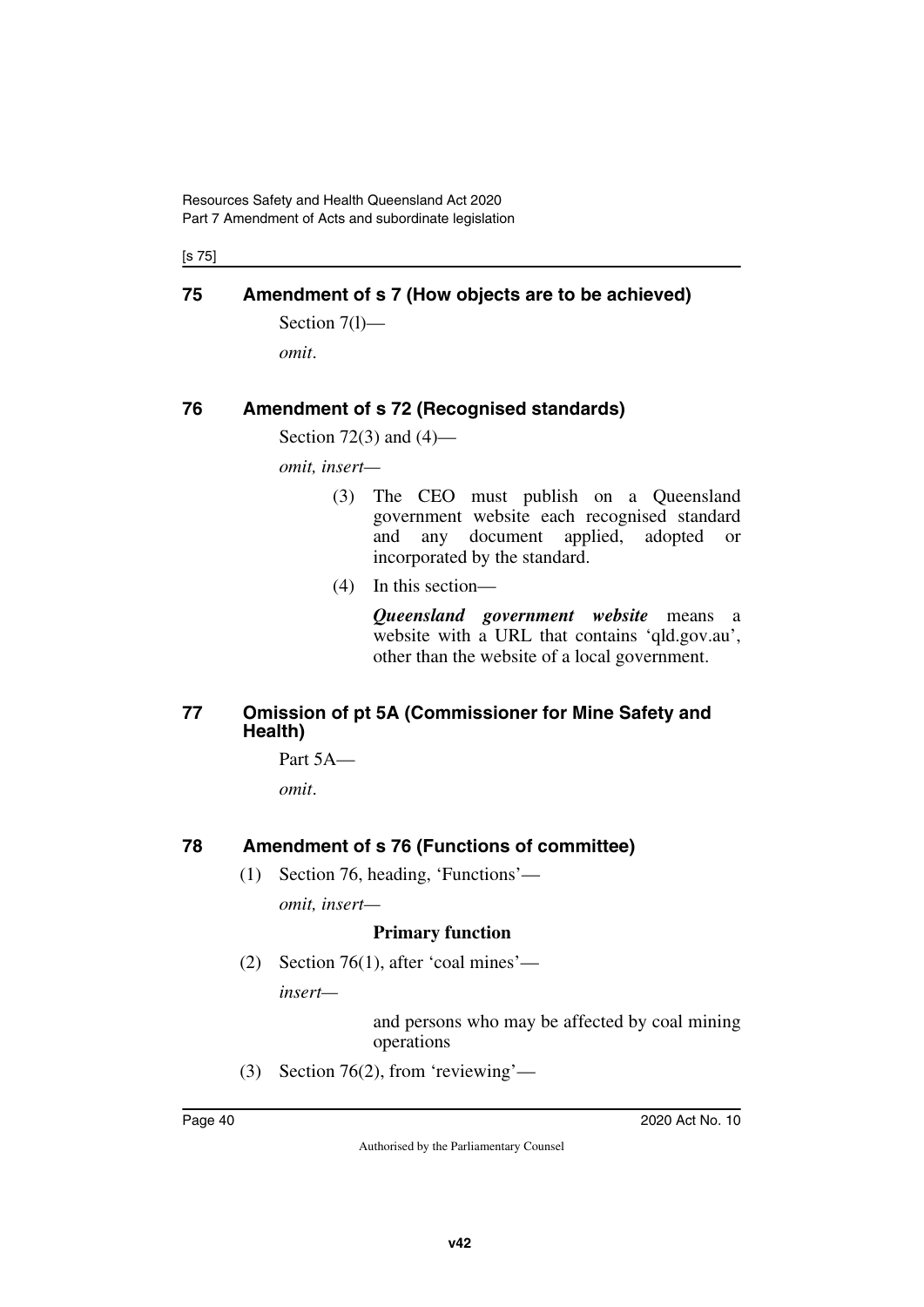## 75 Amendment of s 7 (How objects are to be achieved)

Section 7(l)—

*omit*.

## 76 Amendment of s 72 (Recognised standards)

Section 72(3) and (4)—

*omit, insert*—

(3) The CEO must publish on a Queensland government website each recognised standard and any document applied, adopted or incorporated by the standard.

(4) In this section—

***Queensland government website*** means a website with a URL that contains 'qld.gov.au', other than the website of a local government.

## 77 Omission of pt 5A (Commissioner for Mine Safety and Health)

Part 5A—

*omit*.

## 78 Amendment of s 76 (Functions of committee)

(1) Section 76, heading, 'Functions'—

*omit, insert*—

**Primary function**

(2) Section 76(1), after 'coal mines'—

*insert*—

and persons who may be affected by coal mining operations

(3) Section 76(2), from 'reviewing'—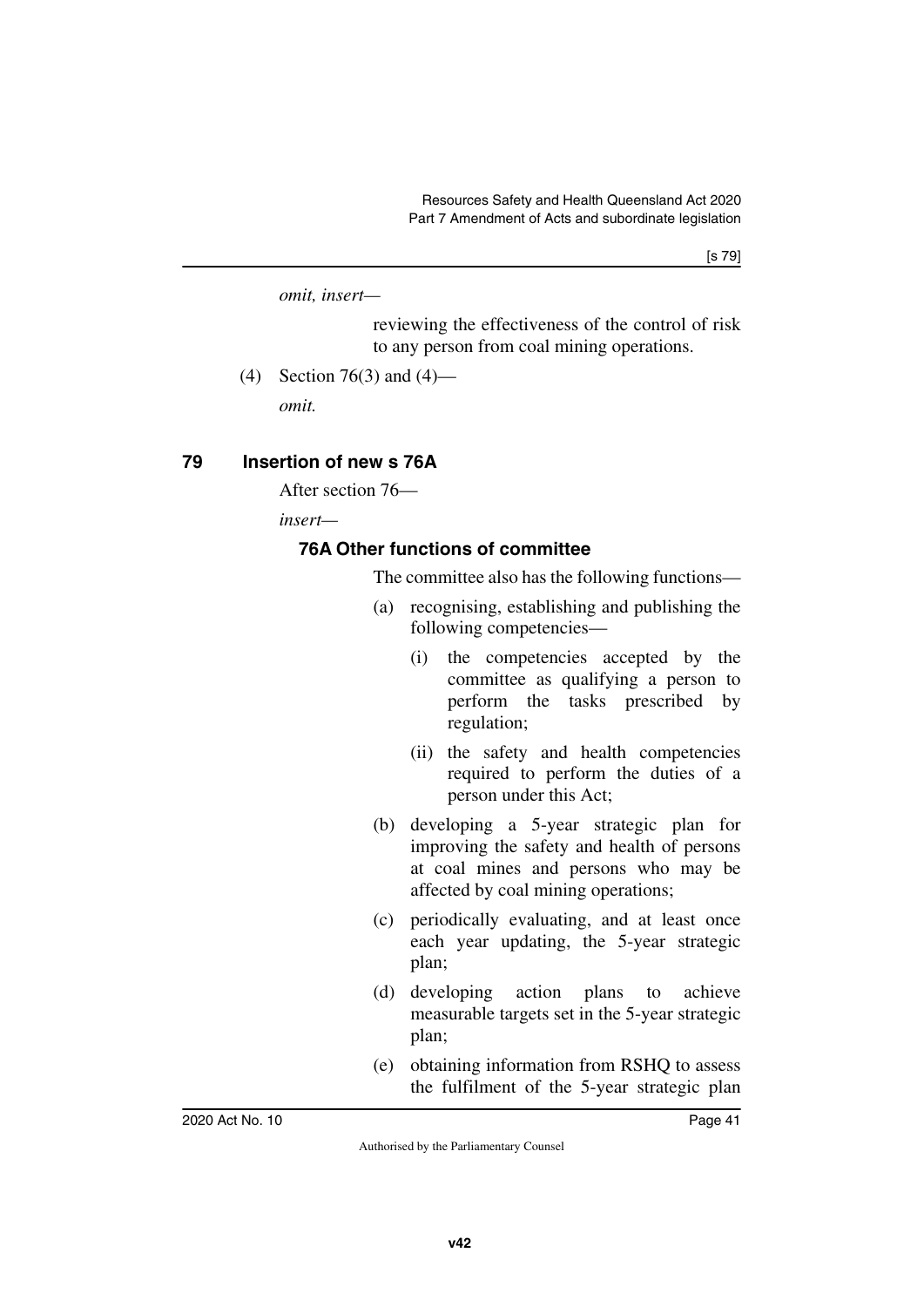*omit, insert—*

reviewing the effectiveness of the control of risk to any person from coal mining operations.

(4) Section 76(3) and (4)—

*omit.*

## 79 Insertion of new s 76A

After section 76—

*insert—*

### 76A Other functions of committee

The committee also has the following functions—

(a) recognising, establishing and publishing the following competencies—

(i) the competencies accepted by the committee as qualifying a person to perform the tasks prescribed by regulation;

(ii) the safety and health competencies required to perform the duties of a person under this Act;

(b) developing a 5-year strategic plan for improving the safety and health of persons at coal mines and persons who may be affected by coal mining operations;

(c) periodically evaluating, and at least once each year updating, the 5-year strategic plan;

(d) developing action plans to achieve measurable targets set in the 5-year strategic plan;

(e) obtaining information from RSHQ to assess the fulfilment of the 5-year strategic plan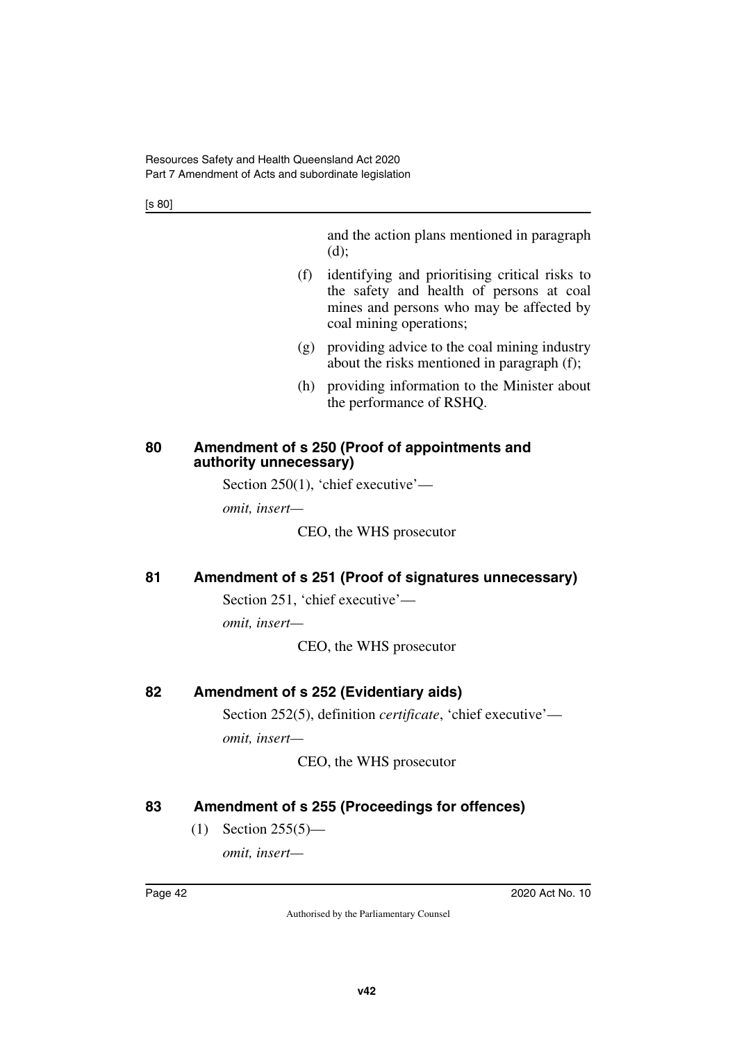and the action plans mentioned in paragraph (d);

(f) identifying and prioritising critical risks to the safety and health of persons at coal mines and persons who may be affected by coal mining operations;

(g) providing advice to the coal mining industry about the risks mentioned in paragraph (f);

(h) providing information to the Minister about the performance of RSHQ.

## 80 Amendment of s 250 (Proof of appointments and authority unnecessary)

Section 250(1), 'chief executive'—

*omit, insert—*

CEO, the WHS prosecutor

## 81 Amendment of s 251 (Proof of signatures unnecessary)

Section 251, 'chief executive'—

*omit, insert—*

CEO, the WHS prosecutor

## 82 Amendment of s 252 (Evidentiary aids)

Section 252(5), definition *certificate*, 'chief executive'—

*omit, insert—*

CEO, the WHS prosecutor

## 83 Amendment of s 255 (Proceedings for offences)

(1) Section 255(5)—

*omit, insert—*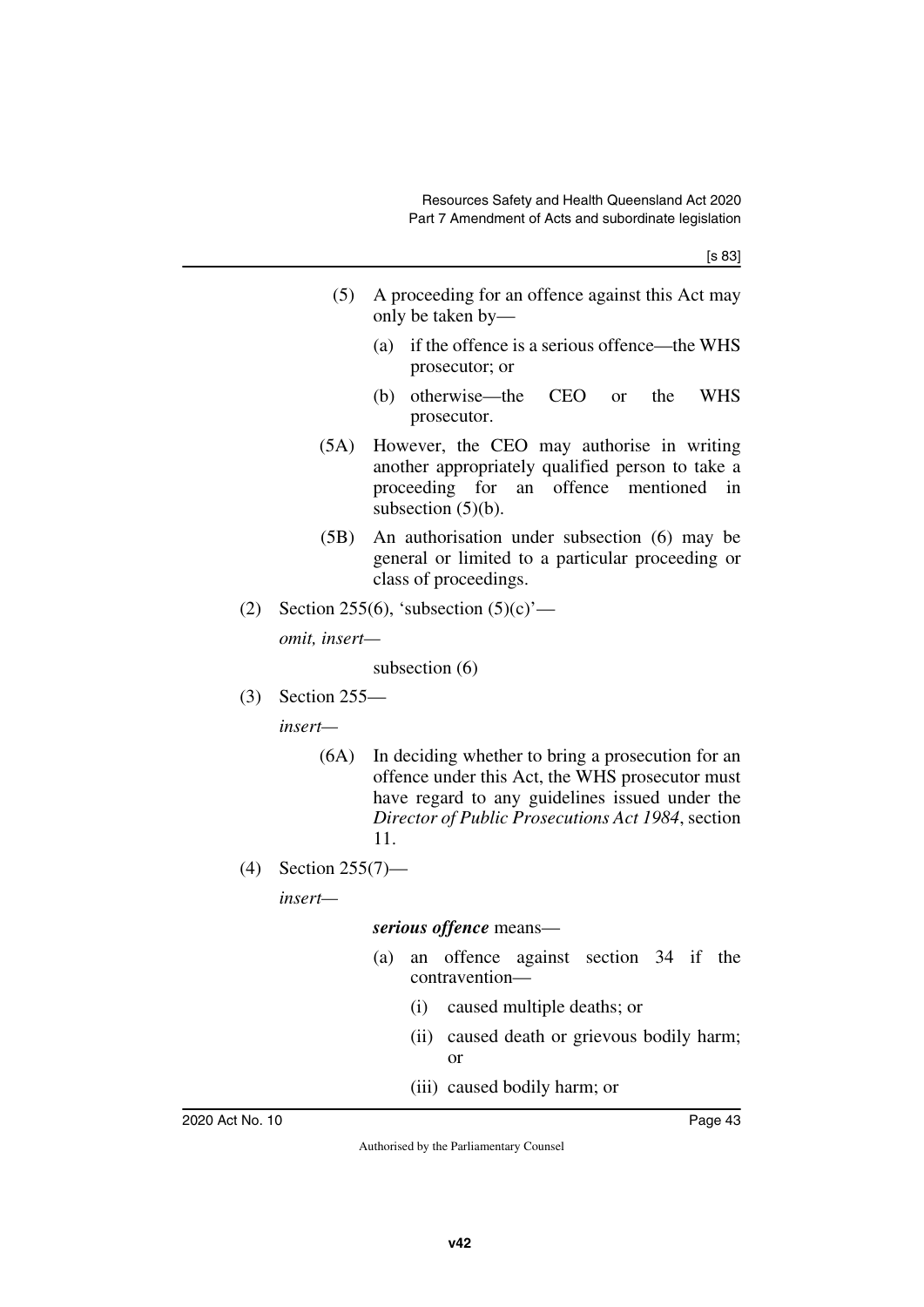(5) A proceeding for an offence against this Act may only be taken by—

(a) if the offence is a serious offence—the WHS prosecutor; or

(b) otherwise—the CEO or the WHS prosecutor.

(5A) However, the CEO may authorise in writing another appropriately qualified person to take a proceeding for an offence mentioned in subsection (5)(b).

(5B) An authorisation under subsection (6) may be general or limited to a particular proceeding or class of proceedings.

(2) Section 255(6), 'subsection (5)(c)'—

*omit, insert—*

subsection (6)

(3) Section 255—

*insert—*

(6A) In deciding whether to bring a prosecution for an offence under this Act, the WHS prosecutor must have regard to any guidelines issued under the *Director of Public Prosecutions Act 1984*, section 11.

(4) Section 255(7)—

*insert—*

***serious offence*** means—

(a) an offence against section 34 if the contravention—

(i) caused multiple deaths; or

(ii) caused death or grievous bodily harm; or

(iii) caused bodily harm; or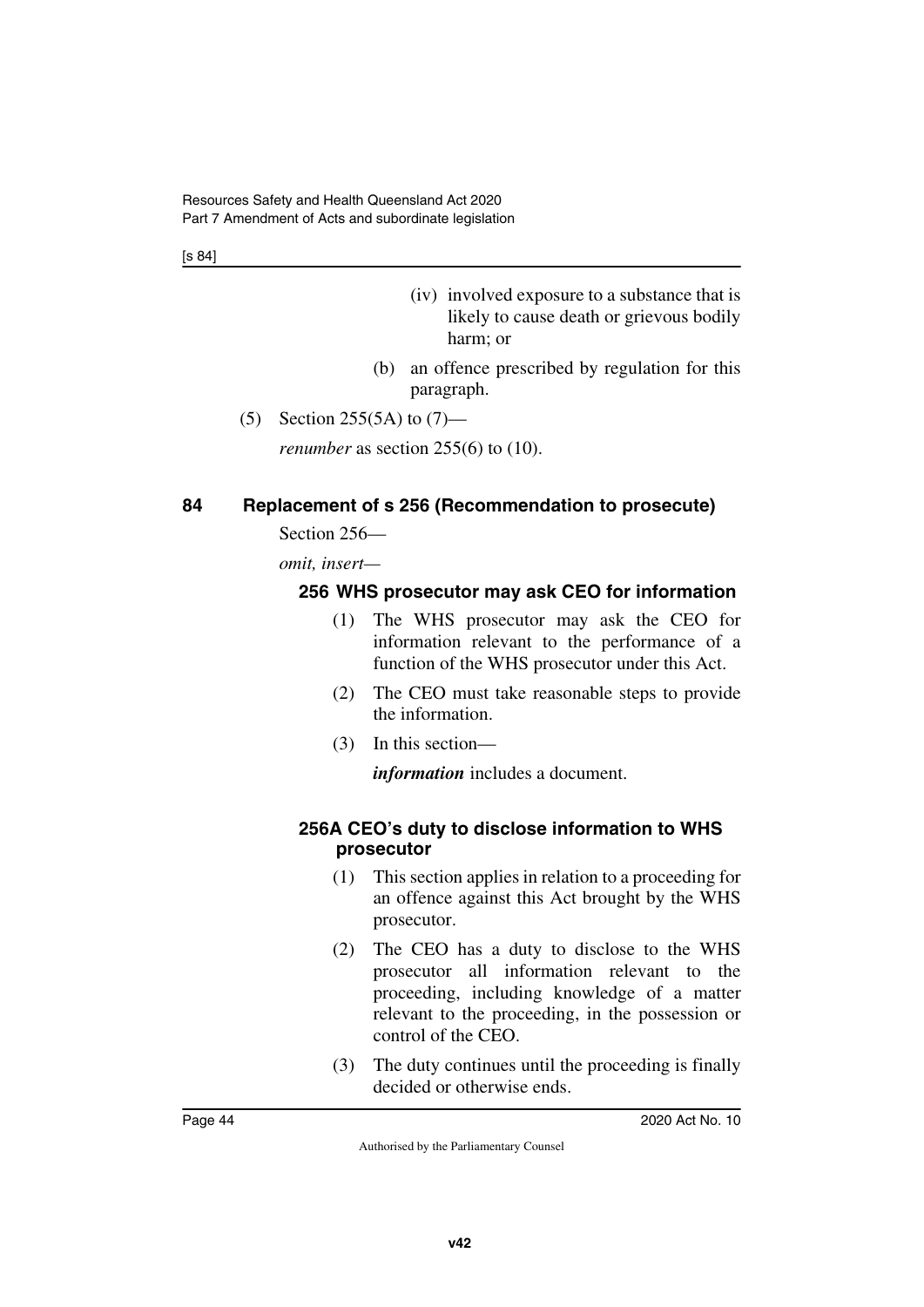(iv) involved exposure to a substance that is likely to cause death or grievous bodily harm; or

(b) an offence prescribed by regulation for this paragraph.

(5) Section 255(5A) to (7)—

*renumber* as section 255(6) to (10).

## 84 Replacement of s 256 (Recommendation to prosecute)

Section 256—

*omit, insert—*

### 256 WHS prosecutor may ask CEO for information

(1) The WHS prosecutor may ask the CEO for information relevant to the performance of a function of the WHS prosecutor under this Act.

(2) The CEO must take reasonable steps to provide the information.

(3) In this section—

***information*** includes a document.

### 256A CEO's duty to disclose information to WHS prosecutor

(1) This section applies in relation to a proceeding for an offence against this Act brought by the WHS prosecutor.

(2) The CEO has a duty to disclose to the WHS prosecutor all information relevant to the proceeding, including knowledge of a matter relevant to the proceeding, in the possession or control of the CEO.

(3) The duty continues until the proceeding is finally decided or otherwise ends.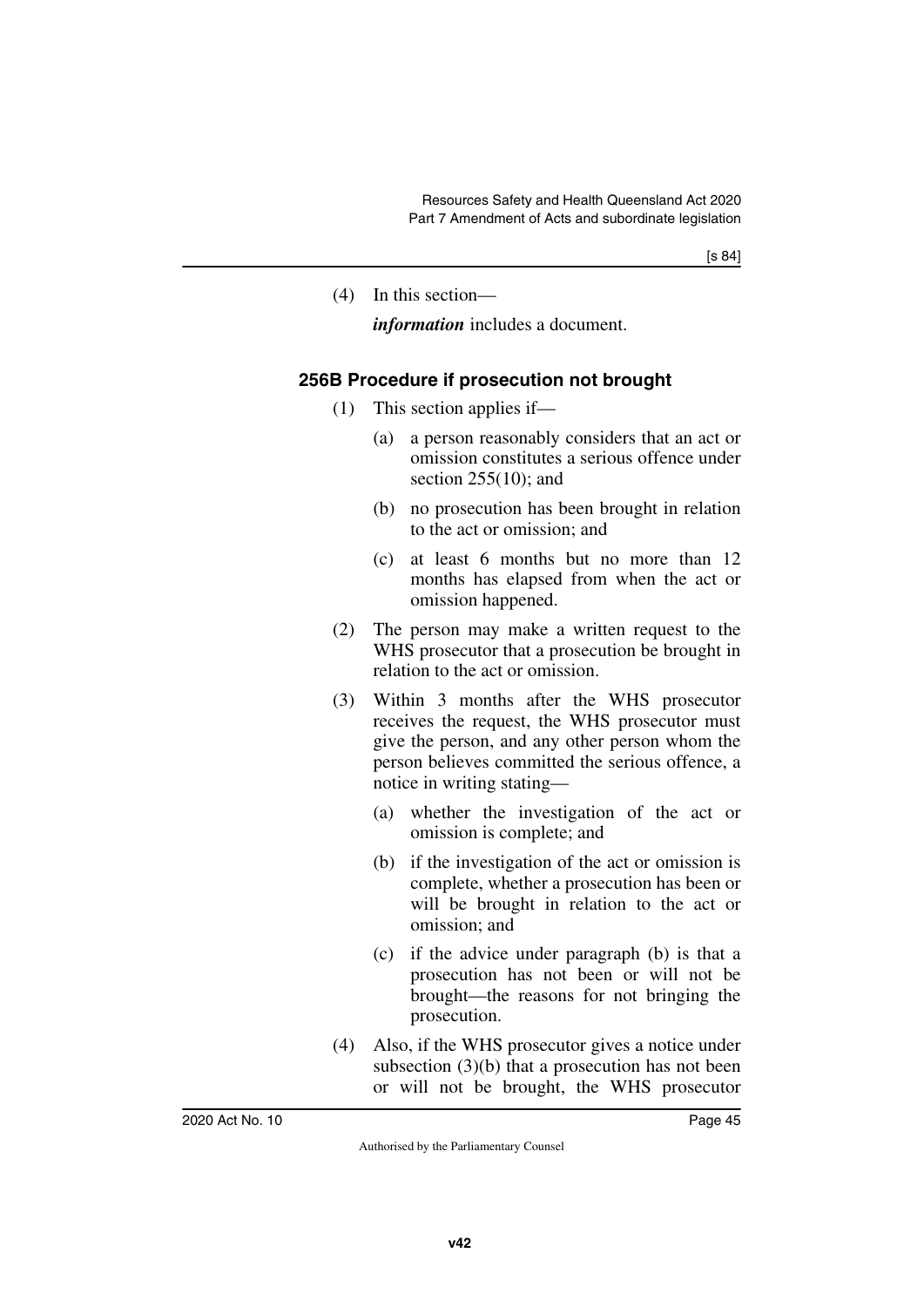(4) In this section—

*information* includes a document.

### 256B Procedure if prosecution not brought

(1) This section applies if—

   (a) a person reasonably considers that an act or omission constitutes a serious offence under section 255(10); and

   (b) no prosecution has been brought in relation to the act or omission; and

   (c) at least 6 months but no more than 12 months has elapsed from when the act or omission happened.

(2) The person may make a written request to the WHS prosecutor that a prosecution be brought in relation to the act or omission.

(3) Within 3 months after the WHS prosecutor receives the request, the WHS prosecutor must give the person, and any other person whom the person believes committed the serious offence, a notice in writing stating—

   (a) whether the investigation of the act or omission is complete; and

   (b) if the investigation of the act or omission is complete, whether a prosecution has been or will be brought in relation to the act or omission; and

   (c) if the advice under paragraph (b) is that a prosecution has not been or will not be brought—the reasons for not bringing the prosecution.

(4) Also, if the WHS prosecutor gives a notice under subsection (3)(b) that a prosecution has not been or will not be brought, the WHS prosecutor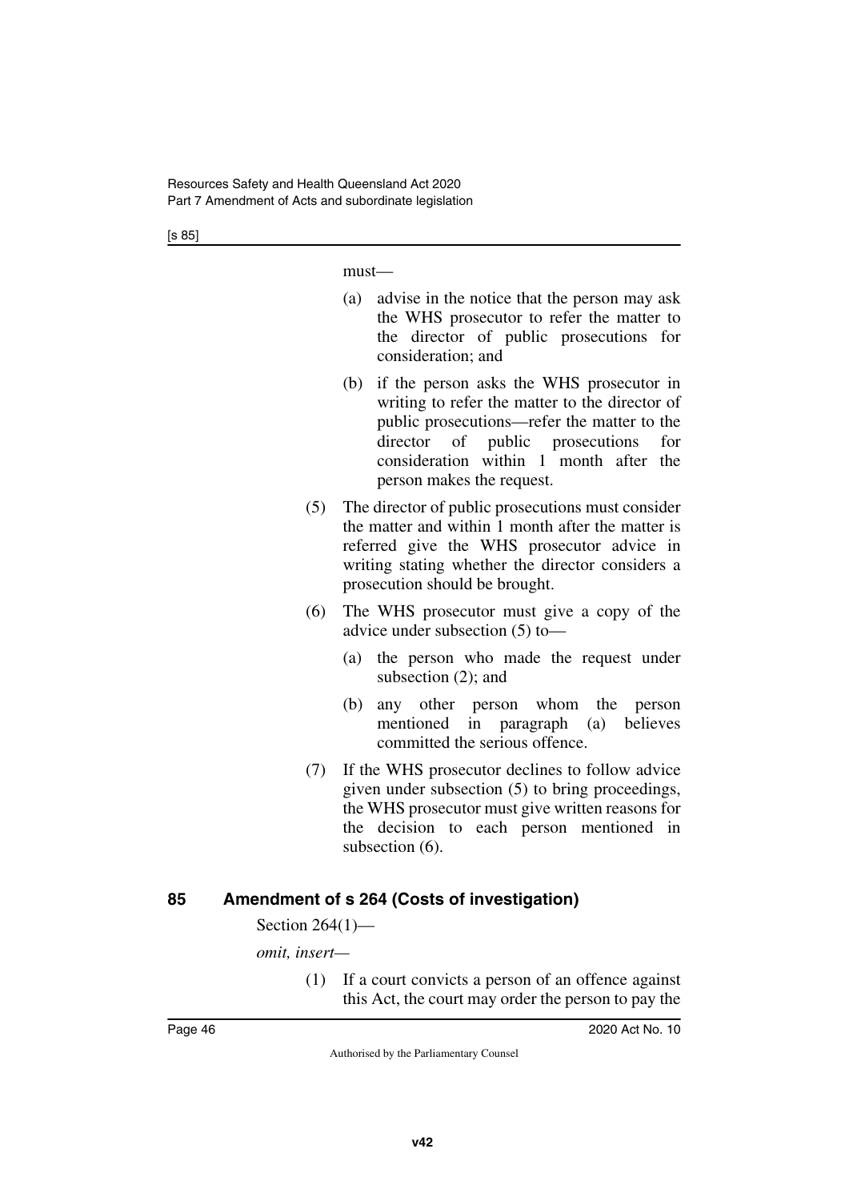must—

(a) advise in the notice that the person may ask the WHS prosecutor to refer the matter to the director of public prosecutions for consideration; and

(b) if the person asks the WHS prosecutor in writing to refer the matter to the director of public prosecutions—refer the matter to the director of public prosecutions for consideration within 1 month after the person makes the request.

(5) The director of public prosecutions must consider the matter and within 1 month after the matter is referred give the WHS prosecutor advice in writing stating whether the director considers a prosecution should be brought.

(6) The WHS prosecutor must give a copy of the advice under subsection (5) to—

(a) the person who made the request under subsection (2); and

(b) any other person whom the person mentioned in paragraph (a) believes committed the serious offence.

(7) If the WHS prosecutor declines to follow advice given under subsection (5) to bring proceedings, the WHS prosecutor must give written reasons for the decision to each person mentioned in subsection (6).

## 85 Amendment of s 264 (Costs of investigation)

Section 264(1)—

*omit, insert—*

(1) If a court convicts a person of an offence against this Act, the court may order the person to pay the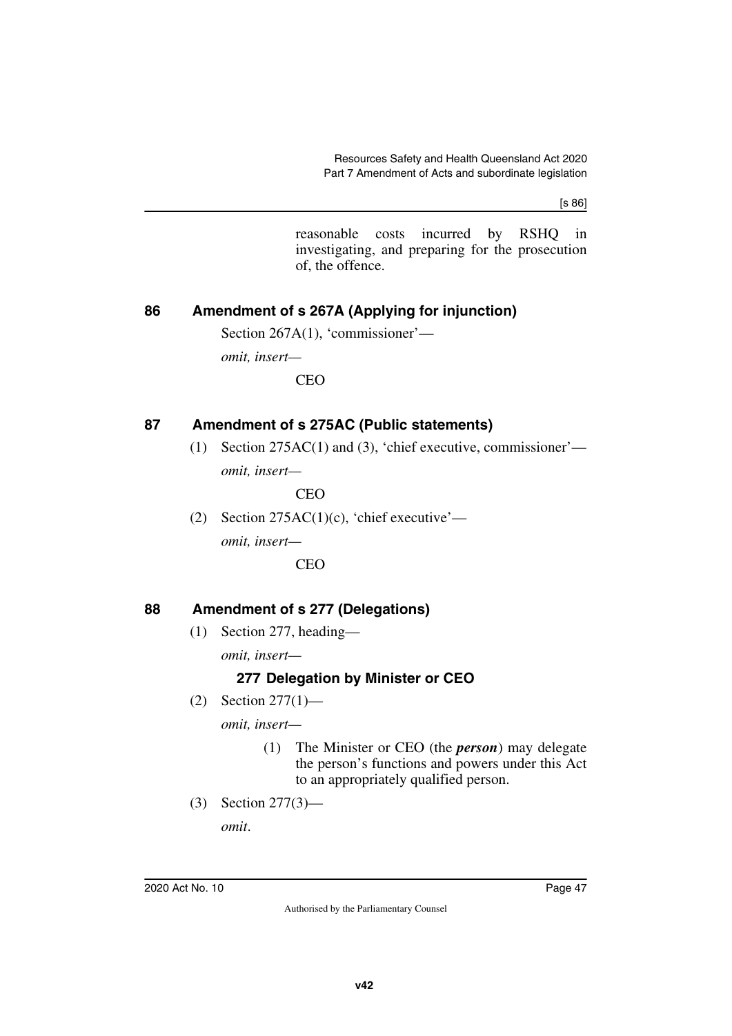reasonable costs incurred by RSHQ in investigating, and preparing for the prosecution of, the offence.

## 86 Amendment of s 267A (Applying for injunction)

Section 267A(1), 'commissioner'—

*omit, insert*—

CEO

## 87 Amendment of s 275AC (Public statements)

(1) Section 275AC(1) and (3), 'chief executive, commissioner'—

*omit, insert*—

CEO

(2) Section 275AC(1)(c), 'chief executive'—

*omit, insert*—

CEO

## 88 Amendment of s 277 (Delegations)

(1) Section 277, heading—

*omit, insert*—

### 277 Delegation by Minister or CEO

(2) Section 277(1)—

*omit, insert*—

(1) The Minister or CEO (the ***person***) may delegate the person's functions and powers under this Act to an appropriately qualified person.

(3) Section 277(3)—

*omit*.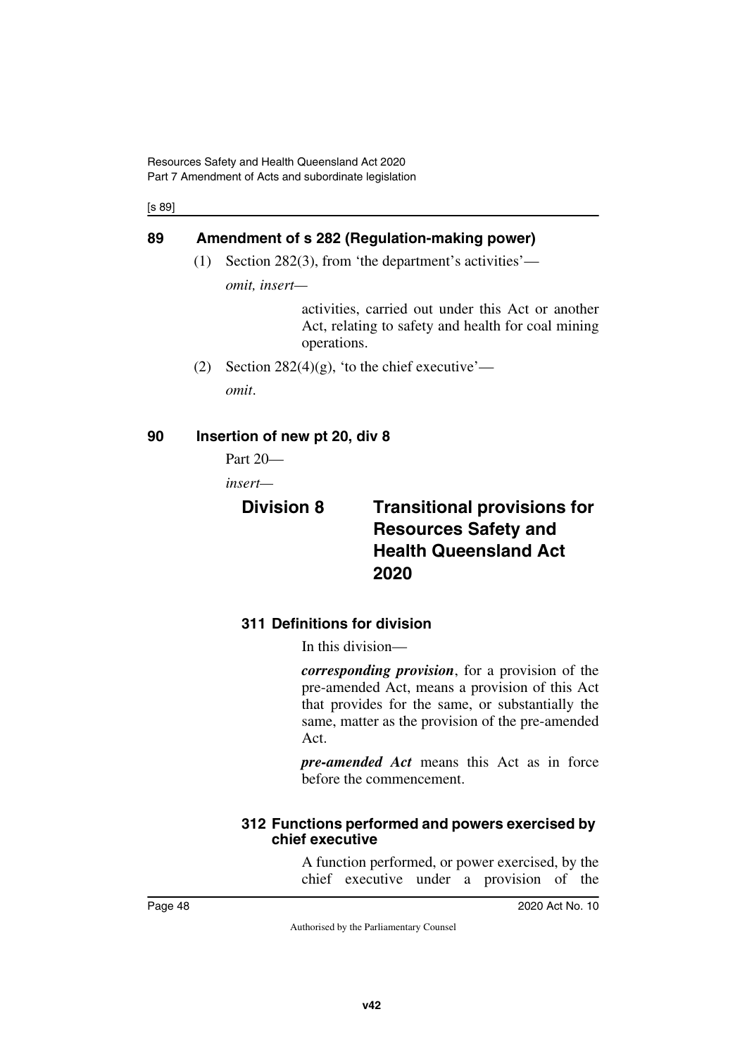[s 89]

## 89 Amendment of s 282 (Regulation-making power)

(1) Section 282(3), from 'the department's activities'—

*omit, insert*—

> activities, carried out under this Act or another Act, relating to safety and health for coal mining operations.

(2) Section 282(4)(g), 'to the chief executive'—

*omit*.

## 90 Insertion of new pt 20, div 8

Part 20—

*insert*—

### Division 8 Transitional provisions for Resources Safety and Health Queensland Act 2020

#### 311 Definitions for division

In this division—

***corresponding provision***, for a provision of the pre-amended Act, means a provision of this Act that provides for the same, or substantially the same, matter as the provision of the pre-amended Act.

***pre-amended Act*** means this Act as in force before the commencement.

#### 312 Functions performed and powers exercised by chief executive

A function performed, or power exercised, by the chief executive under a provision of the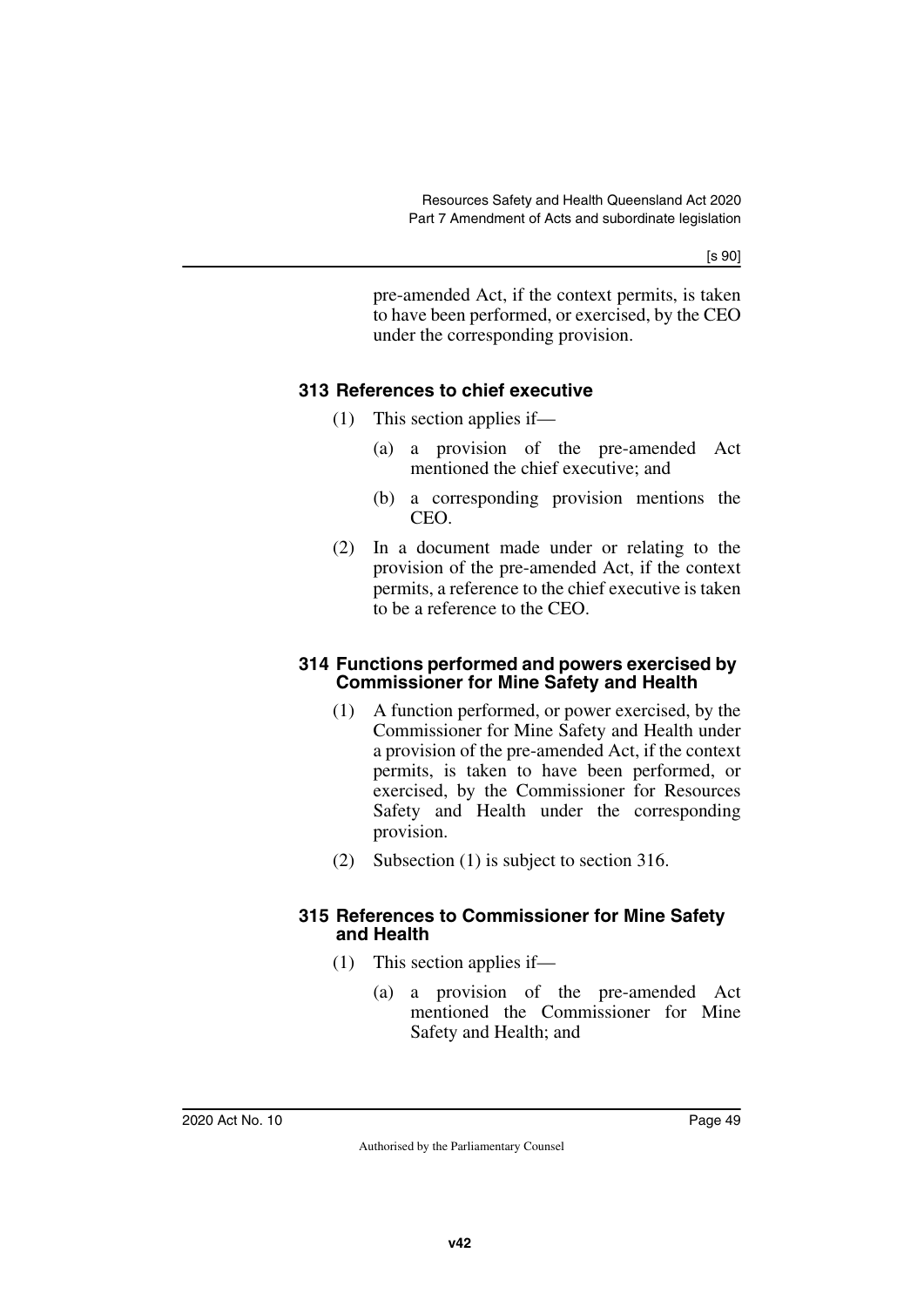pre-amended Act, if the context permits, is taken to have been performed, or exercised, by the CEO under the corresponding provision.

### 313 References to chief executive

(1) This section applies if—

(a) a provision of the pre-amended Act mentioned the chief executive; and

(b) a corresponding provision mentions the CEO.

(2) In a document made under or relating to the provision of the pre-amended Act, if the context permits, a reference to the chief executive is taken to be a reference to the CEO.

### 314 Functions performed and powers exercised by Commissioner for Mine Safety and Health

(1) A function performed, or power exercised, by the Commissioner for Mine Safety and Health under a provision of the pre-amended Act, if the context permits, is taken to have been performed, or exercised, by the Commissioner for Resources Safety and Health under the corresponding provision.

(2) Subsection (1) is subject to section 316.

### 315 References to Commissioner for Mine Safety and Health

(1) This section applies if—

(a) a provision of the pre-amended Act mentioned the Commissioner for Mine Safety and Health; and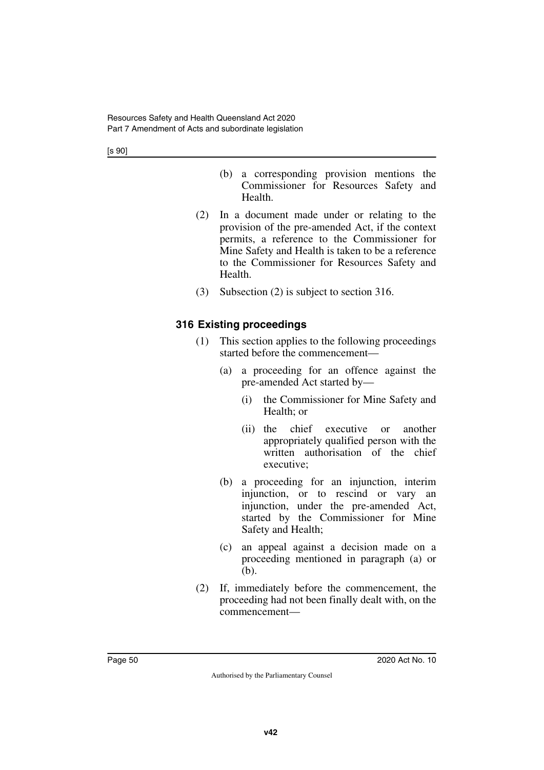(b) a corresponding provision mentions the Commissioner for Resources Safety and Health.

(2) In a document made under or relating to the provision of the pre-amended Act, if the context permits, a reference to the Commissioner for Mine Safety and Health is taken to be a reference to the Commissioner for Resources Safety and Health.

(3) Subsection (2) is subject to section 316.

### 316 Existing proceedings

(1) This section applies to the following proceedings started before the commencement—

(a) a proceeding for an offence against the pre-amended Act started by—

(i) the Commissioner for Mine Safety and Health; or

(ii) the chief executive or another appropriately qualified person with the written authorisation of the chief executive;

(b) a proceeding for an injunction, interim injunction, or to rescind or vary an injunction, under the pre-amended Act, started by the Commissioner for Mine Safety and Health;

(c) an appeal against a decision made on a proceeding mentioned in paragraph (a) or (b).

(2) If, immediately before the commencement, the proceeding had not been finally dealt with, on the commencement—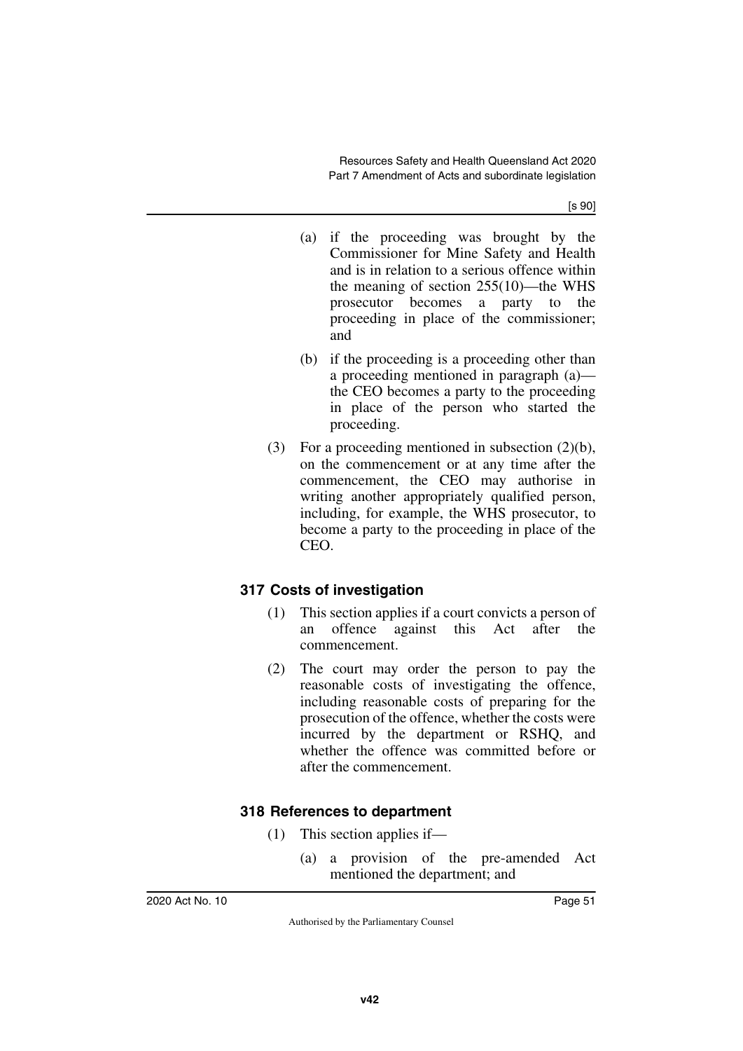(a) if the proceeding was brought by the Commissioner for Mine Safety and Health and is in relation to a serious offence within the meaning of section 255(10)—the WHS prosecutor becomes a party to the proceeding in place of the commissioner; and

(b) if the proceeding is a proceeding other than a proceeding mentioned in paragraph (a)—the CEO becomes a party to the proceeding in place of the person who started the proceeding.

(3) For a proceeding mentioned in subsection (2)(b), on the commencement or at any time after the commencement, the CEO may authorise in writing another appropriately qualified person, including, for example, the WHS prosecutor, to become a party to the proceeding in place of the CEO.

### 317 Costs of investigation

(1) This section applies if a court convicts a person of an offence against this Act after the commencement.

(2) The court may order the person to pay the reasonable costs of investigating the offence, including reasonable costs of preparing for the prosecution of the offence, whether the costs were incurred by the department or RSHQ, and whether the offence was committed before or after the commencement.

### 318 References to department

(1) This section applies if—

(a) a provision of the pre-amended Act mentioned the department; and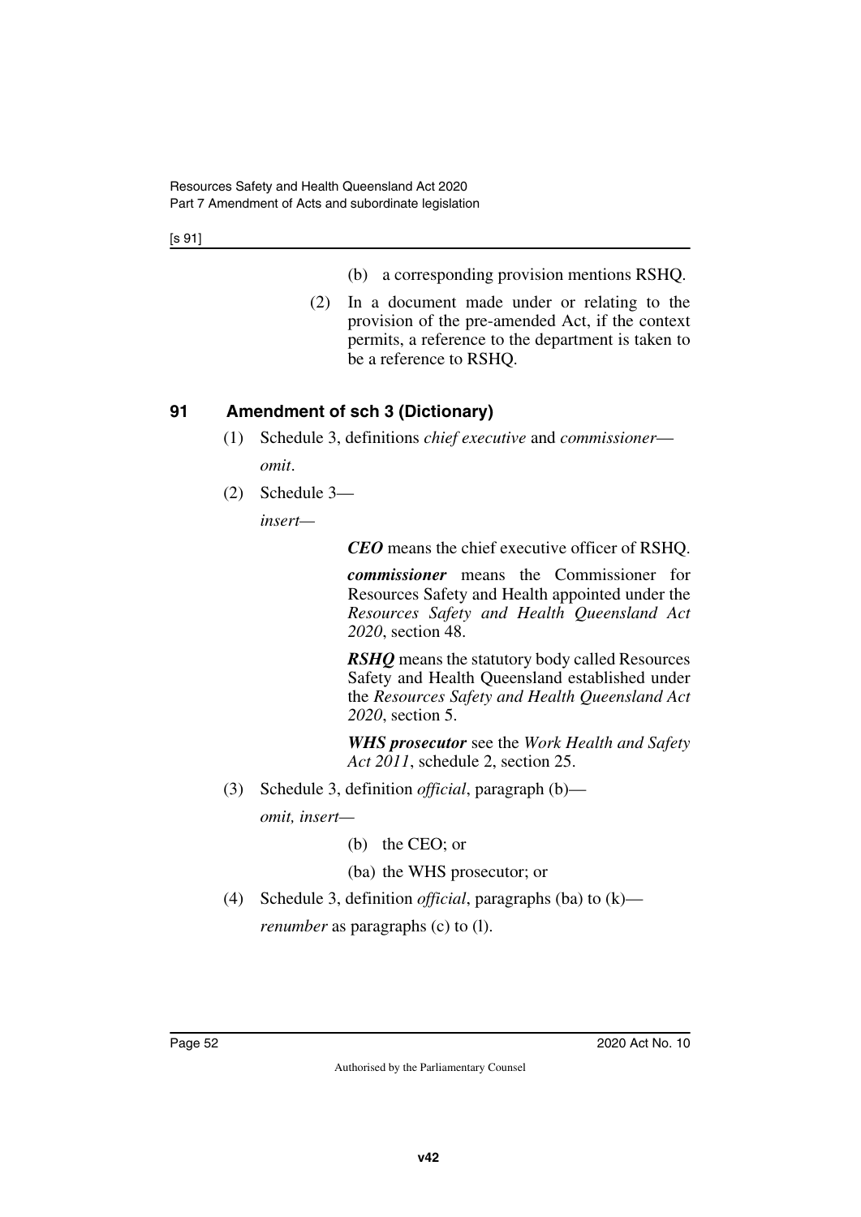(b) a corresponding provision mentions RSHQ.

(2) In a document made under or relating to the provision of the pre-amended Act, if the context permits, a reference to the department is taken to be a reference to RSHQ.

## 91 Amendment of sch 3 (Dictionary)

(1) Schedule 3, definitions *chief executive* and *commissioner*—

*omit*.

(2) Schedule 3—

*insert*—

***CEO*** means the chief executive officer of RSHQ.

***commissioner*** means the Commissioner for Resources Safety and Health appointed under the *Resources Safety and Health Queensland Act 2020*, section 48.

***RSHQ*** means the statutory body called Resources Safety and Health Queensland established under the *Resources Safety and Health Queensland Act 2020*, section 5.

***WHS prosecutor*** see the *Work Health and Safety Act 2011*, schedule 2, section 25.

(3) Schedule 3, definition *official*, paragraph (b)—

*omit, insert*—

(b) the CEO; or

(ba) the WHS prosecutor; or

(4) Schedule 3, definition *official*, paragraphs (ba) to (k)—

*renumber* as paragraphs (c) to (l).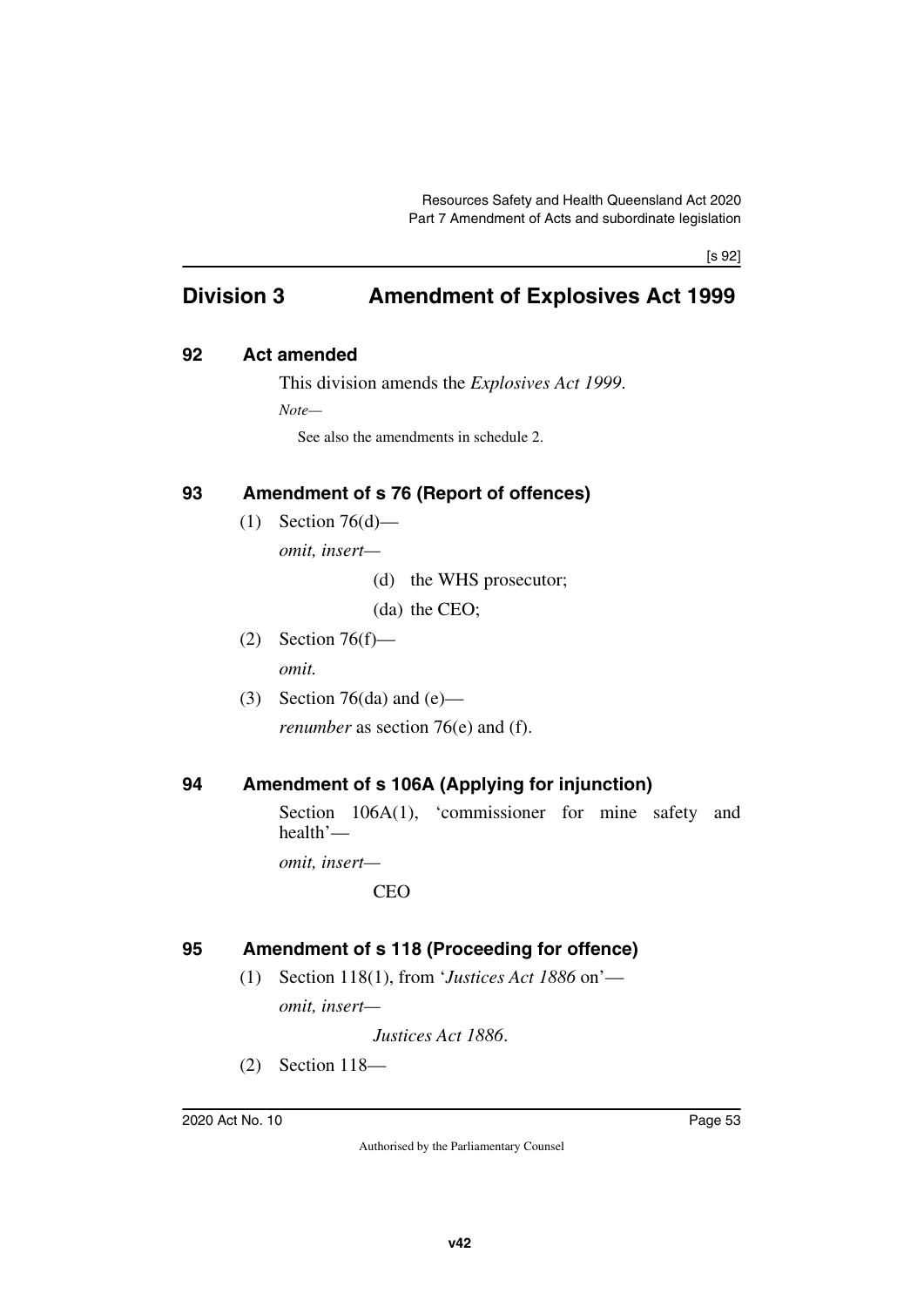## Division 3 Amendment of Explosives Act 1999

### 92 Act amended

This division amends the *Explosives Act 1999*.

*Note—*

See also the amendments in schedule 2.

### 93 Amendment of s 76 (Report of offences)

(1) Section 76(d)—

*omit, insert—*

(d) the WHS prosecutor;

(da) the CEO;

(2) Section 76(f)—

*omit.*

(3) Section 76(da) and (e)—

*renumber* as section 76(e) and (f).

### 94 Amendment of s 106A (Applying for injunction)

Section 106A(1), 'commissioner for mine safety and health'—

*omit, insert—*

CEO

### 95 Amendment of s 118 (Proceeding for offence)

(1) Section 118(1), from '*Justices Act 1886* on'—

*omit, insert—*

*Justices Act 1886*.

(2) Section 118—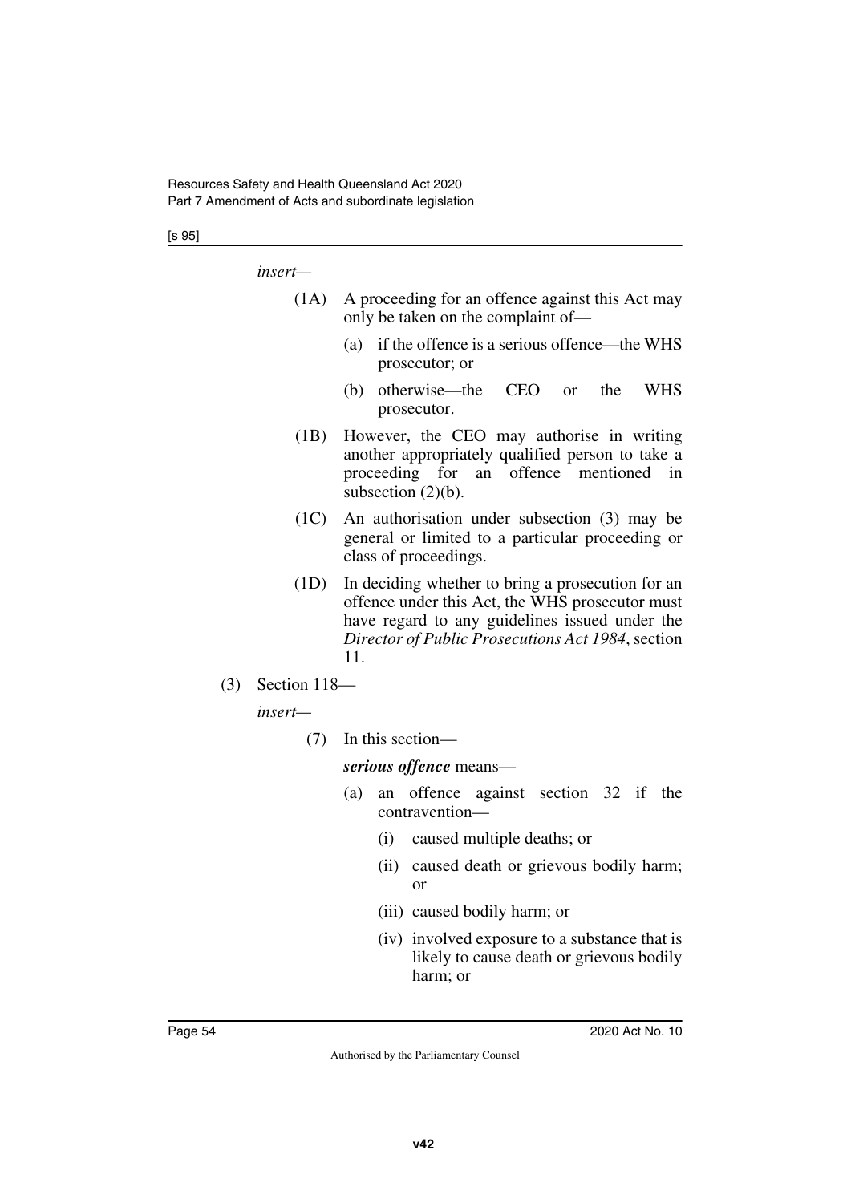*insert—*

(1A) A proceeding for an offence against this Act may only be taken on the complaint of—

(a) if the offence is a serious offence—the WHS prosecutor; or

(b) otherwise—the CEO or the WHS prosecutor.

(1B) However, the CEO may authorise in writing another appropriately qualified person to take a proceeding for an offence mentioned in subsection (2)(b).

(1C) An authorisation under subsection (3) may be general or limited to a particular proceeding or class of proceedings.

(1D) In deciding whether to bring a prosecution for an offence under this Act, the WHS prosecutor must have regard to any guidelines issued under the *Director of Public Prosecutions Act 1984*, section 11.

(3) Section 118—

*insert—*

(7) In this section—

***serious offence*** means—

(a) an offence against section 32 if the contravention—

(i) caused multiple deaths; or

(ii) caused death or grievous bodily harm; or

(iii) caused bodily harm; or

(iv) involved exposure to a substance that is likely to cause death or grievous bodily harm; or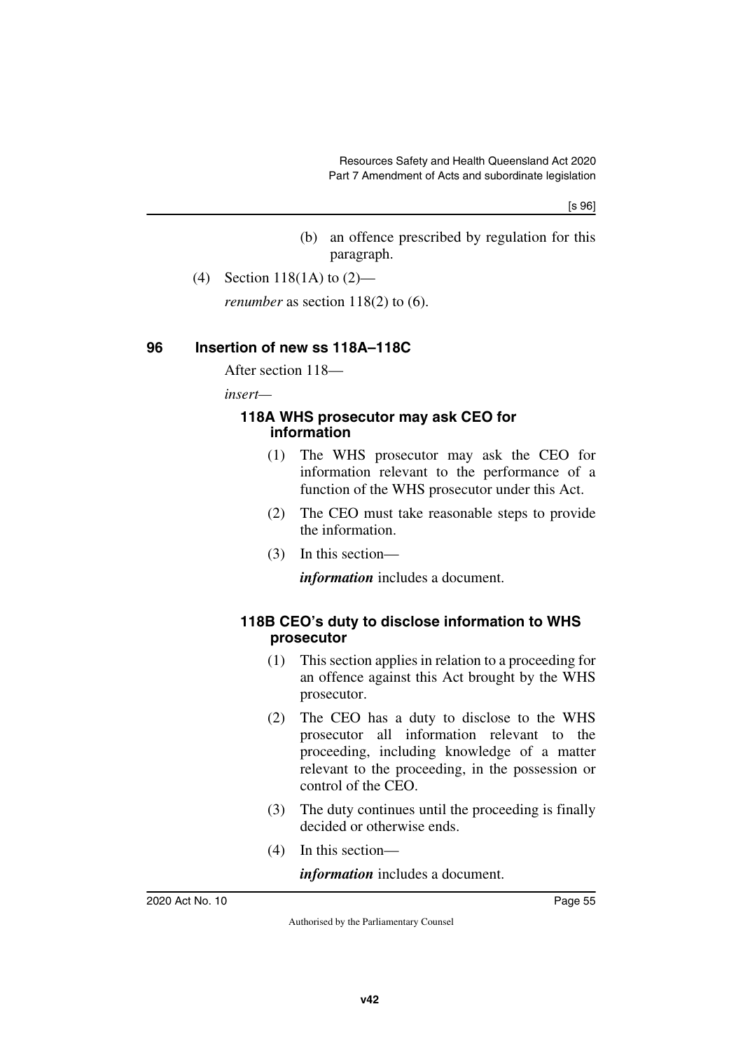(b) an offence prescribed by regulation for this paragraph.

(4) Section 118(1A) to (2)—

*renumber* as section 118(2) to (6).

## 96 Insertion of new ss 118A–118C

After section 118—

*insert*—

### 118A WHS prosecutor may ask CEO for information

(1) The WHS prosecutor may ask the CEO for information relevant to the performance of a function of the WHS prosecutor under this Act.

(2) The CEO must take reasonable steps to provide the information.

(3) In this section—

***information*** includes a document.

### 118B CEO's duty to disclose information to WHS prosecutor

(1) This section applies in relation to a proceeding for an offence against this Act brought by the WHS prosecutor.

(2) The CEO has a duty to disclose to the WHS prosecutor all information relevant to the proceeding, including knowledge of a matter relevant to the proceeding, in the possession or control of the CEO.

(3) The duty continues until the proceeding is finally decided or otherwise ends.

(4) In this section—

***information*** includes a document.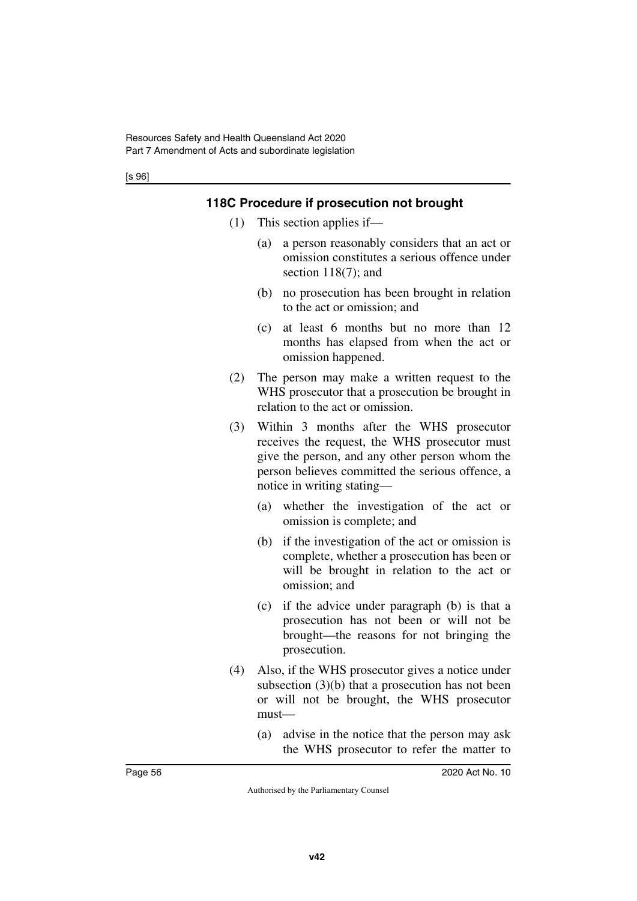### 118C Procedure if prosecution not brought

(1) This section applies if—

(a) a person reasonably considers that an act or omission constitutes a serious offence under section 118(7); and

(b) no prosecution has been brought in relation to the act or omission; and

(c) at least 6 months but no more than 12 months has elapsed from when the act or omission happened.

(2) The person may make a written request to the WHS prosecutor that a prosecution be brought in relation to the act or omission.

(3) Within 3 months after the WHS prosecutor receives the request, the WHS prosecutor must give the person, and any other person whom the person believes committed the serious offence, a notice in writing stating—

(a) whether the investigation of the act or omission is complete; and

(b) if the investigation of the act or omission is complete, whether a prosecution has been or will be brought in relation to the act or omission; and

(c) if the advice under paragraph (b) is that a prosecution has not been or will not be brought—the reasons for not bringing the prosecution.

(4) Also, if the WHS prosecutor gives a notice under subsection (3)(b) that a prosecution has not been or will not be brought, the WHS prosecutor must—

(a) advise in the notice that the person may ask the WHS prosecutor to refer the matter to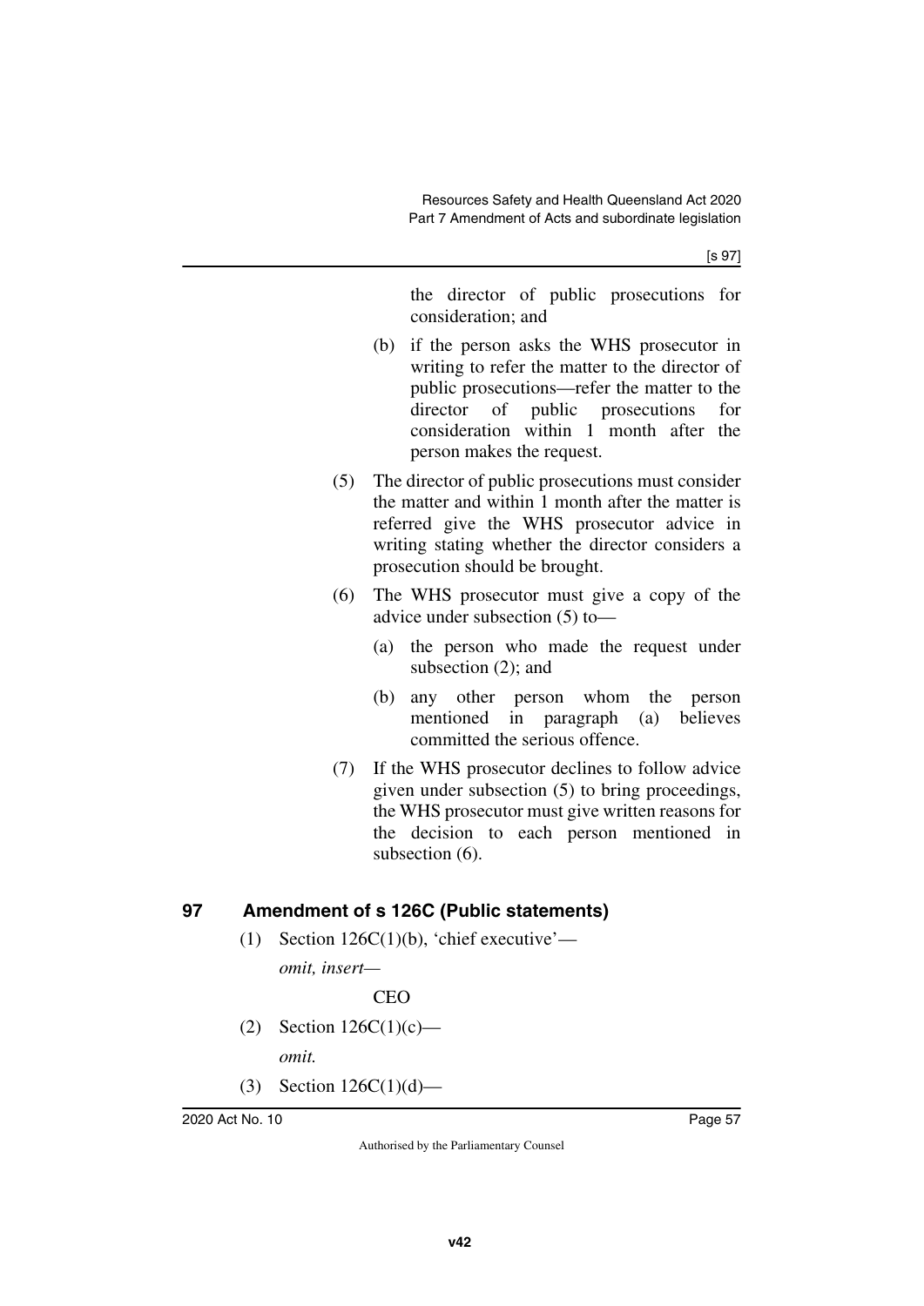the director of public prosecutions for consideration; and

(b) if the person asks the WHS prosecutor in writing to refer the matter to the director of public prosecutions—refer the matter to the director of public prosecutions for consideration within 1 month after the person makes the request.

(5) The director of public prosecutions must consider the matter and within 1 month after the matter is referred give the WHS prosecutor advice in writing stating whether the director considers a prosecution should be brought.

(6) The WHS prosecutor must give a copy of the advice under subsection (5) to—

(a) the person who made the request under subsection (2); and

(b) any other person whom the person mentioned in paragraph (a) believes committed the serious offence.

(7) If the WHS prosecutor declines to follow advice given under subsection (5) to bring proceedings, the WHS prosecutor must give written reasons for the decision to each person mentioned in subsection (6).

## 97 Amendment of s 126C (Public statements)

(1) Section 126C(1)(b), 'chief executive'—

*omit, insert—*

CEO

(2) Section 126C(1)(c)—

*omit.*

(3) Section 126C(1)(d)—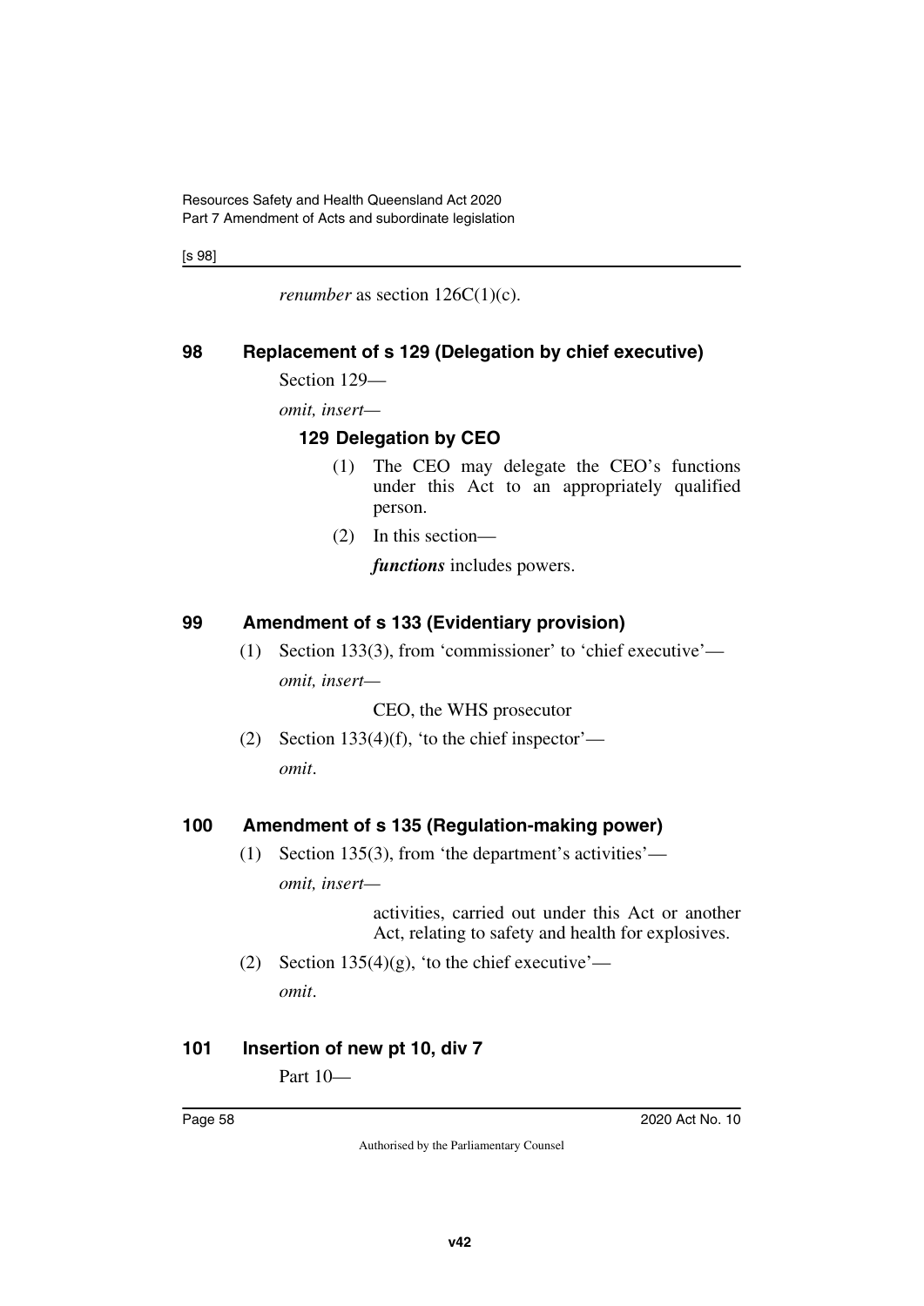*renumber* as section 126C(1)(c).

## 98 Replacement of s 129 (Delegation by chief executive)

Section 129—

*omit, insert*—

### 129 Delegation by CEO

(1) The CEO may delegate the CEO's functions under this Act to an appropriately qualified person.

(2) In this section—

***functions*** includes powers.

## 99 Amendment of s 133 (Evidentiary provision)

(1) Section 133(3), from 'commissioner' to 'chief executive'—

*omit, insert*—

CEO, the WHS prosecutor

(2) Section 133(4)(f), 'to the chief inspector'—

*omit*.

## 100 Amendment of s 135 (Regulation-making power)

(1) Section 135(3), from 'the department's activities'—

*omit, insert*—

activities, carried out under this Act or another Act, relating to safety and health for explosives.

(2) Section 135(4)(g), 'to the chief executive'—

*omit*.

## 101 Insertion of new pt 10, div 7

Part 10—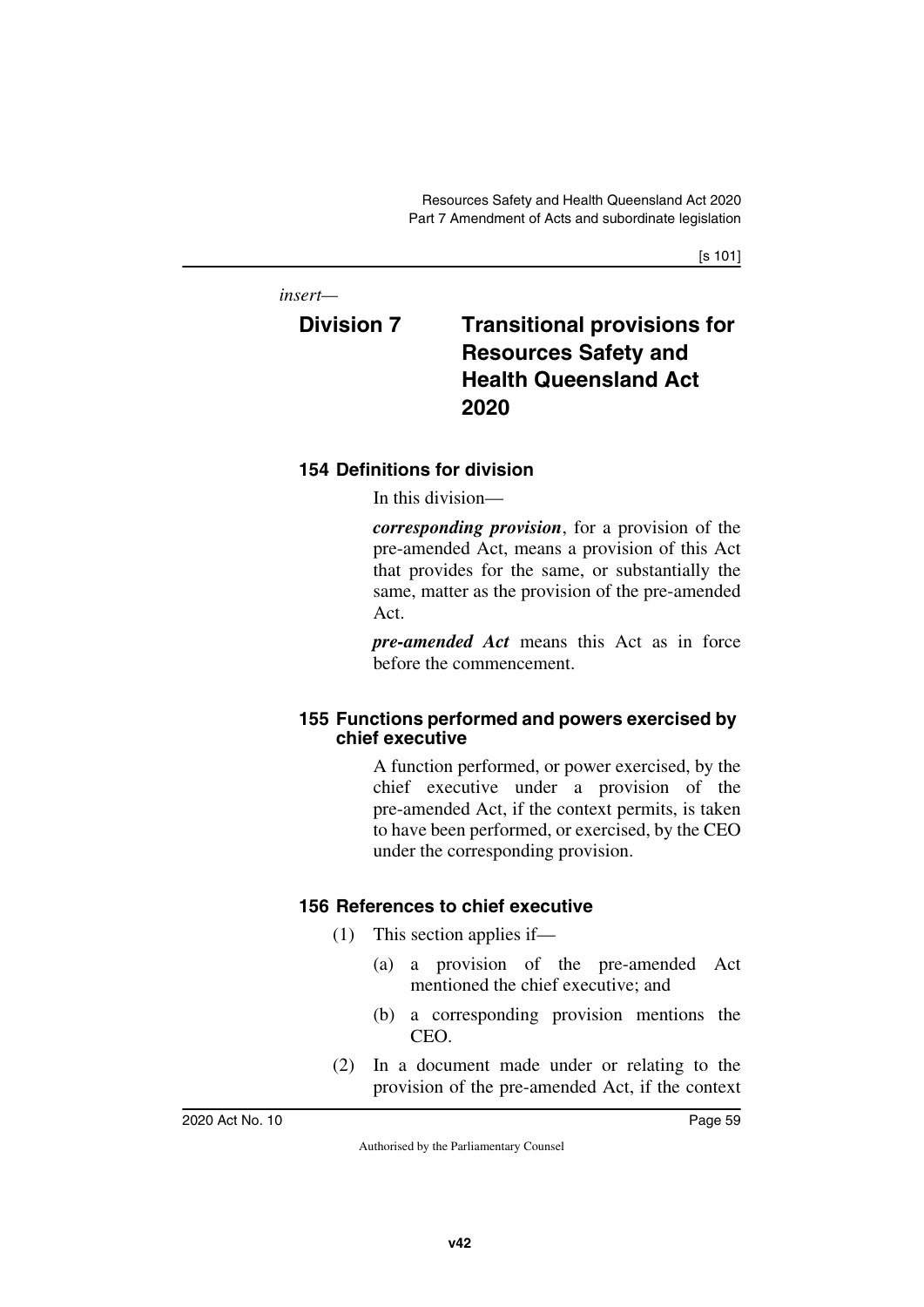*insert—*

## Division 7 Transitional provisions for Resources Safety and Health Queensland Act 2020

### 154 Definitions for division

In this division—

***corresponding provision***, for a provision of the pre-amended Act, means a provision of this Act that provides for the same, or substantially the same, matter as the provision of the pre-amended Act.

***pre-amended Act*** means this Act as in force before the commencement.

### 155 Functions performed and powers exercised by chief executive

A function performed, or power exercised, by the chief executive under a provision of the pre-amended Act, if the context permits, is taken to have been performed, or exercised, by the CEO under the corresponding provision.

### 156 References to chief executive

(1) This section applies if—

(a) a provision of the pre-amended Act mentioned the chief executive; and

(b) a corresponding provision mentions the CEO.

(2) In a document made under or relating to the provision of the pre-amended Act, if the context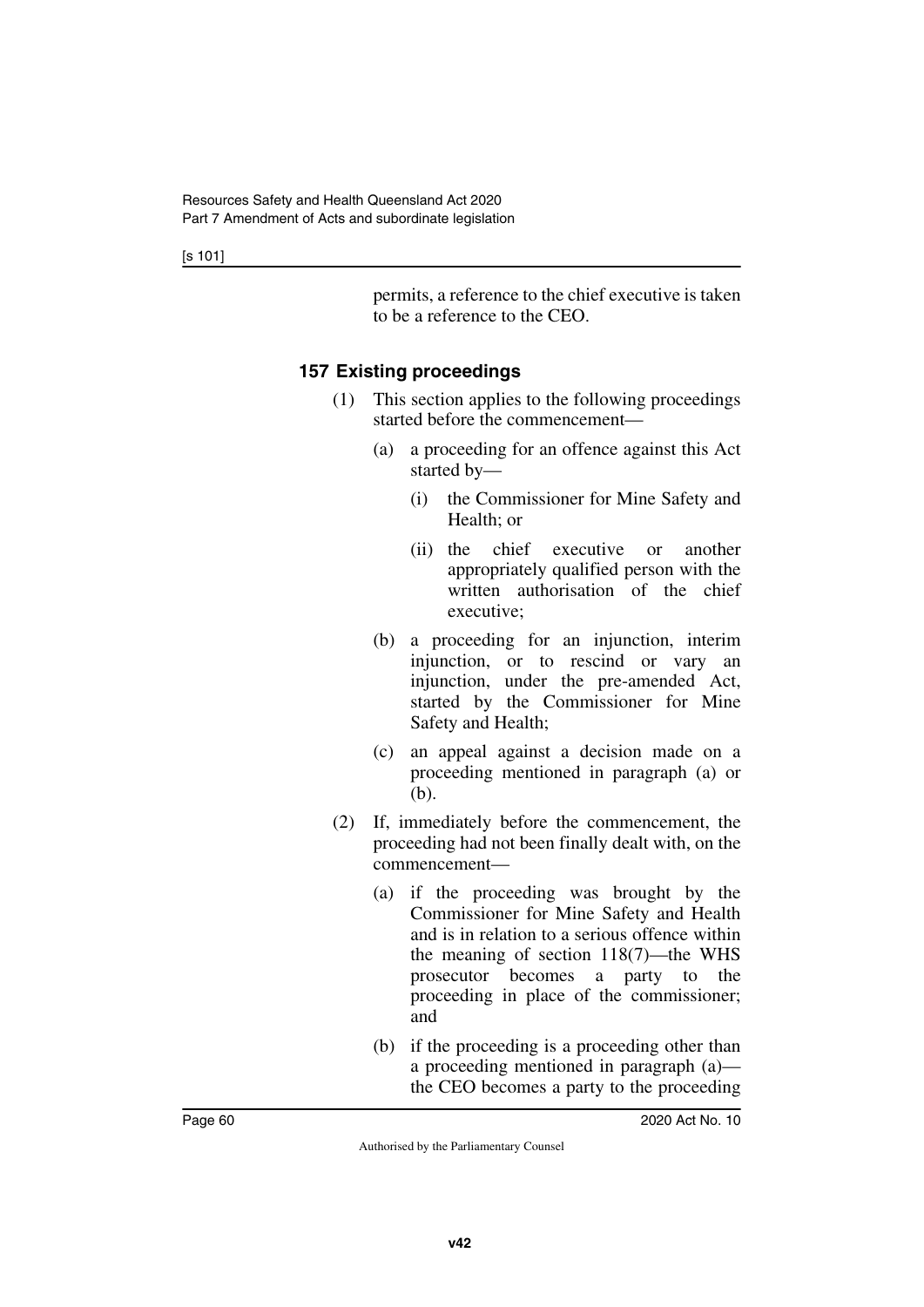permits, a reference to the chief executive is taken to be a reference to the CEO.

### 157 Existing proceedings

(1) This section applies to the following proceedings started before the commencement—

(a) a proceeding for an offence against this Act started by—

(i) the Commissioner for Mine Safety and Health; or

(ii) the chief executive or another appropriately qualified person with the written authorisation of the chief executive;

(b) a proceeding for an injunction, interim injunction, or to rescind or vary an injunction, under the pre-amended Act, started by the Commissioner for Mine Safety and Health;

(c) an appeal against a decision made on a proceeding mentioned in paragraph (a) or (b).

(2) If, immediately before the commencement, the proceeding had not been finally dealt with, on the commencement—

(a) if the proceeding was brought by the Commissioner for Mine Safety and Health and is in relation to a serious offence within the meaning of section 118(7)—the WHS prosecutor becomes a party to the proceeding in place of the commissioner; and

(b) if the proceeding is a proceeding other than a proceeding mentioned in paragraph (a)—the CEO becomes a party to the proceeding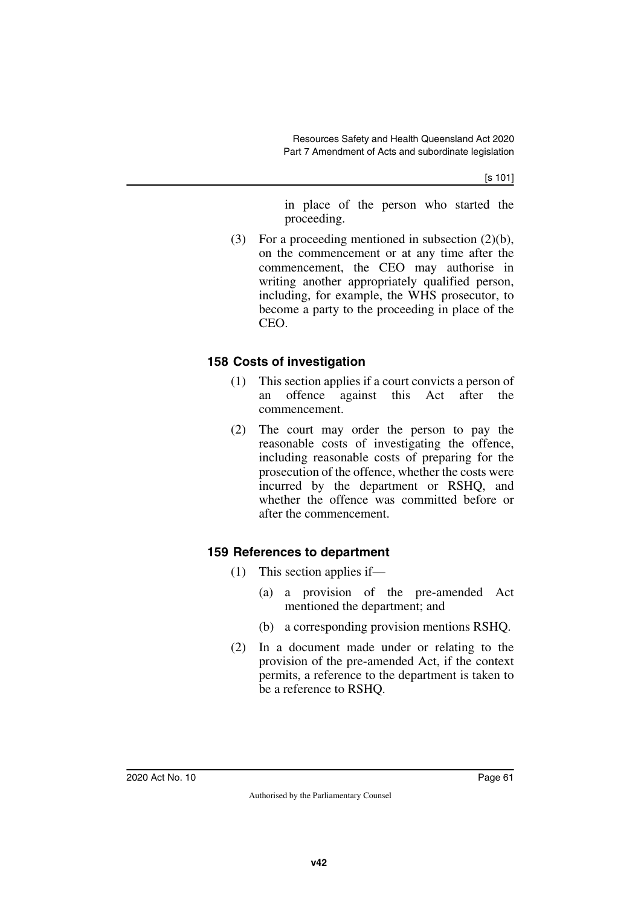in place of the person who started the proceeding.

(3) For a proceeding mentioned in subsection (2)(b), on the commencement or at any time after the commencement, the CEO may authorise in writing another appropriately qualified person, including, for example, the WHS prosecutor, to become a party to the proceeding in place of the CEO.

### 158 Costs of investigation

(1) This section applies if a court convicts a person of an offence against this Act after the commencement.

(2) The court may order the person to pay the reasonable costs of investigating the offence, including reasonable costs of preparing for the prosecution of the offence, whether the costs were incurred by the department or RSHQ, and whether the offence was committed before or after the commencement.

### 159 References to department

(1) This section applies if—

(a) a provision of the pre-amended Act mentioned the department; and

(b) a corresponding provision mentions RSHQ.

(2) In a document made under or relating to the provision of the pre-amended Act, if the context permits, a reference to the department is taken to be a reference to RSHQ.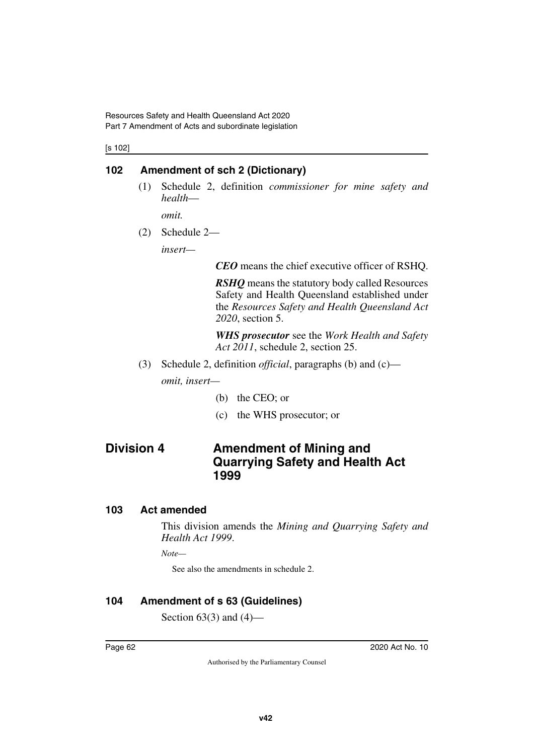**102 Amendment of sch 2 (Dictionary)**

(1) Schedule 2, definition *commissioner for mine safety and health*—

*omit.*

(2) Schedule 2—

*insert*—

> ***CEO*** means the chief executive officer of RSHQ.
>
> ***RSHQ*** means the statutory body called Resources Safety and Health Queensland established under the *Resources Safety and Health Queensland Act 2020*, section 5.
>
> ***WHS prosecutor*** see the *Work Health and Safety Act 2011*, schedule 2, section 25.

(3) Schedule 2, definition *official*, paragraphs (b) and (c)—

*omit, insert*—

> (b) the CEO; or
>
> (c) the WHS prosecutor; or

## Division 4 Amendment of Mining and Quarrying Safety and Health Act 1999

**103 Act amended**

This division amends the *Mining and Quarrying Safety and Health Act 1999*.

*Note*—

See also the amendments in schedule 2.

**104 Amendment of s 63 (Guidelines)**

Section 63(3) and (4)—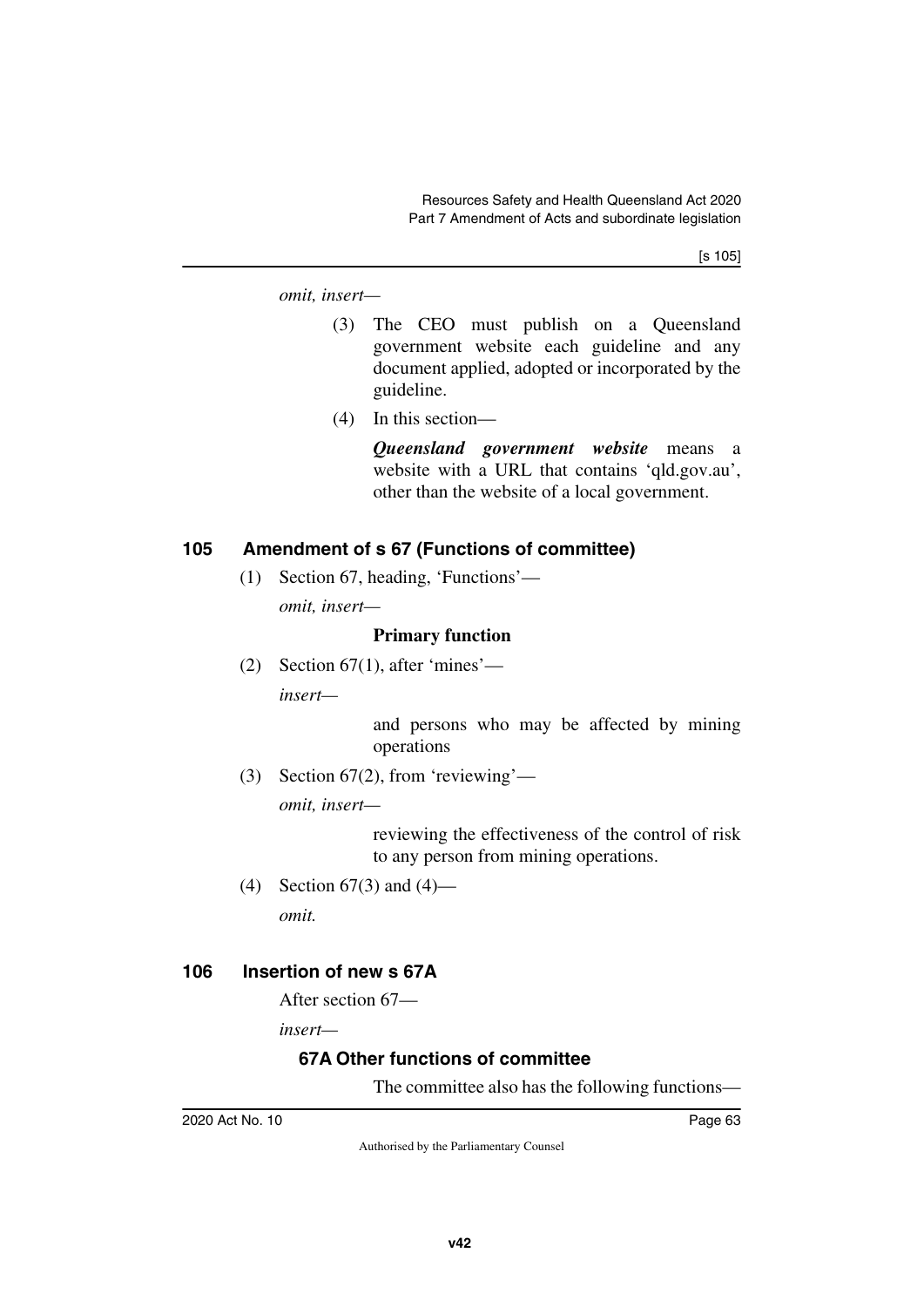*omit, insert—*

(3) The CEO must publish on a Queensland government website each guideline and any document applied, adopted or incorporated by the guideline.

(4) In this section—

***Queensland government website*** means a website with a URL that contains 'qld.gov.au', other than the website of a local government.

## 105 Amendment of s 67 (Functions of committee)

(1) Section 67, heading, 'Functions'—

*omit, insert—*

**Primary function**

(2) Section 67(1), after 'mines'—

*insert—*

and persons who may be affected by mining operations

(3) Section 67(2), from 'reviewing'—

*omit, insert—*

reviewing the effectiveness of the control of risk to any person from mining operations.

(4) Section 67(3) and (4)—

*omit.*

## 106 Insertion of new s 67A

After section 67—

*insert—*

### 67A Other functions of committee

The committee also has the following functions—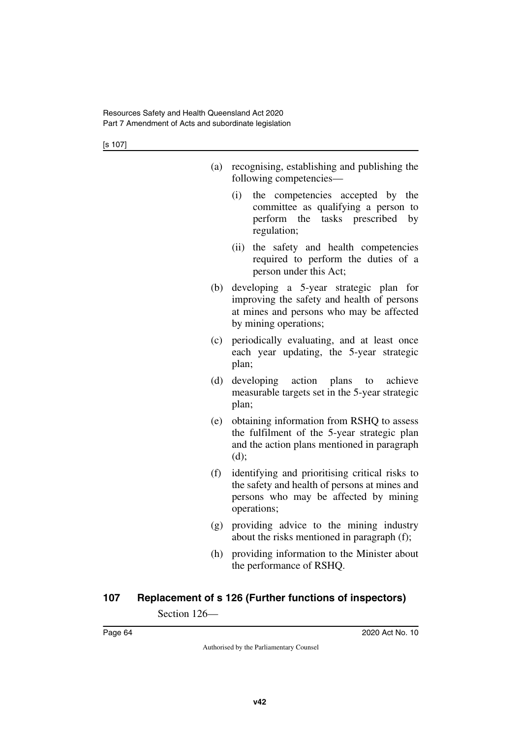(a) recognising, establishing and publishing the following competencies—

  (i) the competencies accepted by the committee as qualifying a person to perform the tasks prescribed by regulation;

  (ii) the safety and health competencies required to perform the duties of a person under this Act;

(b) developing a 5-year strategic plan for improving the safety and health of persons at mines and persons who may be affected by mining operations;

(c) periodically evaluating, and at least once each year updating, the 5-year strategic plan;

(d) developing action plans to achieve measurable targets set in the 5-year strategic plan;

(e) obtaining information from RSHQ to assess the fulfilment of the 5-year strategic plan and the action plans mentioned in paragraph (d);

(f) identifying and prioritising critical risks to the safety and health of persons at mines and persons who may be affected by mining operations;

(g) providing advice to the mining industry about the risks mentioned in paragraph (f);

(h) providing information to the Minister about the performance of RSHQ.

## 107 Replacement of s 126 (Further functions of inspectors)

Section 126—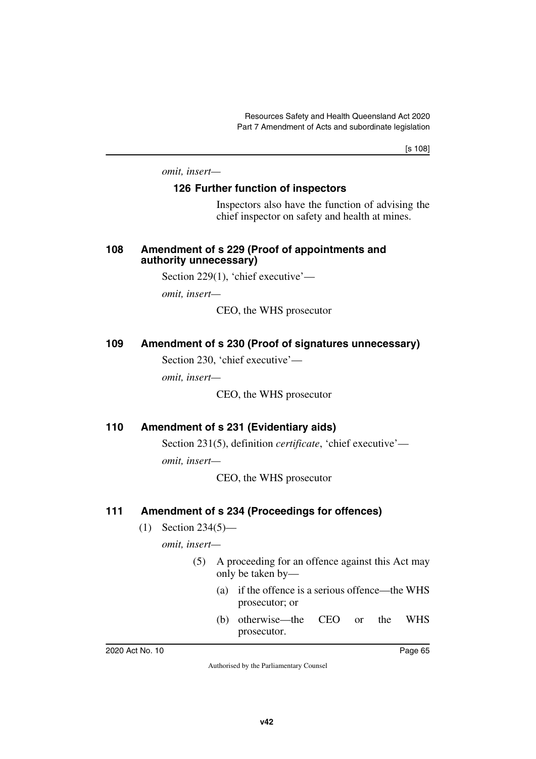*omit, insert—*

**126 Further function of inspectors**

Inspectors also have the function of advising the chief inspector on safety and health at mines.

## 108 Amendment of s 229 (Proof of appointments and authority unnecessary)

Section 229(1), 'chief executive'—

*omit, insert—*

CEO, the WHS prosecutor

## 109 Amendment of s 230 (Proof of signatures unnecessary)

Section 230, 'chief executive'—

*omit, insert—*

CEO, the WHS prosecutor

## 110 Amendment of s 231 (Evidentiary aids)

Section 231(5), definition *certificate*, 'chief executive'—

*omit, insert—*

CEO, the WHS prosecutor

## 111 Amendment of s 234 (Proceedings for offences)

(1) Section 234(5)—

*omit, insert—*

(5) A proceeding for an offence against this Act may only be taken by—

(a) if the offence is a serious offence—the WHS prosecutor; or

(b) otherwise—the CEO or the WHS prosecutor.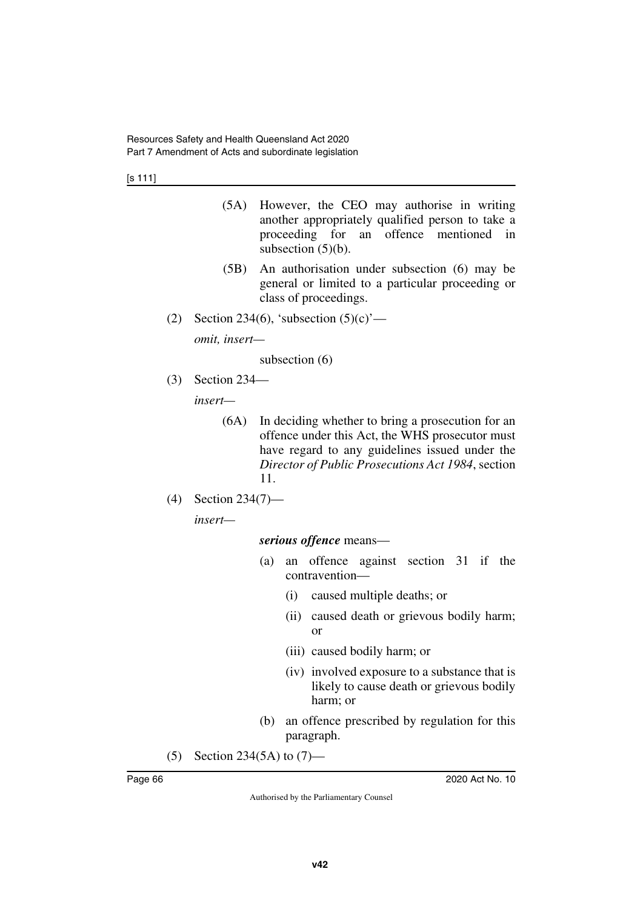(5A) However, the CEO may authorise in writing another appropriately qualified person to take a proceeding for an offence mentioned in subsection (5)(b).

(5B) An authorisation under subsection (6) may be general or limited to a particular proceeding or class of proceedings.

(2) Section 234(6), 'subsection (5)(c)'—

*omit, insert—*

subsection (6)

(3) Section 234—

*insert—*

(6A) In deciding whether to bring a prosecution for an offence under this Act, the WHS prosecutor must have regard to any guidelines issued under the *Director of Public Prosecutions Act 1984*, section 11.

(4) Section 234(7)—

*insert—*

***serious offence*** means—

(a) an offence against section 31 if the contravention—

(i) caused multiple deaths; or

(ii) caused death or grievous bodily harm; or

(iii) caused bodily harm; or

(iv) involved exposure to a substance that is likely to cause death or grievous bodily harm; or

(b) an offence prescribed by regulation for this paragraph.

(5) Section 234(5A) to (7)—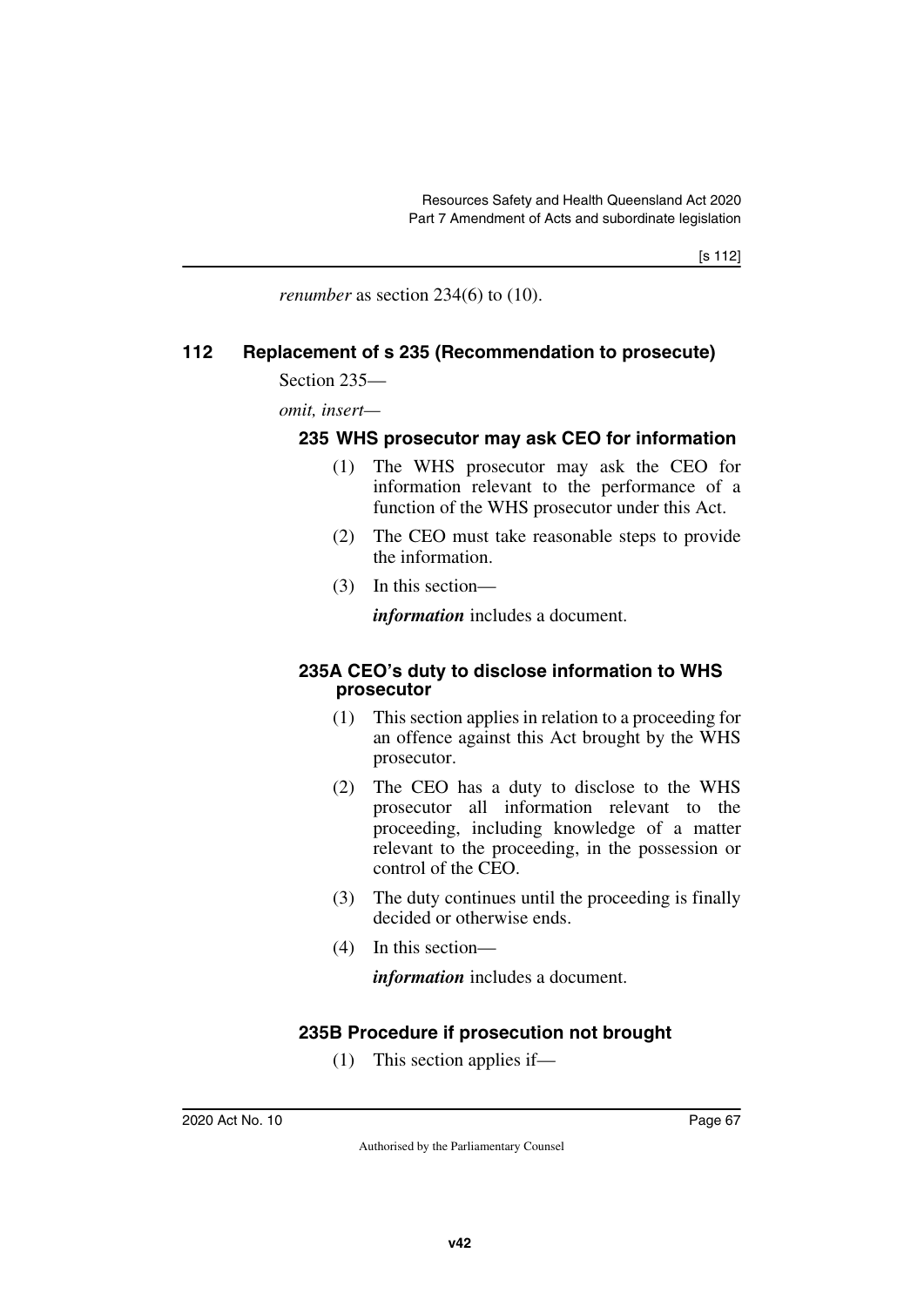*renumber* as section 234(6) to (10).

## 112 Replacement of s 235 (Recommendation to prosecute)

Section 235—

*omit, insert—*

### 235 WHS prosecutor may ask CEO for information

(1) The WHS prosecutor may ask the CEO for information relevant to the performance of a function of the WHS prosecutor under this Act.

(2) The CEO must take reasonable steps to provide the information.

(3) In this section—

***information*** includes a document.

### 235A CEO's duty to disclose information to WHS prosecutor

(1) This section applies in relation to a proceeding for an offence against this Act brought by the WHS prosecutor.

(2) The CEO has a duty to disclose to the WHS prosecutor all information relevant to the proceeding, including knowledge of a matter relevant to the proceeding, in the possession or control of the CEO.

(3) The duty continues until the proceeding is finally decided or otherwise ends.

(4) In this section—

***information*** includes a document.

### 235B Procedure if prosecution not brought

(1) This section applies if—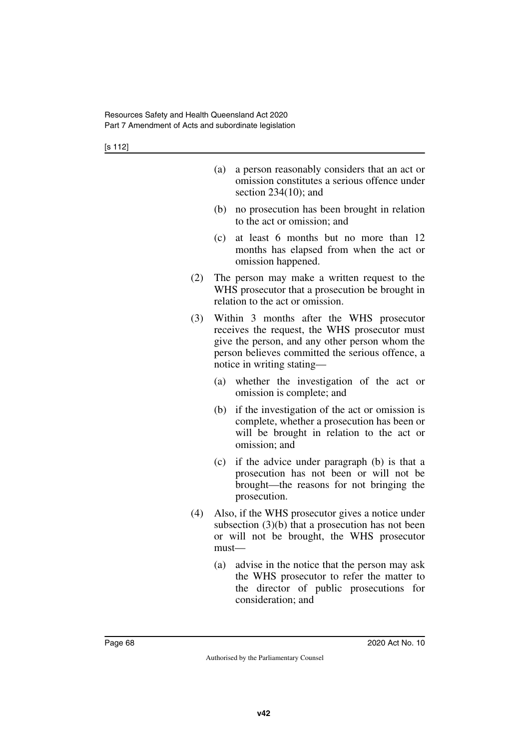(a) a person reasonably considers that an act or omission constitutes a serious offence under section 234(10); and

(b) no prosecution has been brought in relation to the act or omission; and

(c) at least 6 months but no more than 12 months has elapsed from when the act or omission happened.

(2) The person may make a written request to the WHS prosecutor that a prosecution be brought in relation to the act or omission.

(3) Within 3 months after the WHS prosecutor receives the request, the WHS prosecutor must give the person, and any other person whom the person believes committed the serious offence, a notice in writing stating—

(a) whether the investigation of the act or omission is complete; and

(b) if the investigation of the act or omission is complete, whether a prosecution has been or will be brought in relation to the act or omission; and

(c) if the advice under paragraph (b) is that a prosecution has not been or will not be brought—the reasons for not bringing the prosecution.

(4) Also, if the WHS prosecutor gives a notice under subsection (3)(b) that a prosecution has not been or will not be brought, the WHS prosecutor must—

(a) advise in the notice that the person may ask the WHS prosecutor to refer the matter to the director of public prosecutions for consideration; and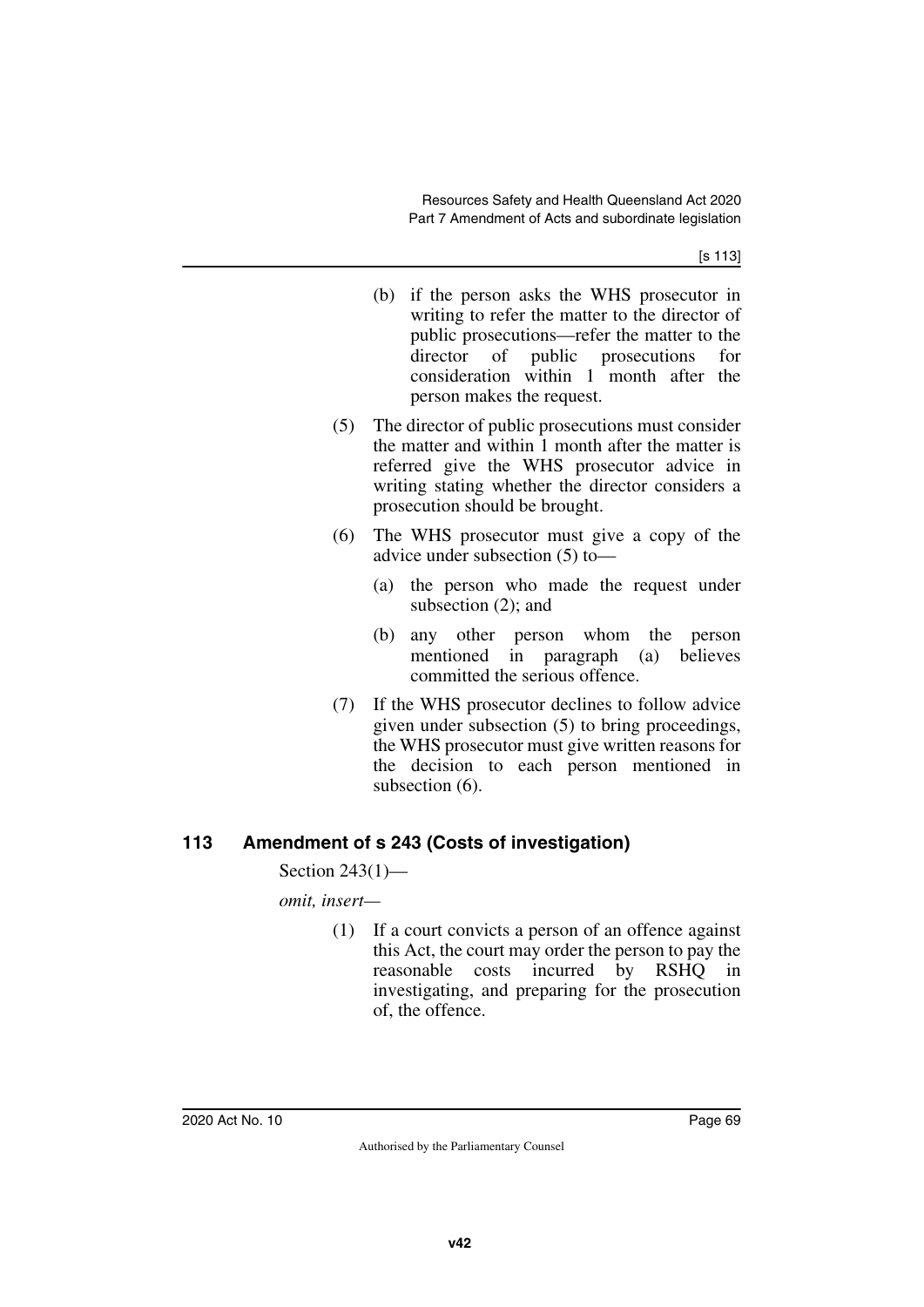(b) if the person asks the WHS prosecutor in writing to refer the matter to the director of public prosecutions—refer the matter to the director of public prosecutions for consideration within 1 month after the person makes the request.

(5) The director of public prosecutions must consider the matter and within 1 month after the matter is referred give the WHS prosecutor advice in writing stating whether the director considers a prosecution should be brought.

(6) The WHS prosecutor must give a copy of the advice under subsection (5) to—

(a) the person who made the request under subsection (2); and

(b) any other person whom the person mentioned in paragraph (a) believes committed the serious offence.

(7) If the WHS prosecutor declines to follow advice given under subsection (5) to bring proceedings, the WHS prosecutor must give written reasons for the decision to each person mentioned in subsection (6).

## 113 Amendment of s 243 (Costs of investigation)

Section 243(1)—

*omit, insert—*

(1) If a court convicts a person of an offence against this Act, the court may order the person to pay the reasonable costs incurred by RSHQ in investigating, and preparing for the prosecution of, the offence.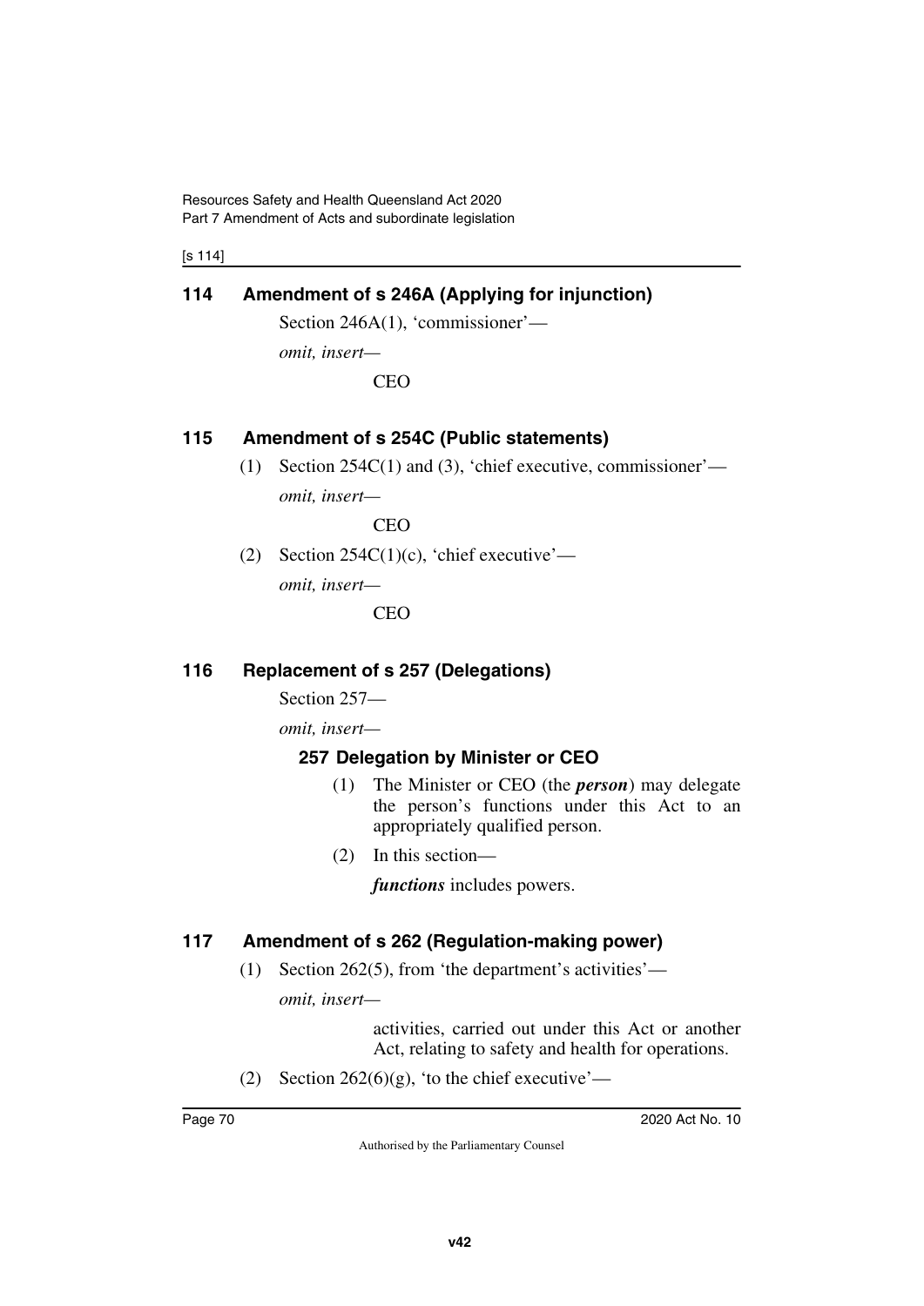## 114 Amendment of s 246A (Applying for injunction)

Section 246A(1), 'commissioner'—

*omit, insert—*

CEO

## 115 Amendment of s 254C (Public statements)

(1) Section 254C(1) and (3), 'chief executive, commissioner'—

*omit, insert—*

CEO

(2) Section 254C(1)(c), 'chief executive'—

*omit, insert—*

CEO

## 116 Replacement of s 257 (Delegations)

Section 257—

*omit, insert—*

### 257 Delegation by Minister or CEO

(1) The Minister or CEO (the ***person***) may delegate the person's functions under this Act to an appropriately qualified person.

(2) In this section—

***functions*** includes powers.

## 117 Amendment of s 262 (Regulation-making power)

(1) Section 262(5), from 'the department's activities'—

*omit, insert—*

activities, carried out under this Act or another Act, relating to safety and health for operations.

(2) Section 262(6)(g), 'to the chief executive'—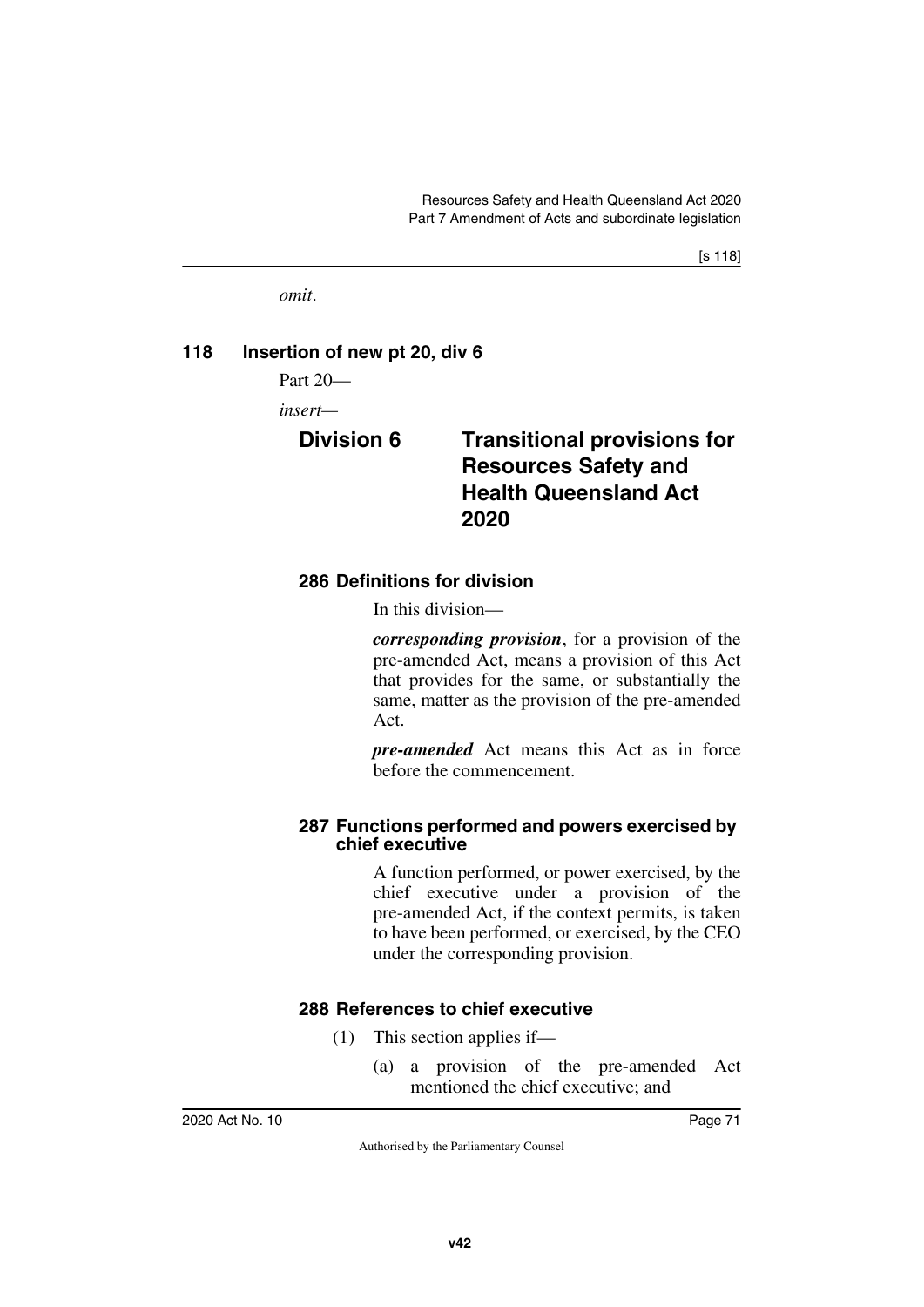*omit*.

## 118 Insertion of new pt 20, div 6

Part 20—

*insert*—

# Division 6 Transitional provisions for Resources Safety and Health Queensland Act 2020

### 286 Definitions for division

In this division—

***corresponding provision***, for a provision of the pre-amended Act, means a provision of this Act that provides for the same, or substantially the same, matter as the provision of the pre-amended Act.

***pre-amended*** Act means this Act as in force before the commencement.

### 287 Functions performed and powers exercised by chief executive

A function performed, or power exercised, by the chief executive under a provision of the pre-amended Act, if the context permits, is taken to have been performed, or exercised, by the CEO under the corresponding provision.

### 288 References to chief executive

(1) This section applies if—

(a) a provision of the pre-amended Act mentioned the chief executive; and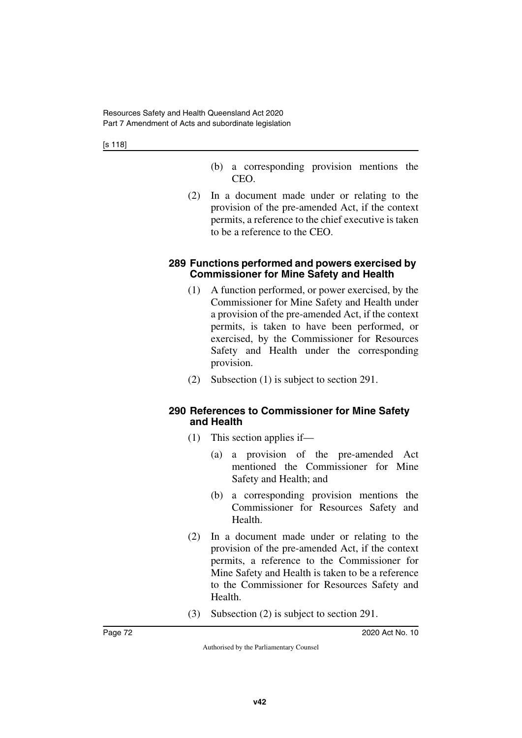(b) a corresponding provision mentions the CEO.

(2) In a document made under or relating to the provision of the pre-amended Act, if the context permits, a reference to the chief executive is taken to be a reference to the CEO.

### 289 Functions performed and powers exercised by Commissioner for Mine Safety and Health

(1) A function performed, or power exercised, by the Commissioner for Mine Safety and Health under a provision of the pre-amended Act, if the context permits, is taken to have been performed, or exercised, by the Commissioner for Resources Safety and Health under the corresponding provision.

(2) Subsection (1) is subject to section 291.

### 290 References to Commissioner for Mine Safety and Health

(1) This section applies if—

(a) a provision of the pre-amended Act mentioned the Commissioner for Mine Safety and Health; and

(b) a corresponding provision mentions the Commissioner for Resources Safety and Health.

(2) In a document made under or relating to the provision of the pre-amended Act, if the context permits, a reference to the Commissioner for Mine Safety and Health is taken to be a reference to the Commissioner for Resources Safety and Health.

(3) Subsection (2) is subject to section 291.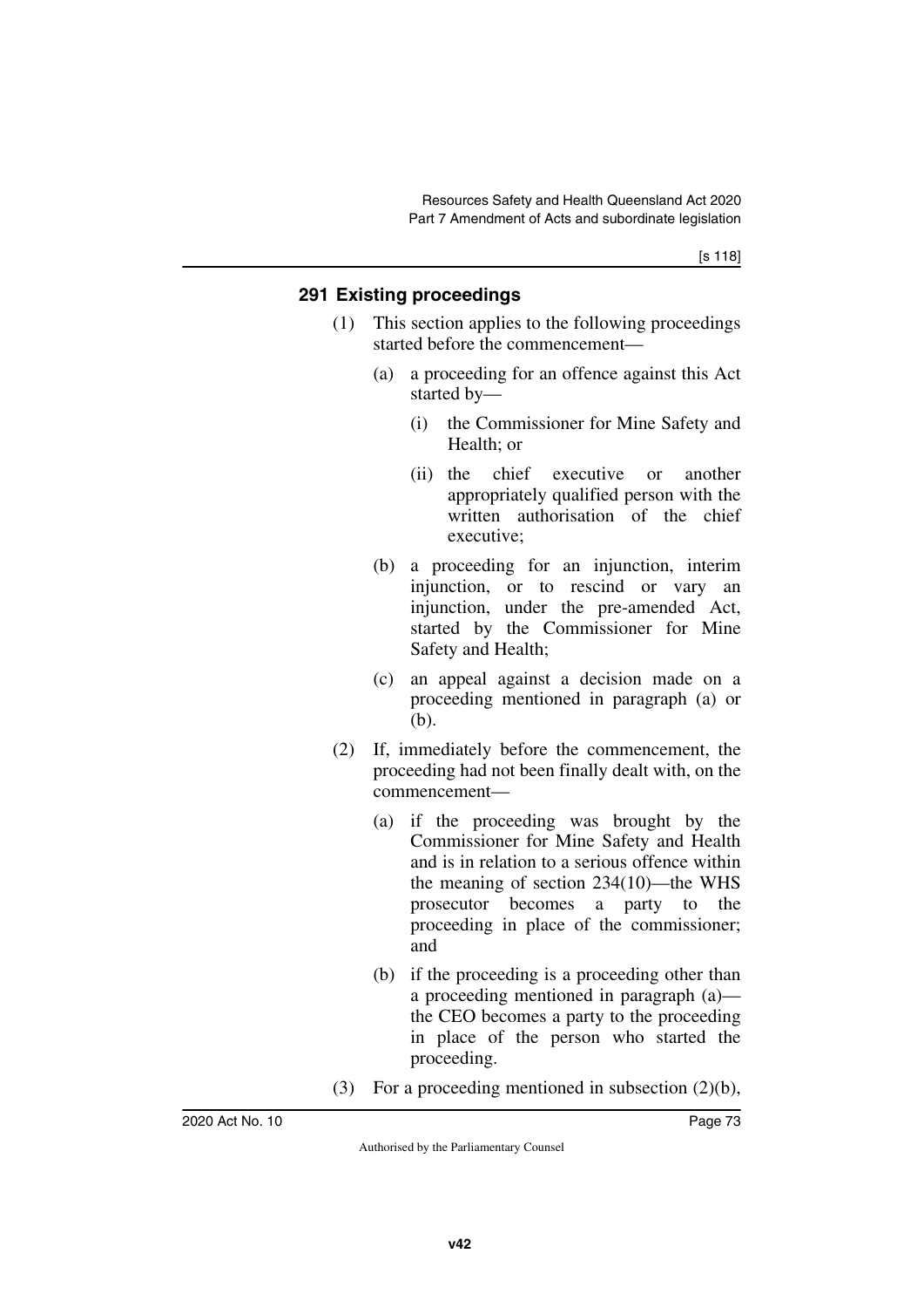### 291 Existing proceedings

(1) This section applies to the following proceedings started before the commencement—

(a) a proceeding for an offence against this Act started by—

(i) the Commissioner for Mine Safety and Health; or

(ii) the chief executive or another appropriately qualified person with the written authorisation of the chief executive;

(b) a proceeding for an injunction, interim injunction, or to rescind or vary an injunction, under the pre-amended Act, started by the Commissioner for Mine Safety and Health;

(c) an appeal against a decision made on a proceeding mentioned in paragraph (a) or (b).

(2) If, immediately before the commencement, the proceeding had not been finally dealt with, on the commencement—

(a) if the proceeding was brought by the Commissioner for Mine Safety and Health and is in relation to a serious offence within the meaning of section 234(10)—the WHS prosecutor becomes a party to the proceeding in place of the commissioner; and

(b) if the proceeding is a proceeding other than a proceeding mentioned in paragraph (a)—the CEO becomes a party to the proceeding in place of the person who started the proceeding.

(3) For a proceeding mentioned in subsection (2)(b),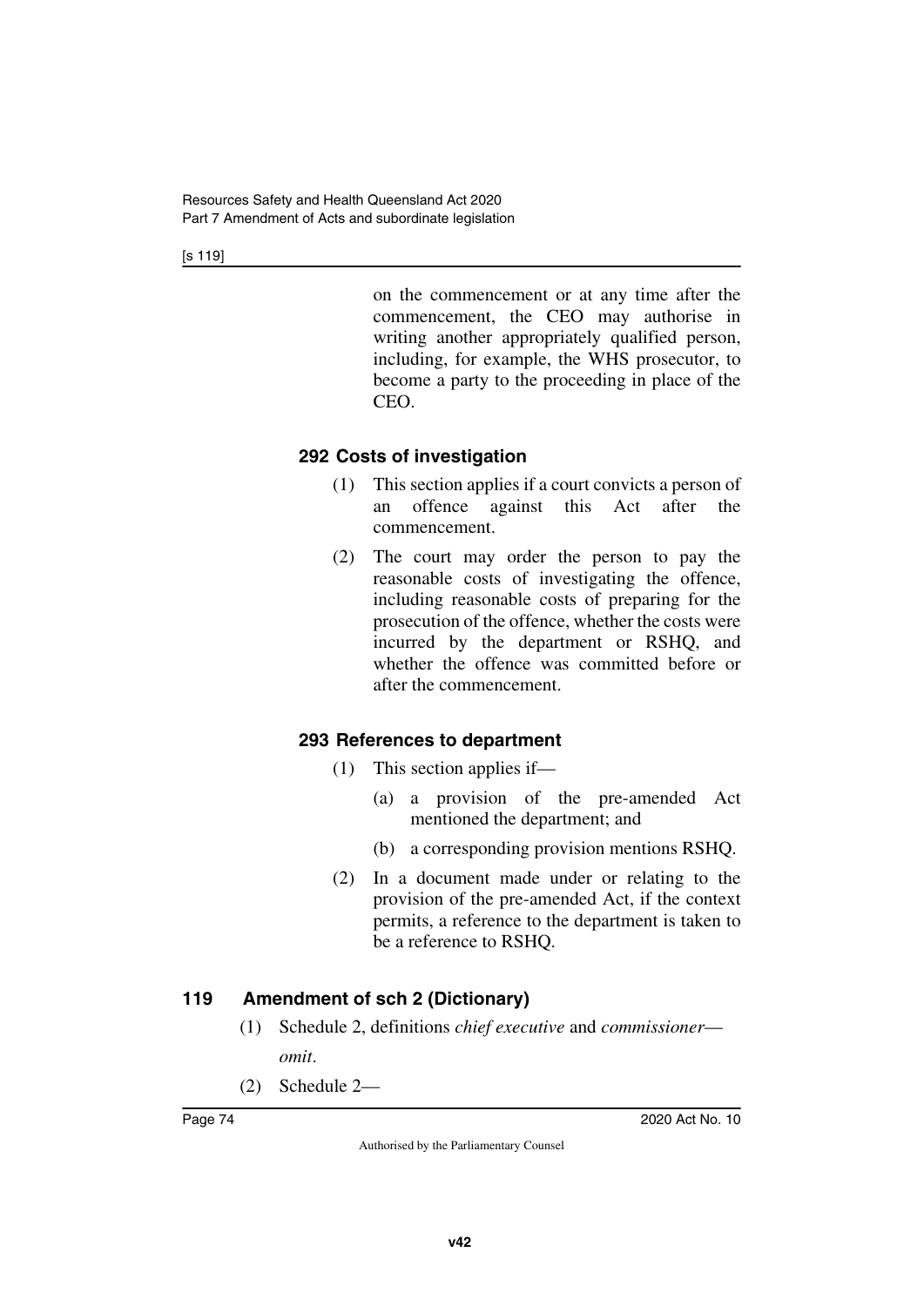on the commencement or at any time after the commencement, the CEO may authorise in writing another appropriately qualified person, including, for example, the WHS prosecutor, to become a party to the proceeding in place of the CEO.

### 292 Costs of investigation

(1) This section applies if a court convicts a person of an offence against this Act after the commencement.

(2) The court may order the person to pay the reasonable costs of investigating the offence, including reasonable costs of preparing for the prosecution of the offence, whether the costs were incurred by the department or RSHQ, and whether the offence was committed before or after the commencement.

### 293 References to department

(1) This section applies if—

(a) a provision of the pre-amended Act mentioned the department; and

(b) a corresponding provision mentions RSHQ.

(2) In a document made under or relating to the provision of the pre-amended Act, if the context permits, a reference to the department is taken to be a reference to RSHQ.

## 119 Amendment of sch 2 (Dictionary)

(1) Schedule 2, definitions *chief executive* and *commissioner*—

*omit*.

(2) Schedule 2—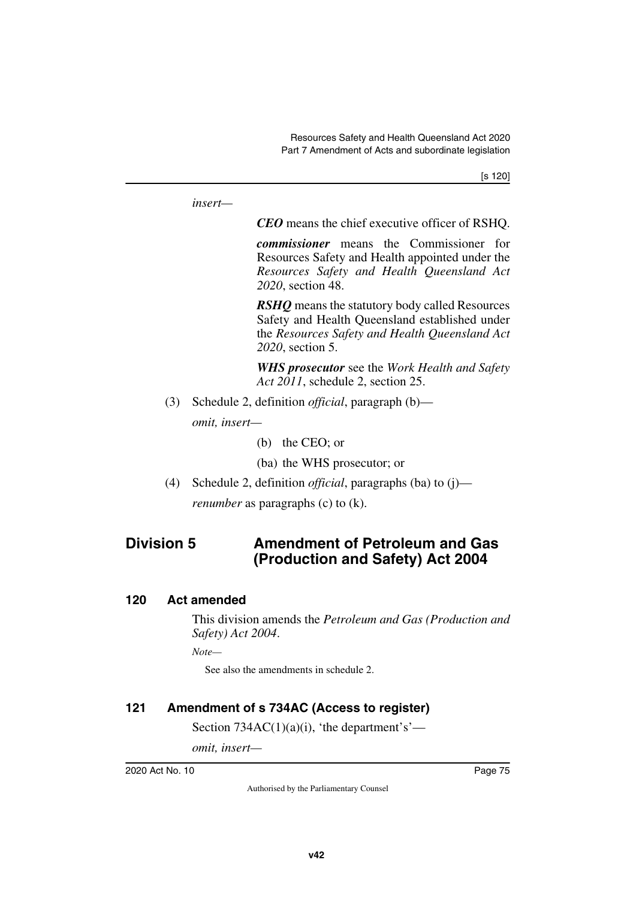*insert—*

***CEO*** means the chief executive officer of RSHQ.

***commissioner*** means the Commissioner for Resources Safety and Health appointed under the *Resources Safety and Health Queensland Act 2020*, section 48.

***RSHQ*** means the statutory body called Resources Safety and Health Queensland established under the *Resources Safety and Health Queensland Act 2020*, section 5.

***WHS prosecutor*** see the *Work Health and Safety Act 2011*, schedule 2, section 25.

(3) Schedule 2, definition *official*, paragraph (b)—

*omit, insert—*

(b) the CEO; or

(ba) the WHS prosecutor; or

(4) Schedule 2, definition *official*, paragraphs (ba) to (j)—

*renumber* as paragraphs (c) to (k).

## Division 5 Amendment of Petroleum and Gas (Production and Safety) Act 2004

### 120 Act amended

This division amends the *Petroleum and Gas (Production and Safety) Act 2004*.

*Note—*

See also the amendments in schedule 2.

### 121 Amendment of s 734AC (Access to register)

Section 734AC(1)(a)(i), 'the department's'—

*omit, insert—*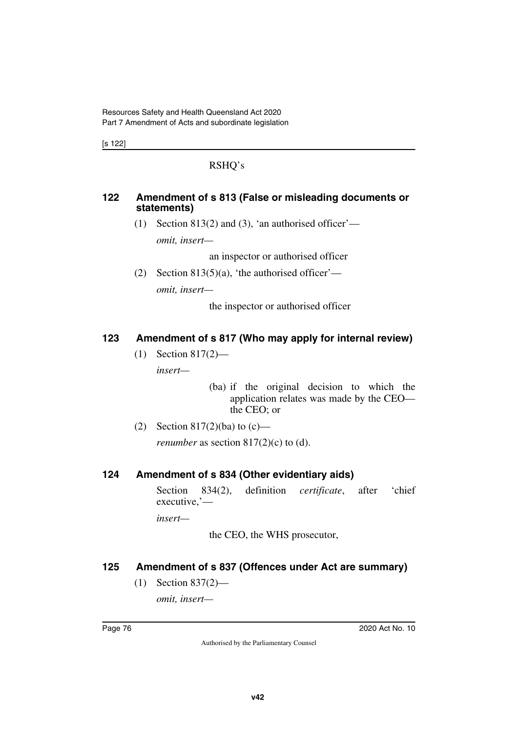RSHQ's

### 122 Amendment of s 813 (False or misleading documents or statements)

(1) Section 813(2) and (3), 'an authorised officer'—

*omit, insert—*

an inspector or authorised officer

(2) Section 813(5)(a), 'the authorised officer'—

*omit, insert—*

the inspector or authorised officer

### 123 Amendment of s 817 (Who may apply for internal review)

(1) Section 817(2)—

*insert—*

(ba) if the original decision to which the application relates was made by the CEO—the CEO; or

(2) Section 817(2)(ba) to (c)—

*renumber* as section 817(2)(c) to (d).

### 124 Amendment of s 834 (Other evidentiary aids)

Section 834(2), definition *certificate*, after 'chief executive,'—

*insert—*

the CEO, the WHS prosecutor,

### 125 Amendment of s 837 (Offences under Act are summary)

(1) Section 837(2)—

*omit, insert—*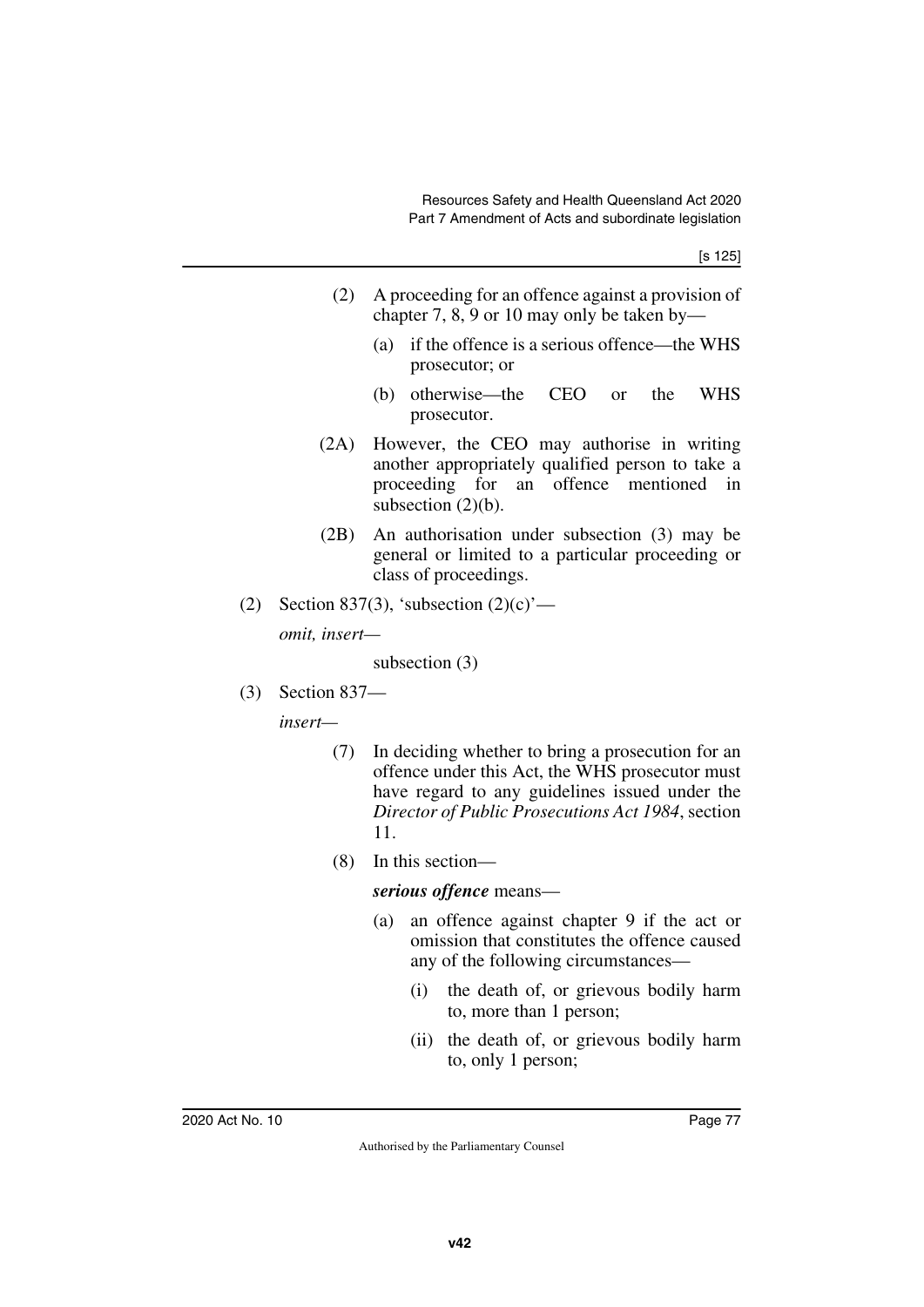(2) A proceeding for an offence against a provision of chapter 7, 8, 9 or 10 may only be taken by—

(a) if the offence is a serious offence—the WHS prosecutor; or

(b) otherwise—the CEO or the WHS prosecutor.

(2A) However, the CEO may authorise in writing another appropriately qualified person to take a proceeding for an offence mentioned in subsection (2)(b).

(2B) An authorisation under subsection (3) may be general or limited to a particular proceeding or class of proceedings.

(2) Section 837(3), 'subsection (2)(c)'—

*omit, insert—*

subsection (3)

(3) Section 837—

*insert—*

(7) In deciding whether to bring a prosecution for an offence under this Act, the WHS prosecutor must have regard to any guidelines issued under the *Director of Public Prosecutions Act 1984*, section 11.

(8) In this section—

***serious offence*** means—

(a) an offence against chapter 9 if the act or omission that constitutes the offence caused any of the following circumstances—

(i) the death of, or grievous bodily harm to, more than 1 person;

(ii) the death of, or grievous bodily harm to, only 1 person;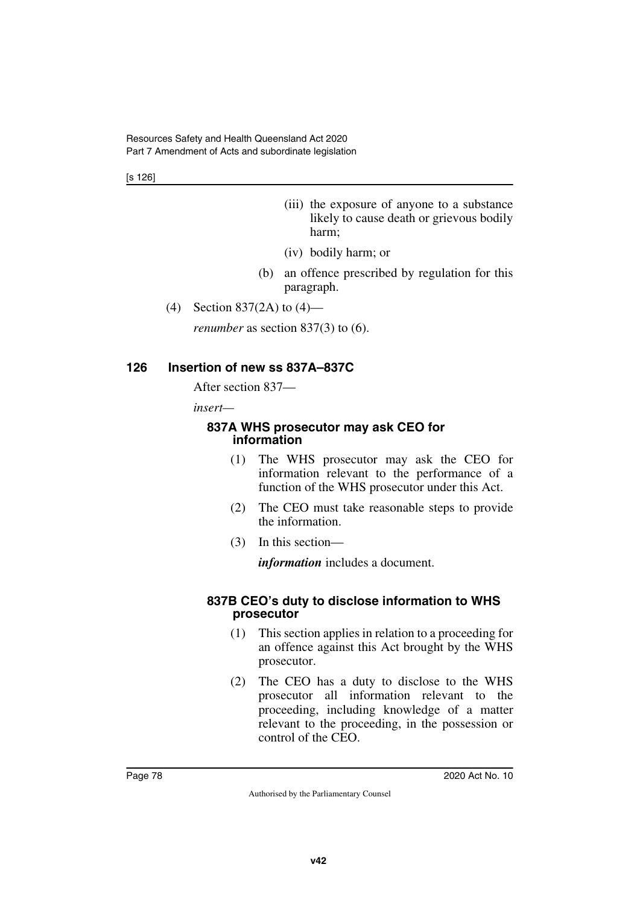(iii) the exposure of anyone to a substance likely to cause death or grievous bodily harm;

(iv) bodily harm; or

(b) an offence prescribed by regulation for this paragraph.

(4) Section 837(2A) to (4)—

*renumber* as section 837(3) to (6).

## 126 Insertion of new ss 837A–837C

After section 837—

*insert*—

### 837A WHS prosecutor may ask CEO for information

(1) The WHS prosecutor may ask the CEO for information relevant to the performance of a function of the WHS prosecutor under this Act.

(2) The CEO must take reasonable steps to provide the information.

(3) In this section—

***information*** includes a document.

### 837B CEO's duty to disclose information to WHS prosecutor

(1) This section applies in relation to a proceeding for an offence against this Act brought by the WHS prosecutor.

(2) The CEO has a duty to disclose to the WHS prosecutor all information relevant to the proceeding, including knowledge of a matter relevant to the proceeding, in the possession or control of the CEO.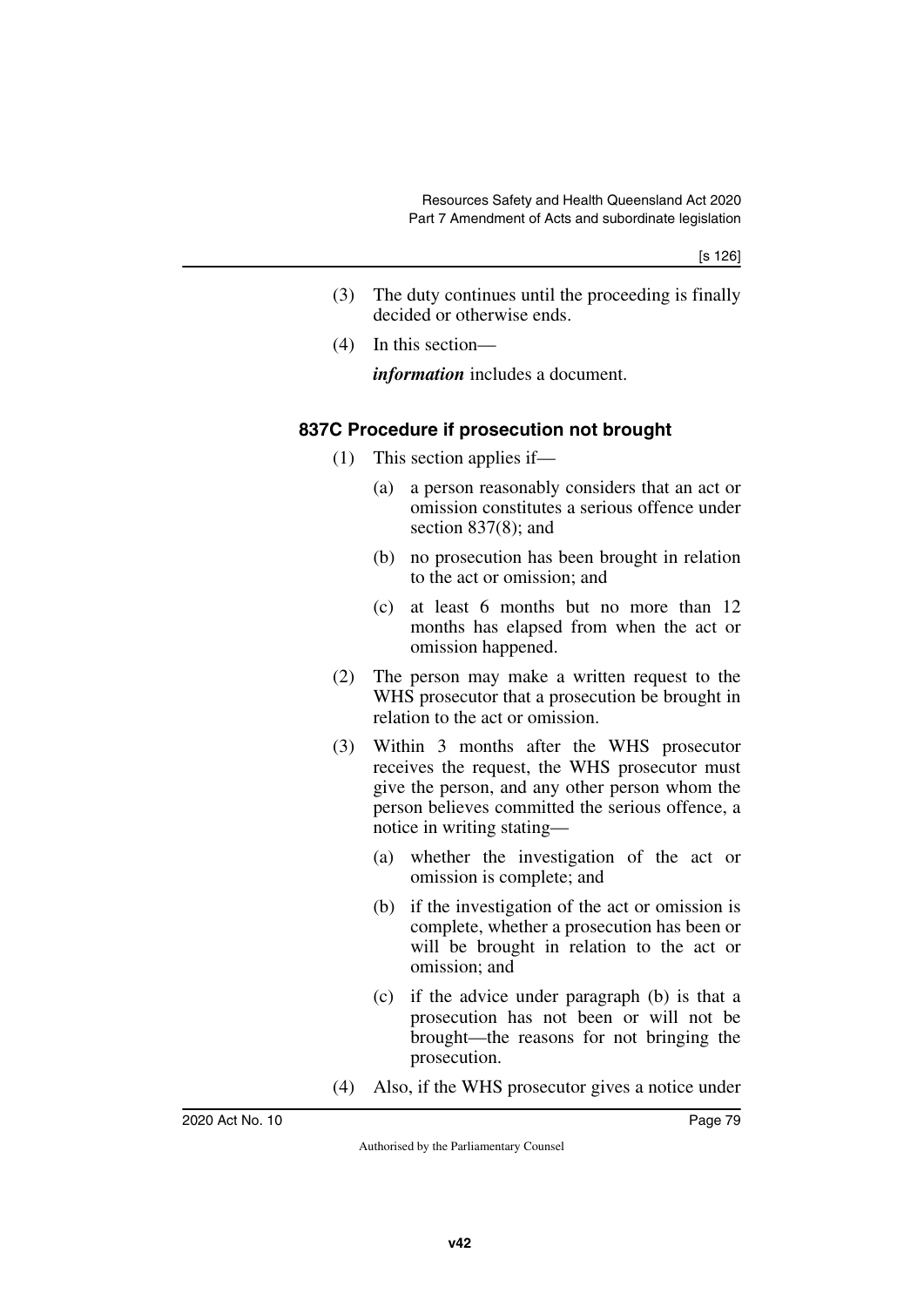(3) The duty continues until the proceeding is finally decided or otherwise ends.

(4) In this section—

***information*** includes a document.

### 837C Procedure if prosecution not brought

(1) This section applies if—

(a) a person reasonably considers that an act or omission constitutes a serious offence under section 837(8); and

(b) no prosecution has been brought in relation to the act or omission; and

(c) at least 6 months but no more than 12 months has elapsed from when the act or omission happened.

(2) The person may make a written request to the WHS prosecutor that a prosecution be brought in relation to the act or omission.

(3) Within 3 months after the WHS prosecutor receives the request, the WHS prosecutor must give the person, and any other person whom the person believes committed the serious offence, a notice in writing stating—

(a) whether the investigation of the act or omission is complete; and

(b) if the investigation of the act or omission is complete, whether a prosecution has been or will be brought in relation to the act or omission; and

(c) if the advice under paragraph (b) is that a prosecution has not been or will not be brought—the reasons for not bringing the prosecution.

(4) Also, if the WHS prosecutor gives a notice under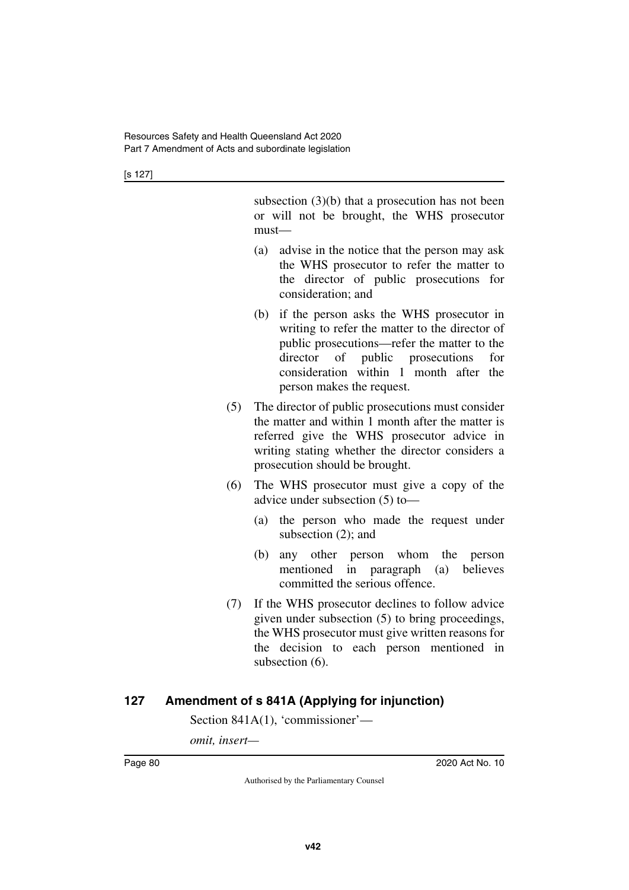subsection (3)(b) that a prosecution has not been or will not be brought, the WHS prosecutor must—

(a) advise in the notice that the person may ask the WHS prosecutor to refer the matter to the director of public prosecutions for consideration; and

(b) if the person asks the WHS prosecutor in writing to refer the matter to the director of public prosecutions—refer the matter to the director of public prosecutions for consideration within 1 month after the person makes the request.

(5) The director of public prosecutions must consider the matter and within 1 month after the matter is referred give the WHS prosecutor advice in writing stating whether the director considers a prosecution should be brought.

(6) The WHS prosecutor must give a copy of the advice under subsection (5) to—

(a) the person who made the request under subsection (2); and

(b) any other person whom the person mentioned in paragraph (a) believes committed the serious offence.

(7) If the WHS prosecutor declines to follow advice given under subsection (5) to bring proceedings, the WHS prosecutor must give written reasons for the decision to each person mentioned in subsection (6).

## 127 Amendment of s 841A (Applying for injunction)

Section 841A(1), 'commissioner'—

*omit, insert—*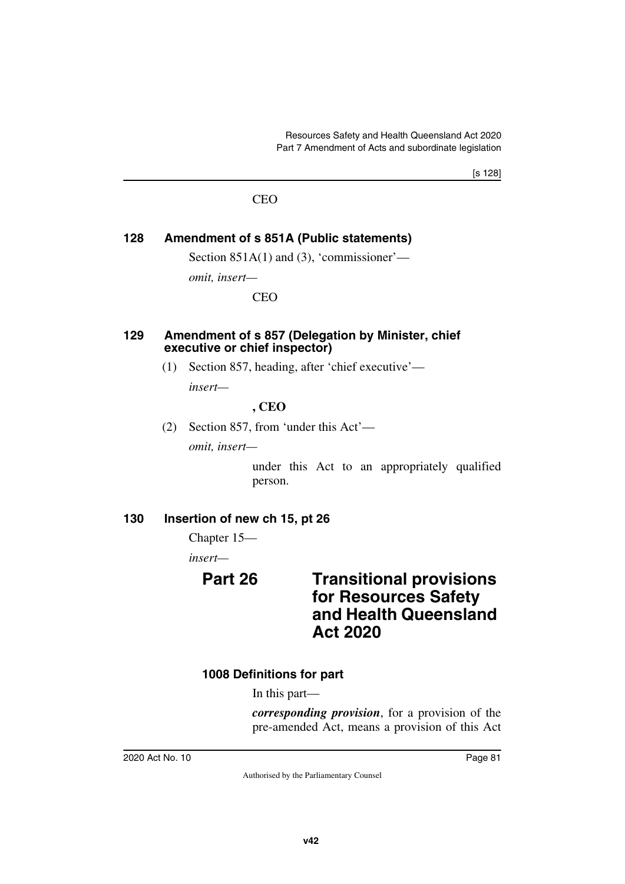CEO

## 128 Amendment of s 851A (Public statements)

Section 851A(1) and (3), 'commissioner'—

*omit, insert—*

CEO

## 129 Amendment of s 857 (Delegation by Minister, chief executive or chief inspector)

(1) Section 857, heading, after 'chief executive'—

*insert—*

**, CEO**

(2) Section 857, from 'under this Act'—

*omit, insert—*

under this Act to an appropriately qualified person.

## 130 Insertion of new ch 15, pt 26

Chapter 15—

*insert—*

# Part 26 Transitional provisions for Resources Safety and Health Queensland Act 2020

### 1008 Definitions for part

In this part—

***corresponding provision***, for a provision of the pre-amended Act, means a provision of this Act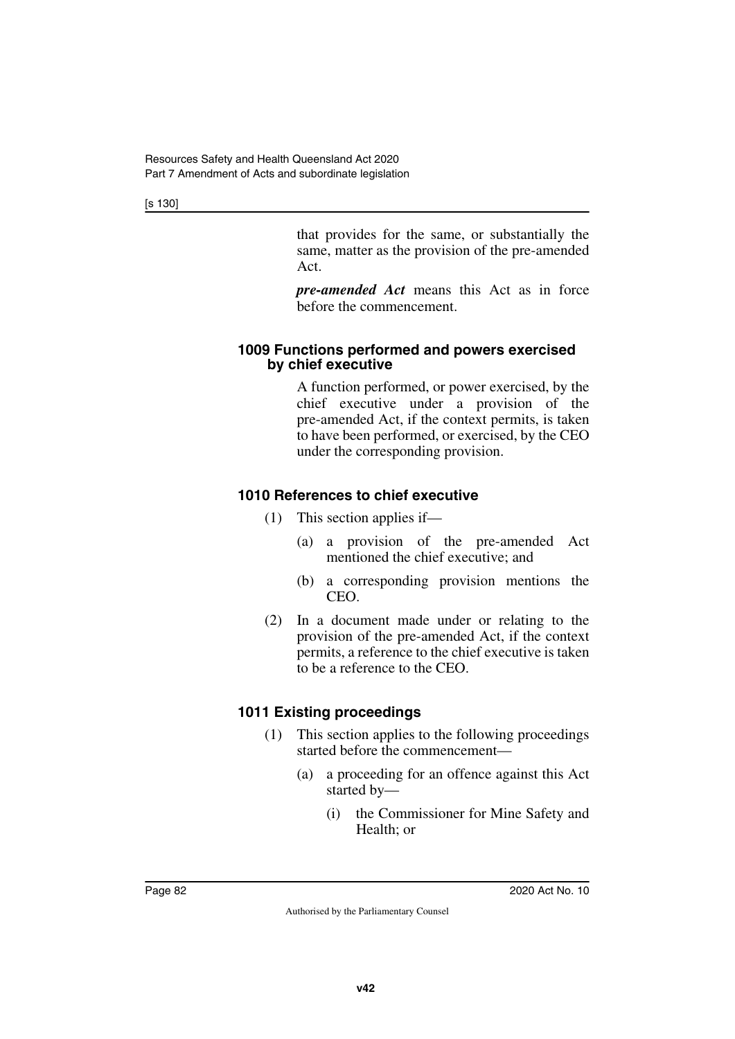that provides for the same, or substantially the same, matter as the provision of the pre-amended Act.

***pre-amended Act*** means this Act as in force before the commencement.

#### 1009 Functions performed and powers exercised by chief executive

A function performed, or power exercised, by the chief executive under a provision of the pre-amended Act, if the context permits, is taken to have been performed, or exercised, by the CEO under the corresponding provision.

#### 1010 References to chief executive

(1) This section applies if—

(a) a provision of the pre-amended Act mentioned the chief executive; and

(b) a corresponding provision mentions the CEO.

(2) In a document made under or relating to the provision of the pre-amended Act, if the context permits, a reference to the chief executive is taken to be a reference to the CEO.

#### 1011 Existing proceedings

(1) This section applies to the following proceedings started before the commencement—

(a) a proceeding for an offence against this Act started by—

(i) the Commissioner for Mine Safety and Health; or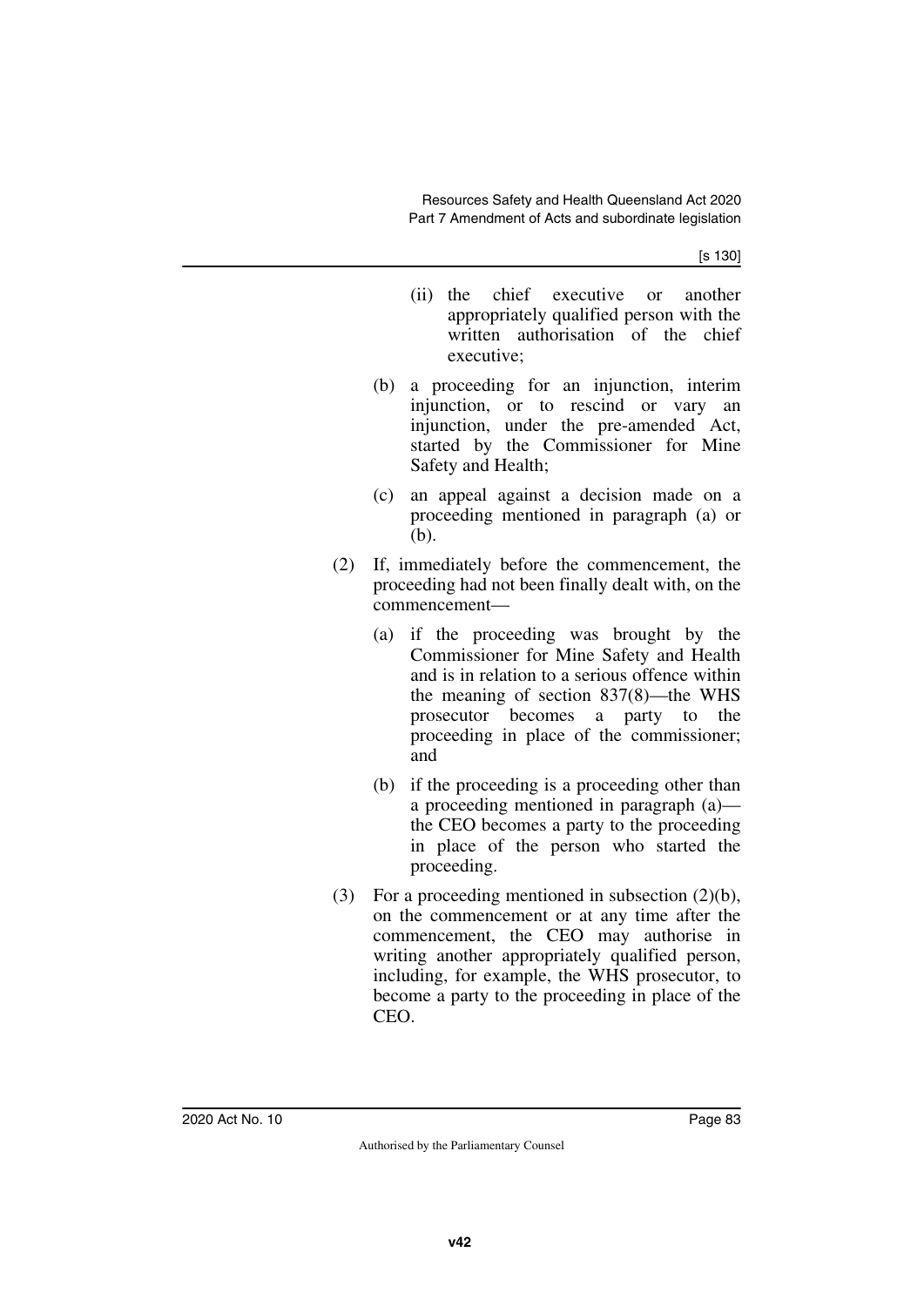(ii) the chief executive or another appropriately qualified person with the written authorisation of the chief executive;

(b) a proceeding for an injunction, interim injunction, or to rescind or vary an injunction, under the pre-amended Act, started by the Commissioner for Mine Safety and Health;

(c) an appeal against a decision made on a proceeding mentioned in paragraph (a) or (b).

(2) If, immediately before the commencement, the proceeding had not been finally dealt with, on the commencement—

(a) if the proceeding was brought by the Commissioner for Mine Safety and Health and is in relation to a serious offence within the meaning of section 837(8)—the WHS prosecutor becomes a party to the proceeding in place of the commissioner; and

(b) if the proceeding is a proceeding other than a proceeding mentioned in paragraph (a)—the CEO becomes a party to the proceeding in place of the person who started the proceeding.

(3) For a proceeding mentioned in subsection (2)(b), on the commencement or at any time after the commencement, the CEO may authorise in writing another appropriately qualified person, including, for example, the WHS prosecutor, to become a party to the proceeding in place of the CEO.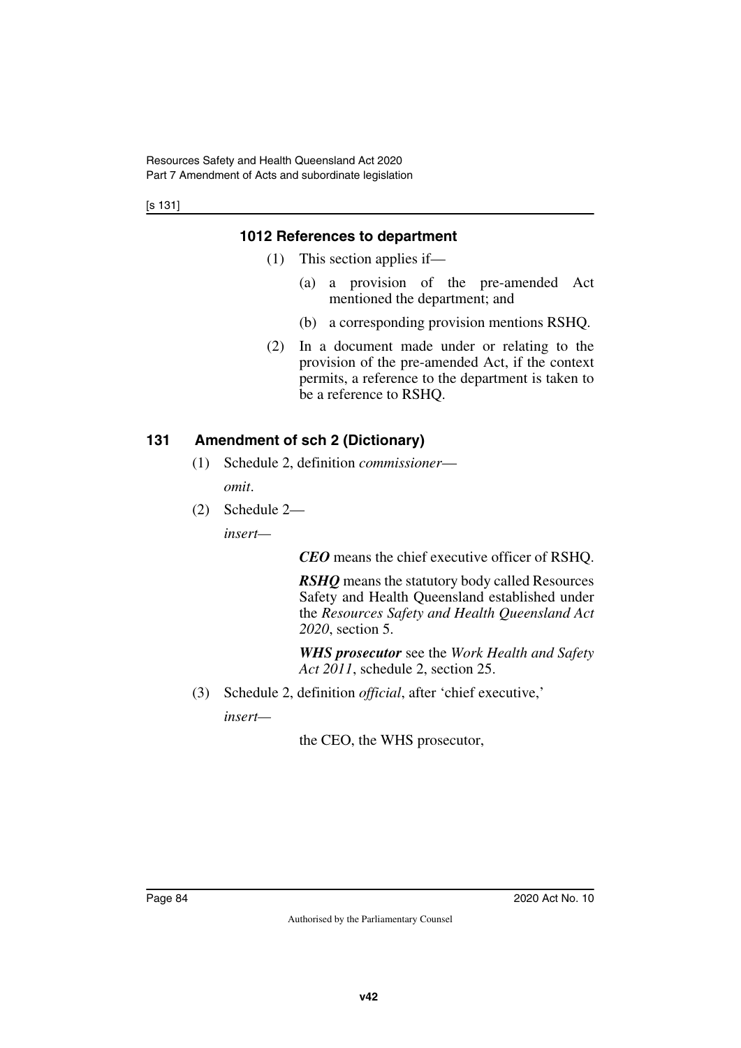#### 1012 References to department

(1) This section applies if—

(a) a provision of the pre-amended Act mentioned the department; and

(b) a corresponding provision mentions RSHQ.

(2) In a document made under or relating to the provision of the pre-amended Act, if the context permits, a reference to the department is taken to be a reference to RSHQ.

### 131 Amendment of sch 2 (Dictionary)

(1) Schedule 2, definition *commissioner*—

*omit*.

(2) Schedule 2—

*insert*—

> ***CEO*** means the chief executive officer of RSHQ.
>
> ***RSHQ*** means the statutory body called Resources Safety and Health Queensland established under the *Resources Safety and Health Queensland Act 2020*, section 5.
>
> ***WHS prosecutor*** see the *Work Health and Safety Act 2011*, schedule 2, section 25.

(3) Schedule 2, definition *official*, after 'chief executive,'

*insert*—

> the CEO, the WHS prosecutor,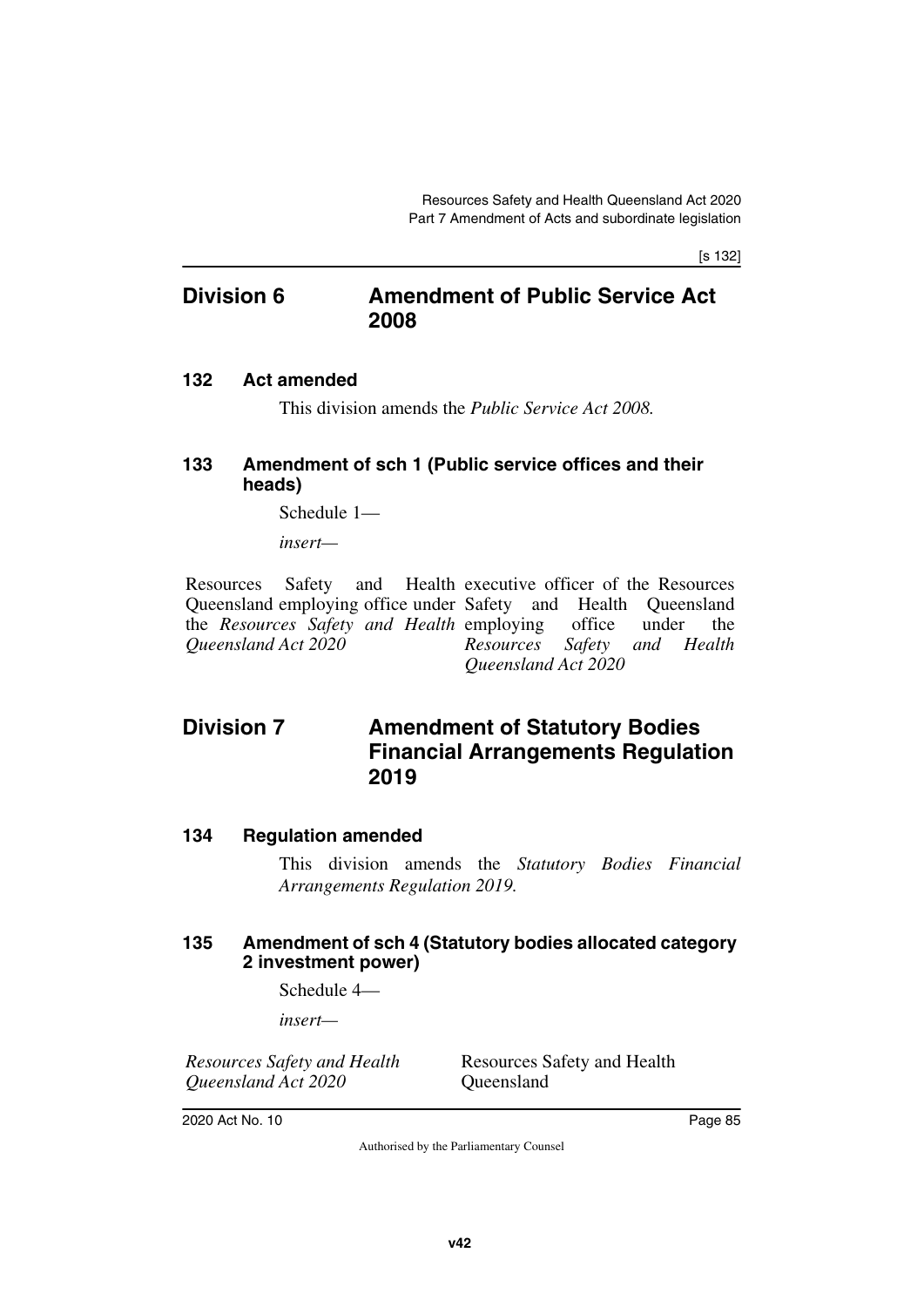## Division 6 Amendment of Public Service Act 2008

### 132 Act amended

This division amends the *Public Service Act 2008.*

### 133 Amendment of sch 1 (Public service offices and their heads)

Schedule 1—

*insert—*

| | |
|---|---|
| Resources Safety and Health Queensland employing office under the *Resources Safety and Health Queensland Act 2020* | executive officer of the Resources Safety and Health Queensland employing office under the *Resources Safety and Health Queensland Act 2020* |

## Division 7 Amendment of Statutory Bodies Financial Arrangements Regulation 2019

### 134 Regulation amended

This division amends the *Statutory Bodies Financial Arrangements Regulation 2019.*

### 135 Amendment of sch 4 (Statutory bodies allocated category 2 investment power)

Schedule 4—

*insert—*

| | |
|---|---|
| *Resources Safety and Health Queensland Act 2020* | Resources Safety and Health Queensland |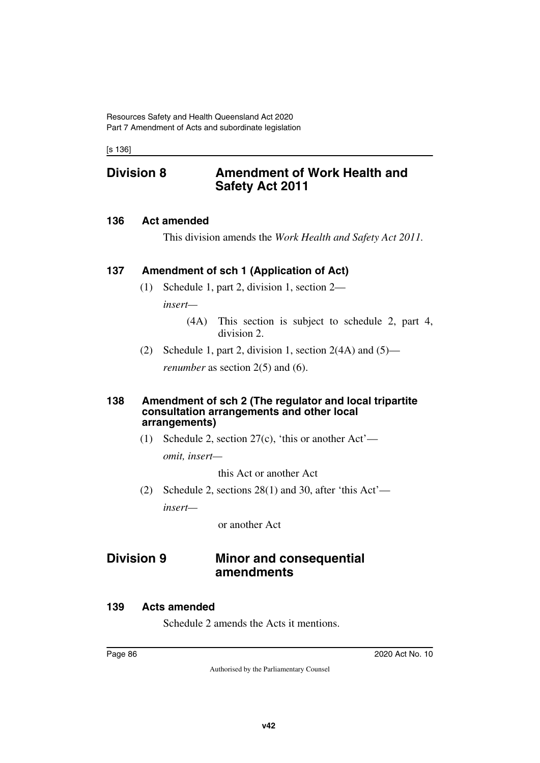## Division 8 Amendment of Work Health and Safety Act 2011

### 136 Act amended

This division amends the *Work Health and Safety Act 2011*.

### 137 Amendment of sch 1 (Application of Act)

(1) Schedule 1, part 2, division 1, section 2—

*insert*—

(4A) This section is subject to schedule 2, part 4, division 2.

(2) Schedule 1, part 2, division 1, section 2(4A) and (5)—

*renumber* as section 2(5) and (6).

### 138 Amendment of sch 2 (The regulator and local tripartite consultation arrangements and other local arrangements)

(1) Schedule 2, section 27(c), 'this or another Act'—

*omit, insert*—

this Act or another Act

(2) Schedule 2, sections 28(1) and 30, after 'this Act'—

*insert*—

or another Act

## Division 9 Minor and consequential amendments

### 139 Acts amended

Schedule 2 amends the Acts it mentions.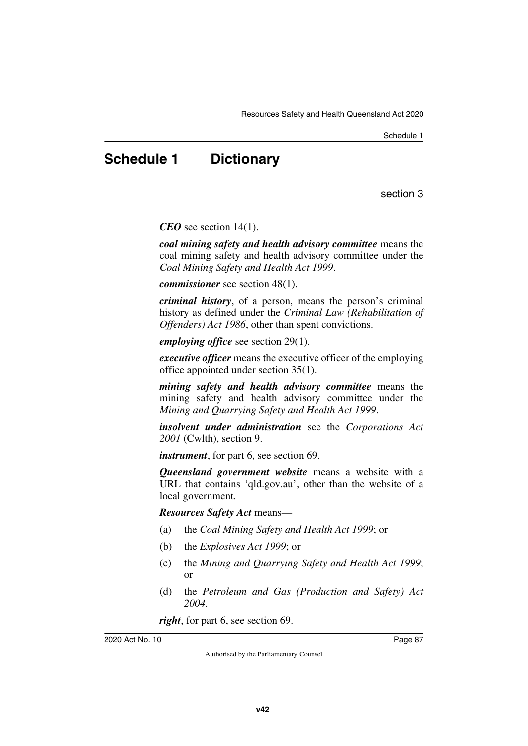# Schedule 1 Dictionary

section 3

***CEO*** see section 14(1).

***coal mining safety and health advisory committee*** means the coal mining safety and health advisory committee under the *Coal Mining Safety and Health Act 1999*.

***commissioner*** see section 48(1).

***criminal history***, of a person, means the person's criminal history as defined under the *Criminal Law (Rehabilitation of Offenders) Act 1986*, other than spent convictions.

***employing office*** see section 29(1).

***executive officer*** means the executive officer of the employing office appointed under section 35(1).

***mining safety and health advisory committee*** means the mining safety and health advisory committee under the *Mining and Quarrying Safety and Health Act 1999*.

***insolvent under administration*** see the *Corporations Act 2001* (Cwlth), section 9.

***instrument***, for part 6, see section 69.

***Queensland government website*** means a website with a URL that contains 'qld.gov.au', other than the website of a local government.

***Resources Safety Act*** means—

(a) the *Coal Mining Safety and Health Act 1999*; or

(b) the *Explosives Act 1999*; or

(c) the *Mining and Quarrying Safety and Health Act 1999*; or

(d) the *Petroleum and Gas (Production and Safety) Act 2004*.

***right***, for part 6, see section 69.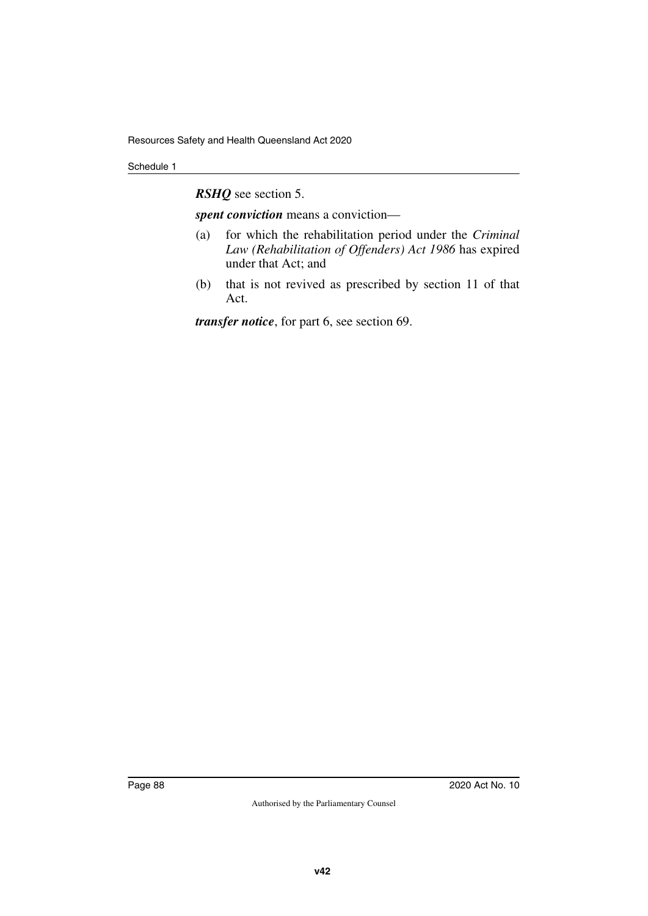***RSHQ*** see section 5.

***spent conviction*** means a conviction—

(a) for which the rehabilitation period under the *Criminal Law (Rehabilitation of Offenders) Act 1986* has expired under that Act; and

(b) that is not revived as prescribed by section 11 of that Act.

***transfer notice***, for part 6, see section 69.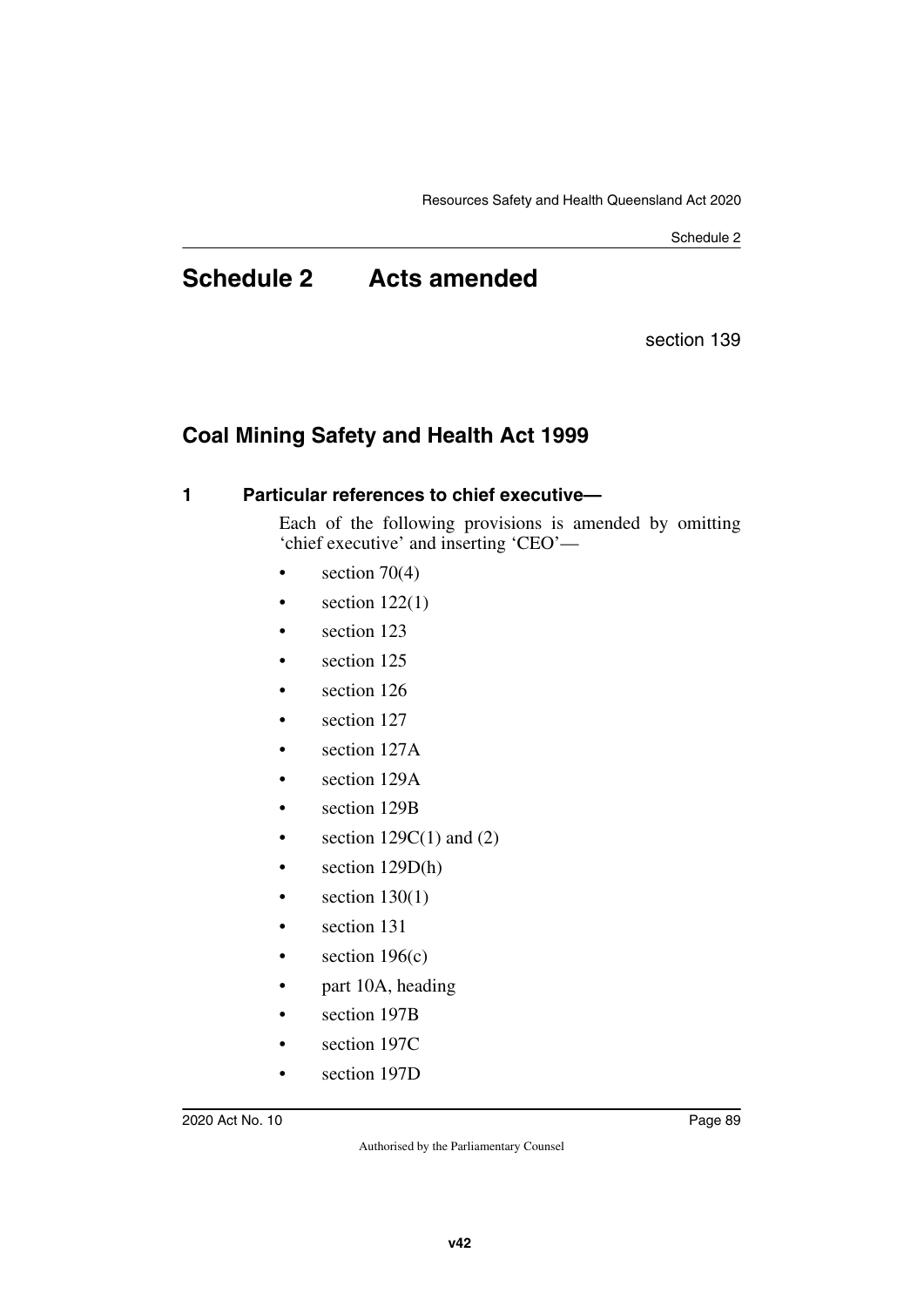# Schedule 2 Acts amended

section 139

## Coal Mining Safety and Health Act 1999

### 1 Particular references to chief executive—

Each of the following provisions is amended by omitting 'chief executive' and inserting 'CEO'—

- section 70(4)
- section 122(1)
- section 123
- section 125
- section 126
- section 127
- section 127A
- section 129A
- section 129B
- section 129C(1) and (2)
- section 129D(h)
- section 130(1)
- section 131
- section 196(c)
- part 10A, heading
- section 197B
- section 197C
- section 197D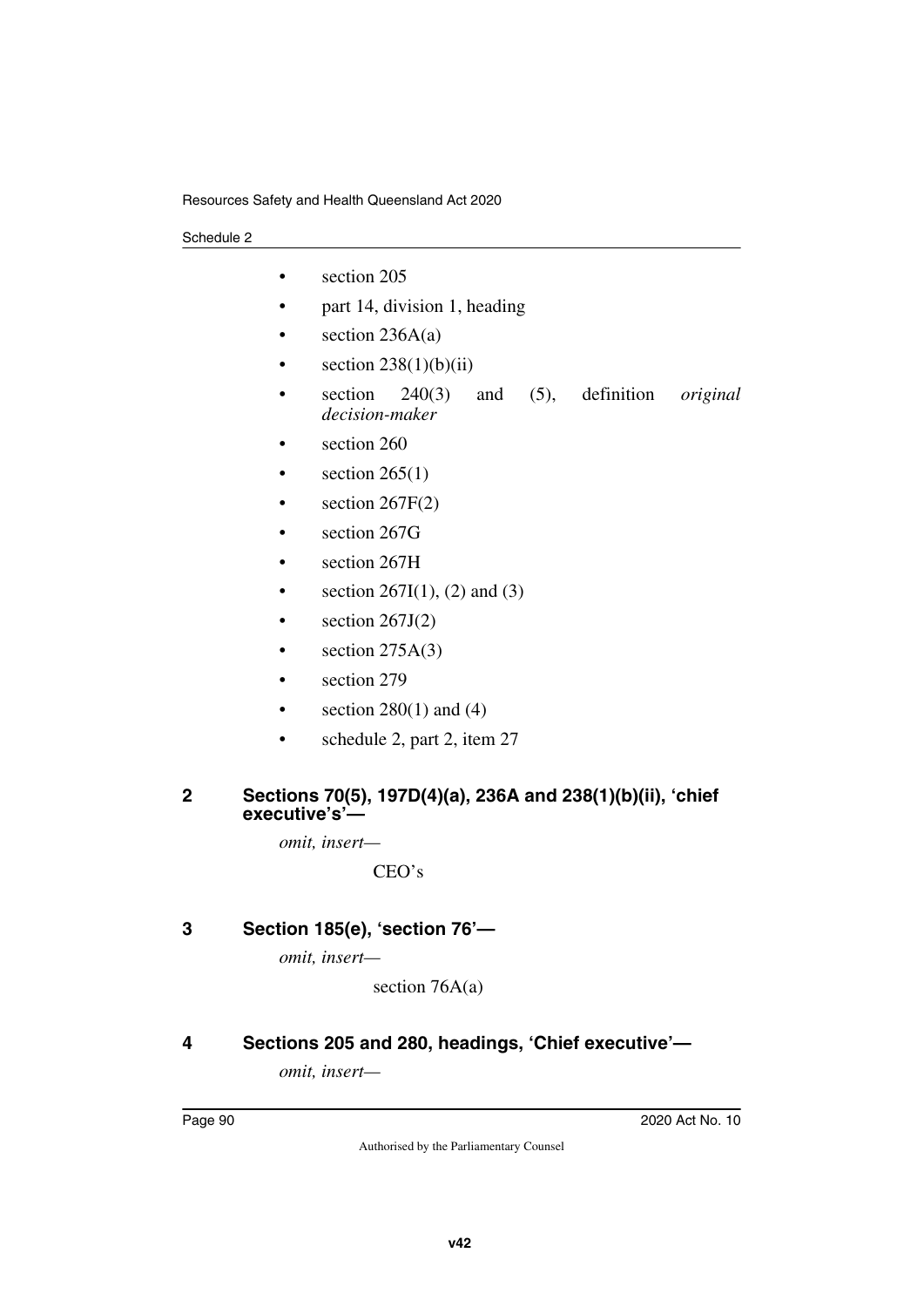- section 205
- part 14, division 1, heading
- section 236A(a)
- section 238(1)(b)(ii)
- section 240(3) and (5), definition *original decision-maker*
- section 260
- section 265(1)
- section 267F(2)
- section 267G
- section 267H
- section 267I(1), (2) and (3)
- section 267J(2)
- section 275A(3)
- section 279
- section 280(1) and (4)
- schedule 2, part 2, item 27

### 2 Sections 70(5), 197D(4)(a), 236A and 238(1)(b)(ii), 'chief executive's'—

*omit, insert—*

CEO's

### 3 Section 185(e), 'section 76'—

*omit, insert—*

section 76A(a)

### 4 Sections 205 and 280, headings, 'Chief executive'—

*omit, insert—*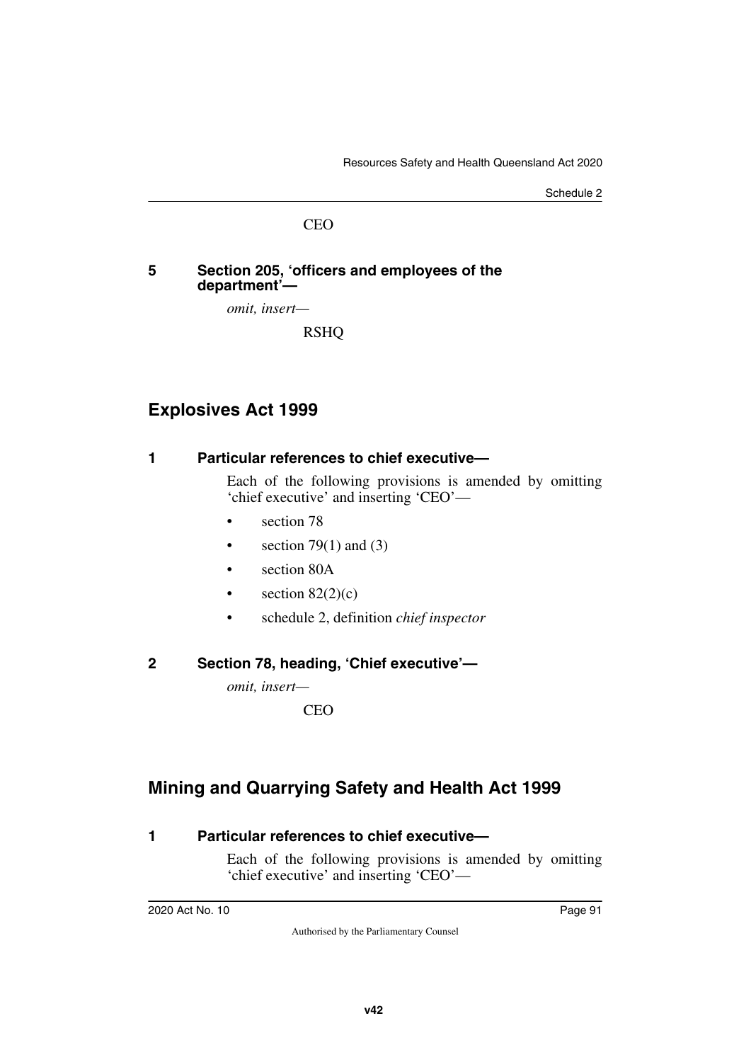CEO

**5 Section 205, 'officers and employees of the department'—**

*omit, insert—*

RSHQ

## Explosives Act 1999

**1 Particular references to chief executive—**

Each of the following provisions is amended by omitting 'chief executive' and inserting 'CEO'—

- section 78
- section 79(1) and (3)
- section 80A
- section 82(2)(c)
- schedule 2, definition *chief inspector*

**2 Section 78, heading, 'Chief executive'—**

*omit, insert—*

CEO

## Mining and Quarrying Safety and Health Act 1999

**1 Particular references to chief executive—**

Each of the following provisions is amended by omitting 'chief executive' and inserting 'CEO'—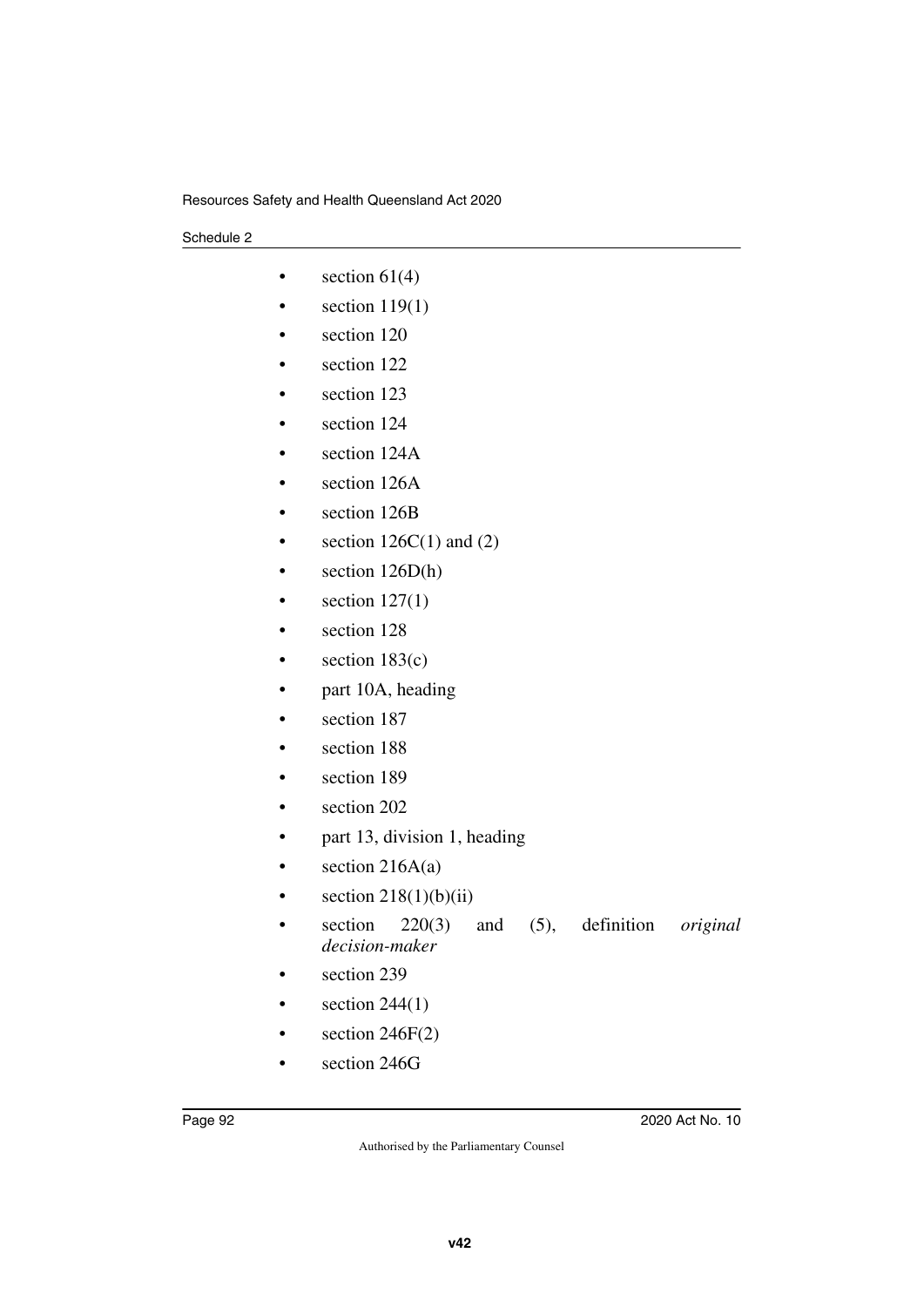- section 61(4)
- section 119(1)
- section 120
- section 122
- section 123
- section 124
- section 124A
- section 126A
- section 126B
- section 126C(1) and (2)
- section 126D(h)
- section 127(1)
- section 128
- section 183(c)
- part 10A, heading
- section 187
- section 188
- section 189
- section 202
- part 13, division 1, heading
- section 216A(a)
- section 218(1)(b)(ii)
- section 220(3) and (5), definition *original decision-maker*
- section 239
- section 244(1)
- section 246F(2)
- section 246G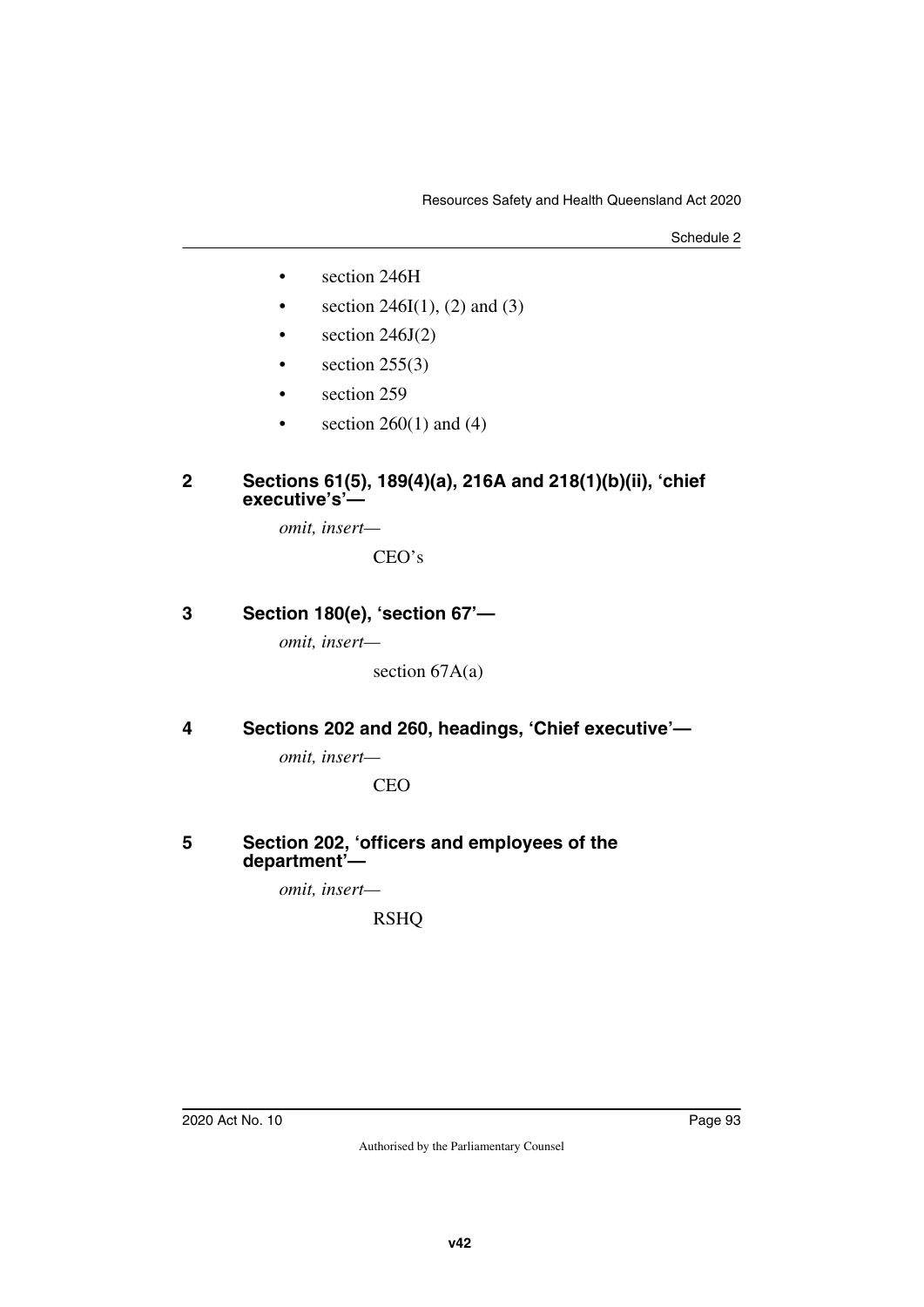- section 246H
- section 246I(1), (2) and (3)
- section 246J(2)
- section 255(3)
- section 259
- section 260(1) and (4)

### 2 Sections 61(5), 189(4)(a), 216A and 218(1)(b)(ii), 'chief executive's'—

*omit, insert—*

CEO's

### 3 Section 180(e), 'section 67'—

*omit, insert—*

section 67A(a)

### 4 Sections 202 and 260, headings, 'Chief executive'—

*omit, insert—*

CEO

### 5 Section 202, 'officers and employees of the department'—

*omit, insert—*

RSHQ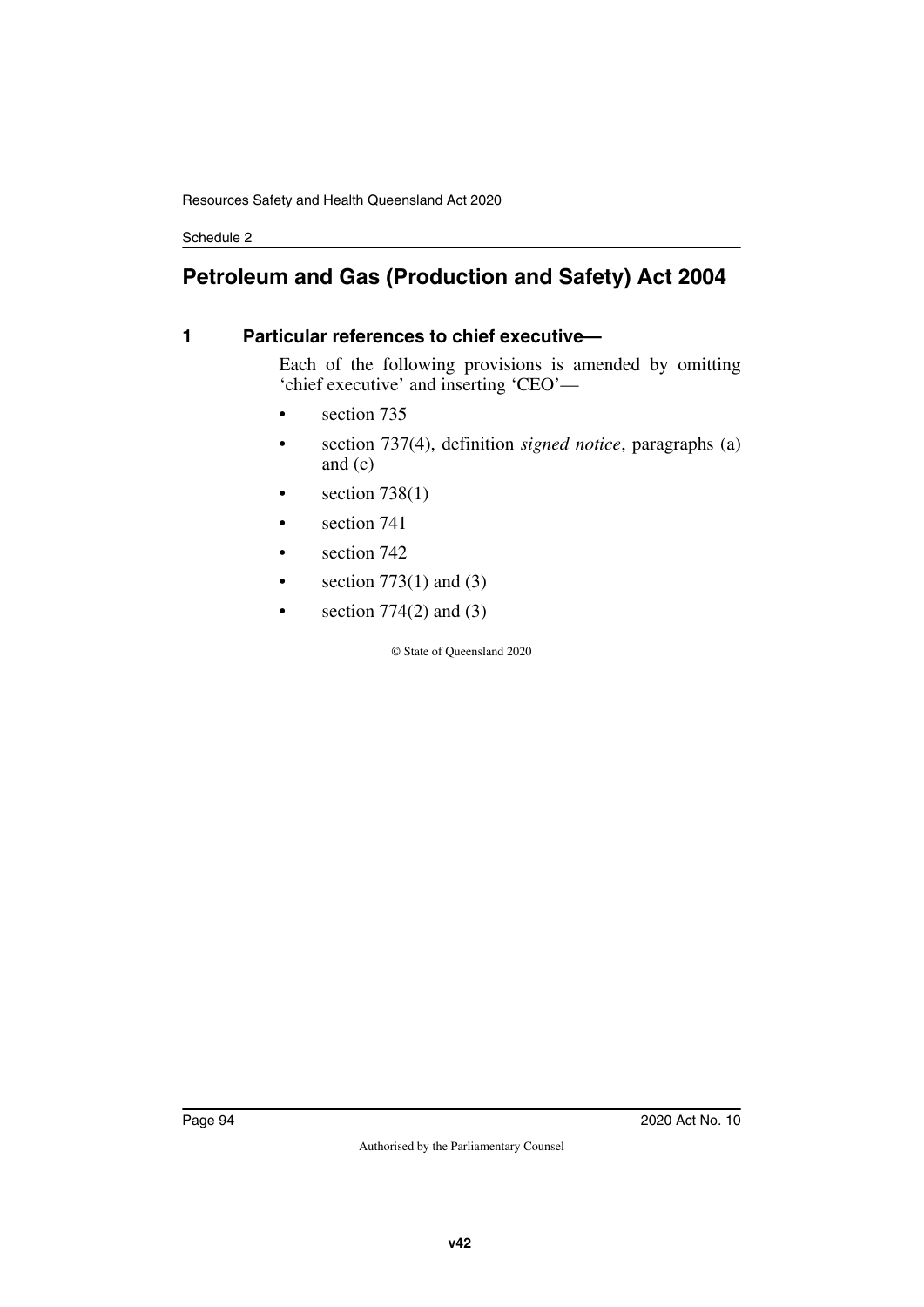## Petroleum and Gas (Production and Safety) Act 2004

### 1 Particular references to chief executive—

Each of the following provisions is amended by omitting 'chief executive' and inserting 'CEO'—

- section 735
- section 737(4), definition *signed notice*, paragraphs (a) and (c)
- section 738(1)
- section 741
- section 742
- section 773(1) and (3)
- section 774(2) and (3)

© State of Queensland 2020